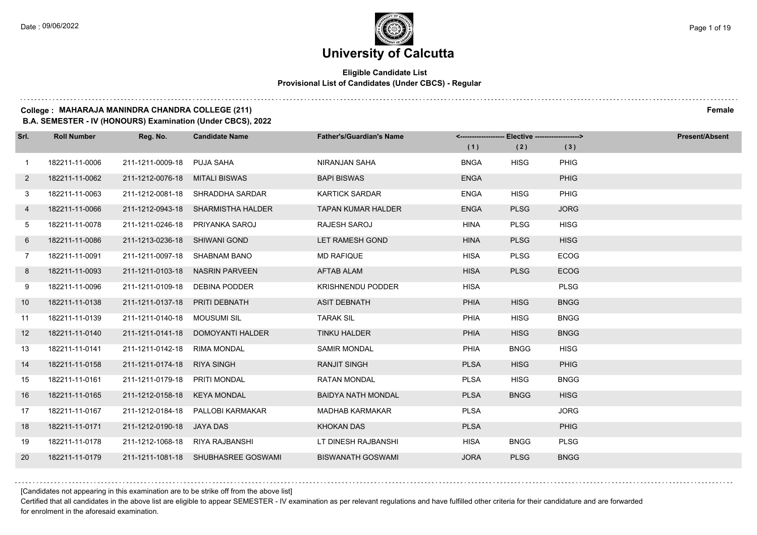# University of Calcutta

**Eligible Candidate List**
**Provisional List of Candidates (Under CBCS) - Regular**

**College : MAHARAJA MANINDRA CHANDRA COLLEGE (211)** **Female**
**B.A. SEMESTER - IV (HONOURS) Examination (Under CBCS), 2022**

| Srl. | Roll Number | Reg. No. | Candidate Name | Father's/Guardian's Name | <------------------- Elective -------------------> (1) | (2) | (3) | Present/Absent |
|---|---|---|---|---|---|---|---|---|
| 1 | 182211-11-0006 | 211-1211-0009-18 | PUJA SAHA | NIRANJAN SAHA | BNGA | HISG | PHIG | |
| 2 | 182211-11-0062 | 211-1212-0076-18 | MITALI BISWAS | BAPI BISWAS | ENGA | | PHIG | |
| 3 | 182211-11-0063 | 211-1212-0081-18 | SHRADDHA SARDAR | KARTICK SARDAR | ENGA | HISG | PHIG | |
| 4 | 182211-11-0066 | 211-1212-0943-18 | SHARMISTHA HALDER | TAPAN KUMAR HALDER | ENGA | PLSG | JORG | |
| 5 | 182211-11-0078 | 211-1211-0246-18 | PRIYANKA SAROJ | RAJESH SAROJ | HINA | PLSG | HISG | |
| 6 | 182211-11-0086 | 211-1213-0236-18 | SHIWANI GOND | LET RAMESH GOND | HINA | PLSG | HISG | |
| 7 | 182211-11-0091 | 211-1211-0097-18 | SHABNAM BANO | MD RAFIQUE | HISA | PLSG | ECOG | |
| 8 | 182211-11-0093 | 211-1211-0103-18 | NASRIN PARVEEN | AFTAB ALAM | HISA | PLSG | ECOG | |
| 9 | 182211-11-0096 | 211-1211-0109-18 | DEBINA PODDER | KRISHNENDU PODDER | HISA | | PLSG | |
| 10 | 182211-11-0138 | 211-1211-0137-18 | PRITI DEBNATH | ASIT DEBNATH | PHIA | HISG | BNGG | |
| 11 | 182211-11-0139 | 211-1211-0140-18 | MOUSUMI SIL | TARAK SIL | PHIA | HISG | BNGG | |
| 12 | 182211-11-0140 | 211-1211-0141-18 | DOMOYANTI HALDER | TINKU HALDER | PHIA | HISG | BNGG | |
| 13 | 182211-11-0141 | 211-1211-0142-18 | RIMA MONDAL | SAMIR MONDAL | PHIA | BNGG | HISG | |
| 14 | 182211-11-0158 | 211-1211-0174-18 | RIYA SINGH | RANJIT SINGH | PLSA | HISG | PHIG | |
| 15 | 182211-11-0161 | 211-1211-0179-18 | PRITI MONDAL | RATAN MONDAL | PLSA | HISG | BNGG | |
| 16 | 182211-11-0165 | 211-1212-0158-18 | KEYA MONDAL | BAIDYA NATH MONDAL | PLSA | BNGG | HISG | |
| 17 | 182211-11-0167 | 211-1212-0184-18 | PALLOBI KARMAKAR | MADHAB KARMAKAR | PLSA | | JORG | |
| 18 | 182211-11-0171 | 211-1212-0190-18 | JAYA DAS | KHOKAN DAS | PLSA | | PHIG | |
| 19 | 182211-11-0178 | 211-1212-1068-18 | RIYA RAJBANSHI | LT DINESH RAJBANSHI | HISA | BNGG | PLSG | |
| 20 | 182211-11-0179 | 211-1211-1081-18 | SHUBHASREE GOSWAMI | BISWANATH GOSWAMI | JORA | PLSG | BNGG | |

[Candidates not appearing in this examination are to be strike off from the above list]

Certified that all candidates in the above list are eligible to appear SEMESTER - IV examination as per relevant regulations and have fulfilled other criteria for their candidature and are forwarded for enrolment in the aforesaid examination.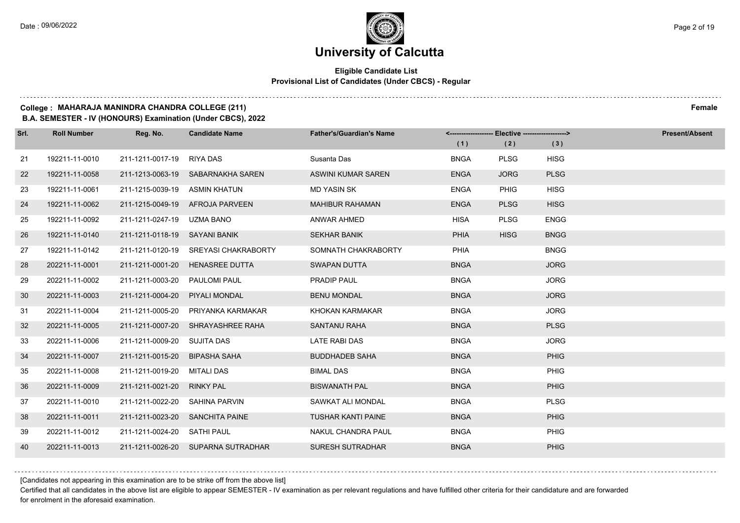# University of Calcutta

## Eligible Candidate List
### Provisional List of Candidates (Under CBCS) - Regular

**College : MAHARAJA MANINDRA CHANDRA COLLEGE (211)** **Female**

**B.A. SEMESTER - IV (HONOURS) Examination (Under CBCS), 2022**

| Srl. | Roll Number | Reg. No. | Candidate Name | Father's/Guardian's Name | Elective (1) | Elective (2) | Elective (3) | Present/Absent |
|---|---|---|---|---|---|---|---|---|
| 21 | 192211-11-0010 | 211-1211-0017-19 | RIYA DAS | Susanta Das | BNGA | PLSG | HISG | |
| 22 | 192211-11-0058 | 211-1213-0063-19 | SABARNAKHA SAREN | ASWINI KUMAR SAREN | ENGA | JORG | PLSG | |
| 23 | 192211-11-0061 | 211-1215-0039-19 | ASMIN KHATUN | MD YASIN SK | ENGA | PHIG | HISG | |
| 24 | 192211-11-0062 | 211-1215-0049-19 | AFROJA PARVEEN | MAHIBUR RAHAMAN | ENGA | PLSG | HISG | |
| 25 | 192211-11-0092 | 211-1211-0247-19 | UZMA BANO | ANWAR AHMED | HISA | PLSG | ENGG | |
| 26 | 192211-11-0140 | 211-1211-0118-19 | SAYANI BANIK | SEKHAR BANIK | PHIA | HISG | BNGG | |
| 27 | 192211-11-0142 | 211-1211-0120-19 | SREYASI CHAKRABORTY | SOMNATH CHAKRABORTY | PHIA | | BNGG | |
| 28 | 202211-11-0001 | 211-1211-0001-20 | HENASREE DUTTA | SWAPAN DUTTA | BNGA | | JORG | |
| 29 | 202211-11-0002 | 211-1211-0003-20 | PAULOMI PAUL | PRADIP PAUL | BNGA | | JORG | |
| 30 | 202211-11-0003 | 211-1211-0004-20 | PIYALI MONDAL | BENU MONDAL | BNGA | | JORG | |
| 31 | 202211-11-0004 | 211-1211-0005-20 | PRIYANKA KARMAKAR | KHOKAN KARMAKAR | BNGA | | JORG | |
| 32 | 202211-11-0005 | 211-1211-0007-20 | SHRAYASHREE RAHA | SANTANU RAHA | BNGA | | PLSG | |
| 33 | 202211-11-0006 | 211-1211-0009-20 | SUJITA DAS | LATE RABI DAS | BNGA | | JORG | |
| 34 | 202211-11-0007 | 211-1211-0015-20 | BIPASHA SAHA | BUDDHADEB SAHA | BNGA | | PHIG | |
| 35 | 202211-11-0008 | 211-1211-0019-20 | MITALI DAS | BIMAL DAS | BNGA | | PHIG | |
| 36 | 202211-11-0009 | 211-1211-0021-20 | RINKY PAL | BISWANATH PAL | BNGA | | PHIG | |
| 37 | 202211-11-0010 | 211-1211-0022-20 | SAHINA PARVIN | SAWKAT ALI MONDAL | BNGA | | PLSG | |
| 38 | 202211-11-0011 | 211-1211-0023-20 | SANCHITA PAINE | TUSHAR KANTI PAINE | BNGA | | PHIG | |
| 39 | 202211-11-0012 | 211-1211-0024-20 | SATHI PAUL | NAKUL CHANDRA PAUL | BNGA | | PHIG | |
| 40 | 202211-11-0013 | 211-1211-0026-20 | SUPARNA SUTRADHAR | SURESH SUTRADHAR | BNGA | | PHIG | |

[Candidates not appearing in this examination are to be strike off from the above list]

Certified that all candidates in the above list are eligible to appear SEMESTER - IV examination as per relevant regulations and have fulfilled other criteria for their candidature and are forwarded for enrolment in the aforesaid examination.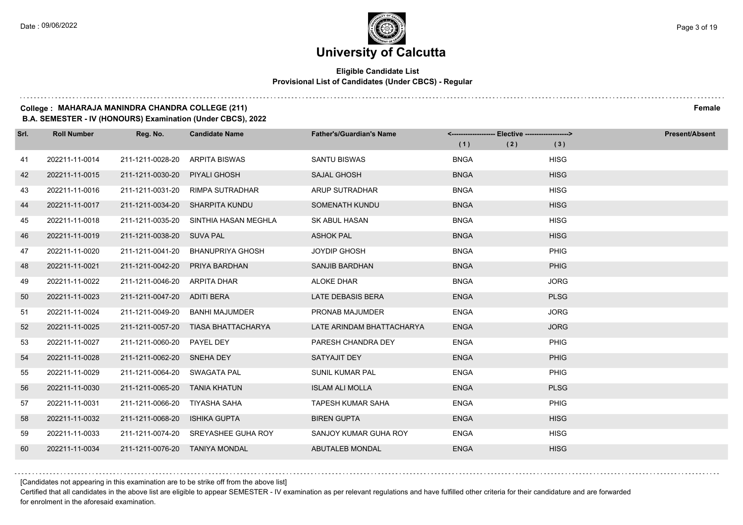# University of Calcutta

**Eligible Candidate List**
**Provisional List of Candidates (Under CBCS) - Regular**

**College : MAHARAJA MANINDRA CHANDRA COLLEGE (211)** **Female**
**B.A. SEMESTER - IV (HONOURS) Examination (Under CBCS), 2022**

| Srl. | Roll Number | Reg. No. | Candidate Name | Father's/Guardian's Name | Elective (1) | Elective (2) | Elective (3) | Present/Absent |
|---|---|---|---|---|---|---|---|---|
| 41 | 202211-11-0014 | 211-1211-0028-20 | ARPITA BISWAS | SANTU BISWAS | BNGA | | HISG | |
| 42 | 202211-11-0015 | 211-1211-0030-20 | PIYALI GHOSH | SAJAL GHOSH | BNGA | | HISG | |
| 43 | 202211-11-0016 | 211-1211-0031-20 | RIMPA SUTRADHAR | ARUP SUTRADHAR | BNGA | | HISG | |
| 44 | 202211-11-0017 | 211-1211-0034-20 | SHARPITA KUNDU | SOMENATH KUNDU | BNGA | | HISG | |
| 45 | 202211-11-0018 | 211-1211-0035-20 | SINTHIA HASAN MEGHLA | SK ABUL HASAN | BNGA | | HISG | |
| 46 | 202211-11-0019 | 211-1211-0038-20 | SUVA PAL | ASHOK PAL | BNGA | | HISG | |
| 47 | 202211-11-0020 | 211-1211-0041-20 | BHANUPRIYA GHOSH | JOYDIP GHOSH | BNGA | | PHIG | |
| 48 | 202211-11-0021 | 211-1211-0042-20 | PRIYA BARDHAN | SANJIB BARDHAN | BNGA | | PHIG | |
| 49 | 202211-11-0022 | 211-1211-0046-20 | ARPITA DHAR | ALOKE DHAR | BNGA | | JORG | |
| 50 | 202211-11-0023 | 211-1211-0047-20 | ADITI BERA | LATE DEBASIS BERA | ENGA | | PLSG | |
| 51 | 202211-11-0024 | 211-1211-0049-20 | BANHI MAJUMDER | PRONAB MAJUMDER | ENGA | | JORG | |
| 52 | 202211-11-0025 | 211-1211-0057-20 | TIASA BHATTACHARYA | LATE ARINDAM BHATTACHARYA | ENGA | | JORG | |
| 53 | 202211-11-0027 | 211-1211-0060-20 | PAYEL DEY | PARESH CHANDRA DEY | ENGA | | PHIG | |
| 54 | 202211-11-0028 | 211-1211-0062-20 | SNEHA DEY | SATYAJIT DEY | ENGA | | PHIG | |
| 55 | 202211-11-0029 | 211-1211-0064-20 | SWAGATA PAL | SUNIL KUMAR PAL | ENGA | | PHIG | |
| 56 | 202211-11-0030 | 211-1211-0065-20 | TANIA KHATUN | ISLAM ALI MOLLA | ENGA | | PLSG | |
| 57 | 202211-11-0031 | 211-1211-0066-20 | TIYASHA SAHA | TAPESH KUMAR SAHA | ENGA | | PHIG | |
| 58 | 202211-11-0032 | 211-1211-0068-20 | ISHIKA GUPTA | BIREN GUPTA | ENGA | | HISG | |
| 59 | 202211-11-0033 | 211-1211-0074-20 | SREYASHEE GUHA ROY | SANJOY KUMAR GUHA ROY | ENGA | | HISG | |
| 60 | 202211-11-0034 | 211-1211-0076-20 | TANIYA MONDAL | ABUTALEB MONDAL | ENGA | | HISG | |

[Candidates not appearing in this examination are to be strike off from the above list]

Certified that all candidates in the above list are eligible to appear SEMESTER - IV examination as per relevant regulations and have fulfilled other criteria for their candidature and are forwarded for enrolment in the aforesaid examination.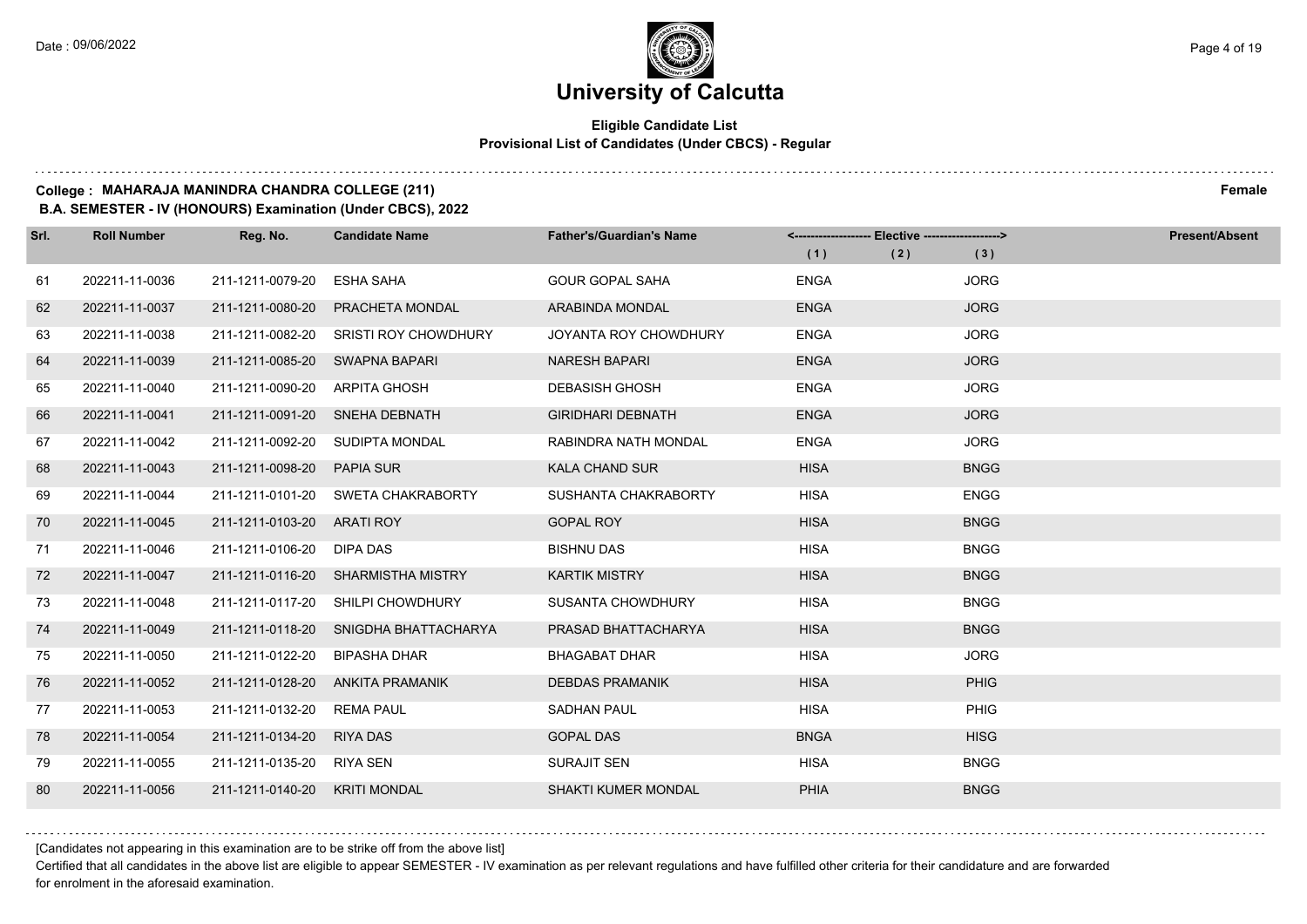# University of Calcutta

**Eligible Candidate List**
**Provisional List of Candidates (Under CBCS) - Regular**

**College : MAHARAJA MANINDRA CHANDRA COLLEGE (211)** **Female**
**B.A. SEMESTER - IV (HONOURS) Examination (Under CBCS), 2022**

| Srl. | Roll Number | Reg. No. | Candidate Name | Father's/Guardian's Name | Elective (1) | Elective (2) | Elective (3) | Present/Absent |
|---|---|---|---|---|---|---|---|---|
| 61 | 202211-11-0036 | 211-1211-0079-20 | ESHA SAHA | GOUR GOPAL SAHA | ENGA | | JORG | |
| 62 | 202211-11-0037 | 211-1211-0080-20 | PRACHETA MONDAL | ARABINDA MONDAL | ENGA | | JORG | |
| 63 | 202211-11-0038 | 211-1211-0082-20 | SRISTI ROY CHOWDHURY | JOYANTA ROY CHOWDHURY | ENGA | | JORG | |
| 64 | 202211-11-0039 | 211-1211-0085-20 | SWAPNA BAPARI | NARESH BAPARI | ENGA | | JORG | |
| 65 | 202211-11-0040 | 211-1211-0090-20 | ARPITA GHOSH | DEBASISH GHOSH | ENGA | | JORG | |
| 66 | 202211-11-0041 | 211-1211-0091-20 | SNEHA DEBNATH | GIRIDHARI DEBNATH | ENGA | | JORG | |
| 67 | 202211-11-0042 | 211-1211-0092-20 | SUDIPTA MONDAL | RABINDRA NATH MONDAL | ENGA | | JORG | |
| 68 | 202211-11-0043 | 211-1211-0098-20 | PAPIA SUR | KALA CHAND SUR | HISA | | BNGG | |
| 69 | 202211-11-0044 | 211-1211-0101-20 | SWETA CHAKRABORTY | SUSHANTA CHAKRABORTY | HISA | | ENGG | |
| 70 | 202211-11-0045 | 211-1211-0103-20 | ARATI ROY | GOPAL ROY | HISA | | BNGG | |
| 71 | 202211-11-0046 | 211-1211-0106-20 | DIPA DAS | BISHNU DAS | HISA | | BNGG | |
| 72 | 202211-11-0047 | 211-1211-0116-20 | SHARMISTHA MISTRY | KARTIK MISTRY | HISA | | BNGG | |
| 73 | 202211-11-0048 | 211-1211-0117-20 | SHILPI CHOWDHURY | SUSANTA CHOWDHURY | HISA | | BNGG | |
| 74 | 202211-11-0049 | 211-1211-0118-20 | SNIGDHA BHATTACHARYA | PRASAD BHATTACHARYA | HISA | | BNGG | |
| 75 | 202211-11-0050 | 211-1211-0122-20 | BIPASHA DHAR | BHAGABAT DHAR | HISA | | JORG | |
| 76 | 202211-11-0052 | 211-1211-0128-20 | ANKITA PRAMANIK | DEBDAS PRAMANIK | HISA | | PHIG | |
| 77 | 202211-11-0053 | 211-1211-0132-20 | REMA PAUL | SADHAN PAUL | HISA | | PHIG | |
| 78 | 202211-11-0054 | 211-1211-0134-20 | RIYA DAS | GOPAL DAS | BNGA | | HISG | |
| 79 | 202211-11-0055 | 211-1211-0135-20 | RIYA SEN | SURAJIT SEN | HISA | | BNGG | |
| 80 | 202211-11-0056 | 211-1211-0140-20 | KRITI MONDAL | SHAKTI KUMER MONDAL | PHIA | | BNGG | |

[Candidates not appearing in this examination are to be strike off from the above list]

Certified that all candidates in the above list are eligible to appear SEMESTER - IV examination as per relevant regulations and have fulfilled other criteria for their candidature and are forwarded for enrolment in the aforesaid examination.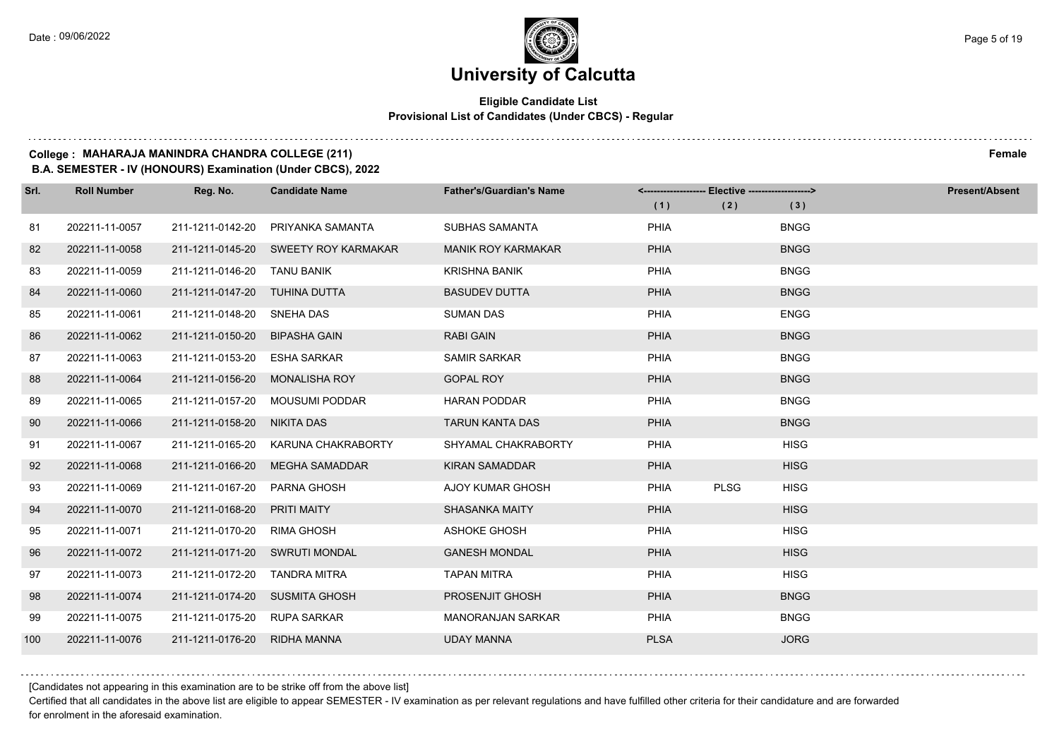# University of Calcutta

**Eligible Candidate List**
**Provisional List of Candidates (Under CBCS) - Regular**

**College : MAHARAJA MANINDRA CHANDRA COLLEGE (211)** **Female**
**B.A. SEMESTER - IV (HONOURS) Examination (Under CBCS), 2022**

| Srl. | Roll Number | Reg. No. | Candidate Name | Father's/Guardian's Name | Elective (1) | Elective (2) | Elective (3) | Present/Absent |
|---|---|---|---|---|---|---|---|---|
| 81 | 202211-11-0057 | 211-1211-0142-20 | PRIYANKA SAMANTA | SUBHAS SAMANTA | PHIA | | BNGG | |
| 82 | 202211-11-0058 | 211-1211-0145-20 | SWEETY ROY KARMAKAR | MANIK ROY KARMAKAR | PHIA | | BNGG | |
| 83 | 202211-11-0059 | 211-1211-0146-20 | TANU BANIK | KRISHNA BANIK | PHIA | | BNGG | |
| 84 | 202211-11-0060 | 211-1211-0147-20 | TUHINA DUTTA | BASUDEV DUTTA | PHIA | | BNGG | |
| 85 | 202211-11-0061 | 211-1211-0148-20 | SNEHA DAS | SUMAN DAS | PHIA | | ENGG | |
| 86 | 202211-11-0062 | 211-1211-0150-20 | BIPASHA GAIN | RABI GAIN | PHIA | | BNGG | |
| 87 | 202211-11-0063 | 211-1211-0153-20 | ESHA SARKAR | SAMIR SARKAR | PHIA | | BNGG | |
| 88 | 202211-11-0064 | 211-1211-0156-20 | MONALISHA ROY | GOPAL ROY | PHIA | | BNGG | |
| 89 | 202211-11-0065 | 211-1211-0157-20 | MOUSUMI PODDAR | HARAN PODDAR | PHIA | | BNGG | |
| 90 | 202211-11-0066 | 211-1211-0158-20 | NIKITA DAS | TARUN KANTA DAS | PHIA | | BNGG | |
| 91 | 202211-11-0067 | 211-1211-0165-20 | KARUNA CHAKRABORTY | SHYAMAL CHAKRABORTY | PHIA | | HISG | |
| 92 | 202211-11-0068 | 211-1211-0166-20 | MEGHA SAMADDAR | KIRAN SAMADDAR | PHIA | | HISG | |
| 93 | 202211-11-0069 | 211-1211-0167-20 | PARNA GHOSH | AJOY KUMAR GHOSH | PHIA | PLSG | HISG | |
| 94 | 202211-11-0070 | 211-1211-0168-20 | PRITI MAITY | SHASANKA MAITY | PHIA | | HISG | |
| 95 | 202211-11-0071 | 211-1211-0170-20 | RIMA GHOSH | ASHOKE GHOSH | PHIA | | HISG | |
| 96 | 202211-11-0072 | 211-1211-0171-20 | SWRUTI MONDAL | GANESH MONDAL | PHIA | | HISG | |
| 97 | 202211-11-0073 | 211-1211-0172-20 | TANDRA MITRA | TAPAN MITRA | PHIA | | HISG | |
| 98 | 202211-11-0074 | 211-1211-0174-20 | SUSMITA GHOSH | PROSENJIT GHOSH | PHIA | | BNGG | |
| 99 | 202211-11-0075 | 211-1211-0175-20 | RUPA SARKAR | MANORANJAN SARKAR | PHIA | | BNGG | |
| 100 | 202211-11-0076 | 211-1211-0176-20 | RIDHA MANNA | UDAY MANNA | PLSA | | JORG | |

[Candidates not appearing in this examination are to be strike off from the above list]

Certified that all candidates in the above list are eligible to appear SEMESTER - IV examination as per relevant regulations and have fulfilled other criteria for their candidature and are forwarded for enrolment in the aforesaid examination.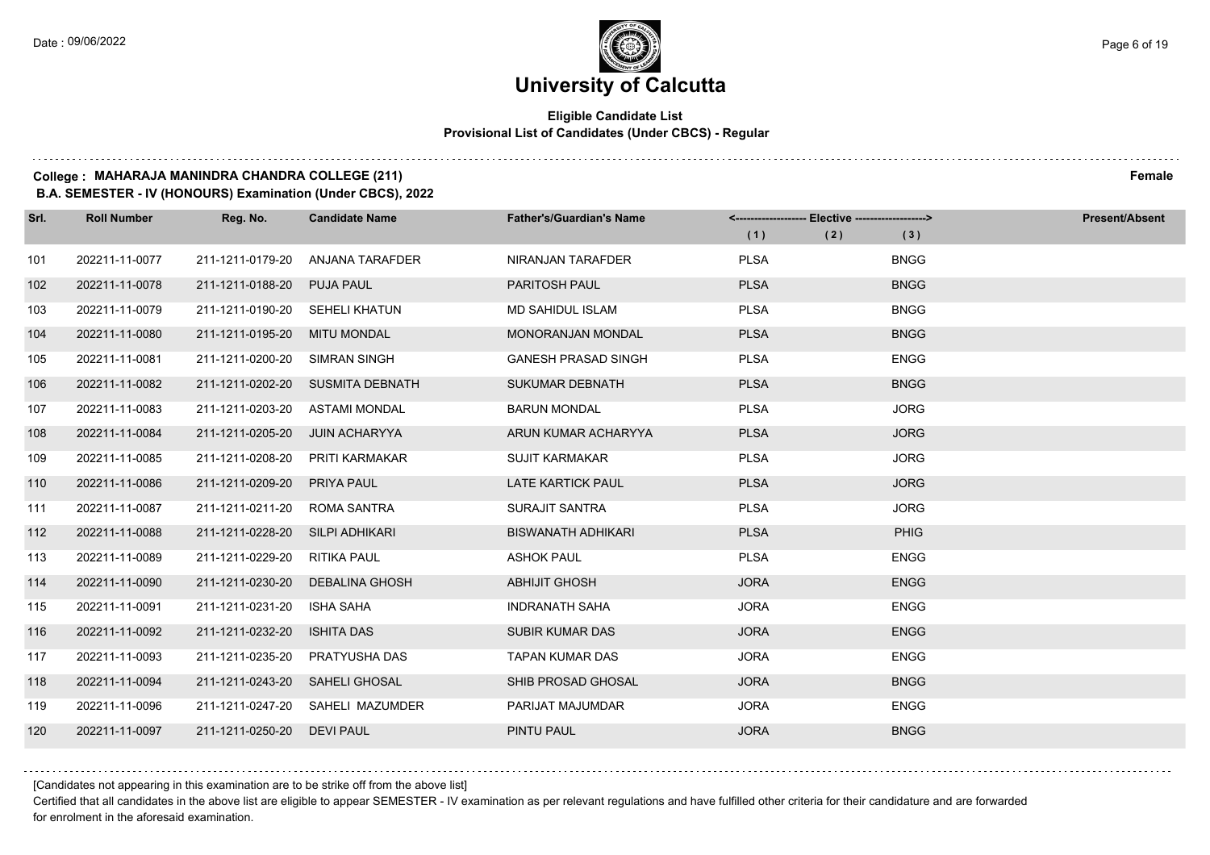# University of Calcutta

**Eligible Candidate List**
**Provisional List of Candidates (Under CBCS) - Regular**

**College : MAHARAJA MANINDRA CHANDRA COLLEGE (211)** **Female**
**B.A. SEMESTER - IV (HONOURS) Examination (Under CBCS), 2022**

| Srl. | Roll Number | Reg. No. | Candidate Name | Father's/Guardian's Name | Elective (1) | Elective (2) | Elective (3) | Present/Absent |
|---|---|---|---|---|---|---|---|---|
| 101 | 202211-11-0077 | 211-1211-0179-20 | ANJANA TARAFDER | NIRANJAN TARAFDER | PLSA | | BNGG | |
| 102 | 202211-11-0078 | 211-1211-0188-20 | PUJA PAUL | PARITOSH PAUL | PLSA | | BNGG | |
| 103 | 202211-11-0079 | 211-1211-0190-20 | SEHELI KHATUN | MD SAHIDUL ISLAM | PLSA | | BNGG | |
| 104 | 202211-11-0080 | 211-1211-0195-20 | MITU MONDAL | MONORANJAN MONDAL | PLSA | | BNGG | |
| 105 | 202211-11-0081 | 211-1211-0200-20 | SIMRAN SINGH | GANESH PRASAD SINGH | PLSA | | ENGG | |
| 106 | 202211-11-0082 | 211-1211-0202-20 | SUSMITA DEBNATH | SUKUMAR DEBNATH | PLSA | | BNGG | |
| 107 | 202211-11-0083 | 211-1211-0203-20 | ASTAMI MONDAL | BARUN MONDAL | PLSA | | JORG | |
| 108 | 202211-11-0084 | 211-1211-0205-20 | JUIN ACHARYYA | ARUN KUMAR ACHARYYA | PLSA | | JORG | |
| 109 | 202211-11-0085 | 211-1211-0208-20 | PRITI KARMAKAR | SUJIT KARMAKAR | PLSA | | JORG | |
| 110 | 202211-11-0086 | 211-1211-0209-20 | PRIYA PAUL | LATE KARTICK PAUL | PLSA | | JORG | |
| 111 | 202211-11-0087 | 211-1211-0211-20 | ROMA SANTRA | SURAJIT SANTRA | PLSA | | JORG | |
| 112 | 202211-11-0088 | 211-1211-0228-20 | SILPI ADHIKARI | BISWANATH ADHIKARI | PLSA | | PHIG | |
| 113 | 202211-11-0089 | 211-1211-0229-20 | RITIKA PAUL | ASHOK PAUL | PLSA | | ENGG | |
| 114 | 202211-11-0090 | 211-1211-0230-20 | DEBALINA GHOSH | ABHIJIT GHOSH | JORA | | ENGG | |
| 115 | 202211-11-0091 | 211-1211-0231-20 | ISHA SAHA | INDRANATH SAHA | JORA | | ENGG | |
| 116 | 202211-11-0092 | 211-1211-0232-20 | ISHITA DAS | SUBIR KUMAR DAS | JORA | | ENGG | |
| 117 | 202211-11-0093 | 211-1211-0235-20 | PRATYUSHA DAS | TAPAN KUMAR DAS | JORA | | ENGG | |
| 118 | 202211-11-0094 | 211-1211-0243-20 | SAHELI GHOSAL | SHIB PROSAD GHOSAL | JORA | | BNGG | |
| 119 | 202211-11-0096 | 211-1211-0247-20 | SAHELI MAZUMDER | PARIJAT MAJUMDAR | JORA | | ENGG | |
| 120 | 202211-11-0097 | 211-1211-0250-20 | DEVI PAUL | PINTU PAUL | JORA | | BNGG | |

[Candidates not appearing in this examination are to be strike off from the above list]

Certified that all candidates in the above list are eligible to appear SEMESTER - IV examination as per relevant regulations and have fulfilled other criteria for their candidature and are forwarded for enrolment in the aforesaid examination.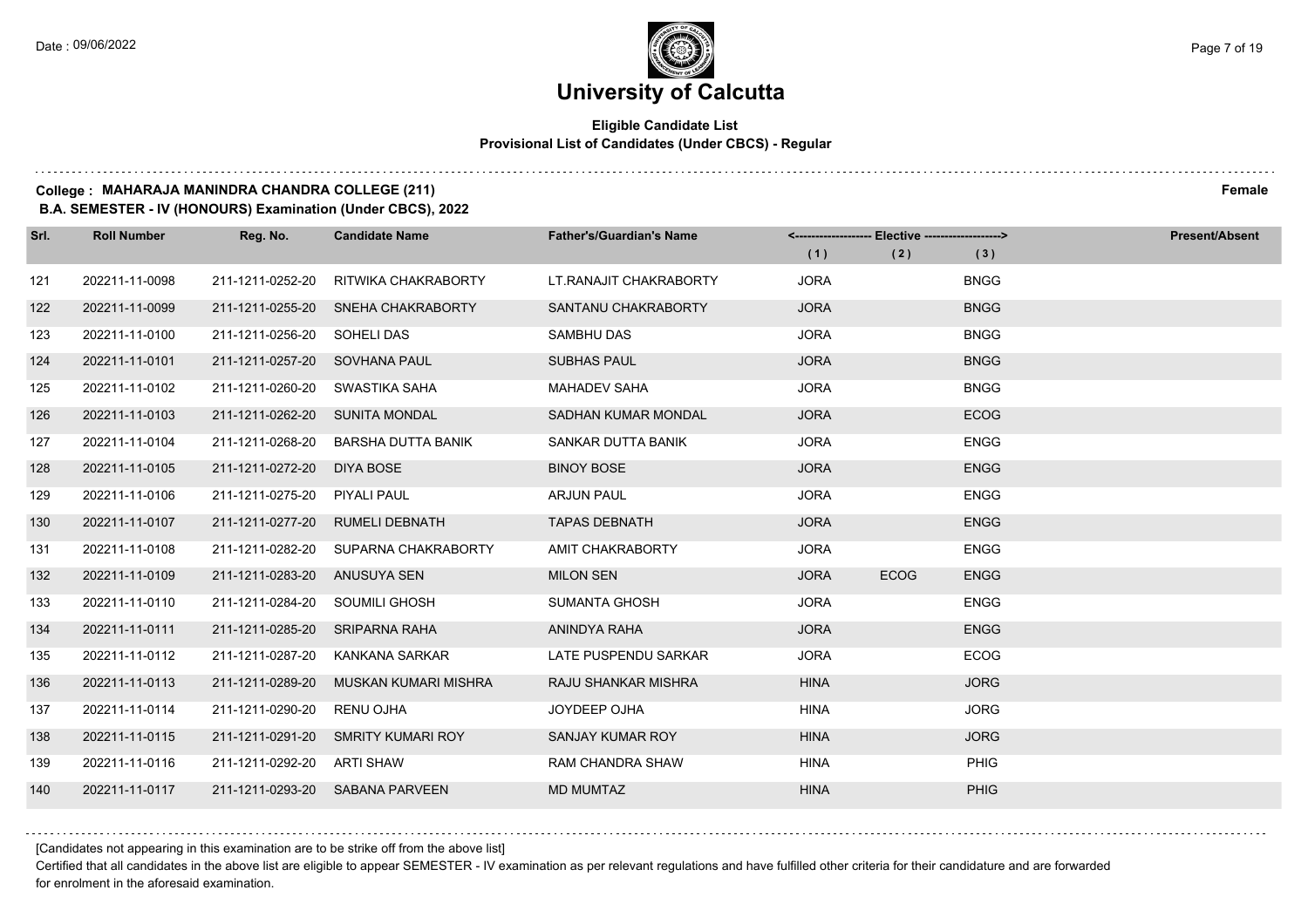# University of Calcutta

**Eligible Candidate List**
**Provisional List of Candidates (Under CBCS) - Regular**

**College : MAHARAJA MANINDRA CHANDRA COLLEGE (211)** **Female**

**B.A. SEMESTER - IV (HONOURS) Examination (Under CBCS), 2022**

| Srl. | Roll Number | Reg. No. | Candidate Name | Father's/Guardian's Name | Elective (1) | Elective (2) | Elective (3) | Present/Absent |
|---|---|---|---|---|---|---|---|---|
| 121 | 202211-11-0098 | 211-1211-0252-20 | RITWIKA CHAKRABORTY | LT.RANAJIT CHAKRABORTY | JORA | | BNGG | |
| 122 | 202211-11-0099 | 211-1211-0255-20 | SNEHA CHAKRABORTY | SANTANU CHAKRABORTY | JORA | | BNGG | |
| 123 | 202211-11-0100 | 211-1211-0256-20 | SOHELI DAS | SAMBHU DAS | JORA | | BNGG | |
| 124 | 202211-11-0101 | 211-1211-0257-20 | SOVHANA PAUL | SUBHAS PAUL | JORA | | BNGG | |
| 125 | 202211-11-0102 | 211-1211-0260-20 | SWASTIKA SAHA | MAHADEV SAHA | JORA | | BNGG | |
| 126 | 202211-11-0103 | 211-1211-0262-20 | SUNITA MONDAL | SADHAN KUMAR MONDAL | JORA | | ECOG | |
| 127 | 202211-11-0104 | 211-1211-0268-20 | BARSHA DUTTA BANIK | SANKAR DUTTA BANIK | JORA | | ENGG | |
| 128 | 202211-11-0105 | 211-1211-0272-20 | DIYA BOSE | BINOY BOSE | JORA | | ENGG | |
| 129 | 202211-11-0106 | 211-1211-0275-20 | PIYALI PAUL | ARJUN PAUL | JORA | | ENGG | |
| 130 | 202211-11-0107 | 211-1211-0277-20 | RUMELI DEBNATH | TAPAS DEBNATH | JORA | | ENGG | |
| 131 | 202211-11-0108 | 211-1211-0282-20 | SUPARNA CHAKRABORTY | AMIT CHAKRABORTY | JORA | | ENGG | |
| 132 | 202211-11-0109 | 211-1211-0283-20 | ANUSUYA SEN | MILON SEN | JORA | ECOG | ENGG | |
| 133 | 202211-11-0110 | 211-1211-0284-20 | SOUMILI GHOSH | SUMANTA GHOSH | JORA | | ENGG | |
| 134 | 202211-11-0111 | 211-1211-0285-20 | SRIPARNA RAHA | ANINDYA RAHA | JORA | | ENGG | |
| 135 | 202211-11-0112 | 211-1211-0287-20 | KANKANA SARKAR | LATE PUSPENDU SARKAR | JORA | | ECOG | |
| 136 | 202211-11-0113 | 211-1211-0289-20 | MUSKAN KUMARI MISHRA | RAJU SHANKAR MISHRA | HINA | | JORG | |
| 137 | 202211-11-0114 | 211-1211-0290-20 | RENU OJHA | JOYDEEP OJHA | HINA | | JORG | |
| 138 | 202211-11-0115 | 211-1211-0291-20 | SMRITY KUMARI ROY | SANJAY KUMAR ROY | HINA | | JORG | |
| 139 | 202211-11-0116 | 211-1211-0292-20 | ARTI SHAW | RAM CHANDRA SHAW | HINA | | PHIG | |
| 140 | 202211-11-0117 | 211-1211-0293-20 | SABANA PARVEEN | MD MUMTAZ | HINA | | PHIG | |

[Candidates not appearing in this examination are to be strike off from the above list]

Certified that all candidates in the above list are eligible to appear SEMESTER - IV examination as per relevant regulations and have fulfilled other criteria for their candidature and are forwarded for enrolment in the aforesaid examination.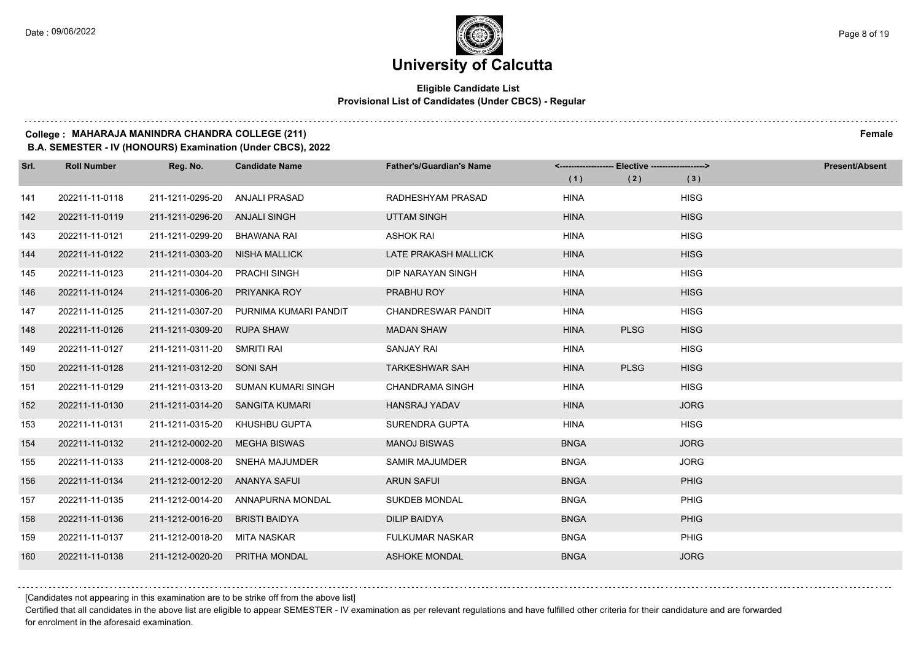# University of Calcutta

## Eligible Candidate List

### Provisional List of Candidates (Under CBCS) - Regular

**College : MAHARAJA MANINDRA CHANDRA COLLEGE (211)** **Female**

**B.A. SEMESTER - IV (HONOURS) Examination (Under CBCS), 2022**

| Srl. | Roll Number | Reg. No. | Candidate Name | Father's/Guardian's Name | <------------------ Elective ------------------> | | | Present/Absent |
|---|---|---|---|---|---|---|---|---|
| | | | | | (1) | (2) | (3) | |
| 141 | 202211-11-0118 | 211-1211-0295-20 | ANJALI PRASAD | RADHESHYAM PRASAD | HINA | | HISG | |
| 142 | 202211-11-0119 | 211-1211-0296-20 | ANJALI SINGH | UTTAM SINGH | HINA | | HISG | |
| 143 | 202211-11-0121 | 211-1211-0299-20 | BHAWANA RAI | ASHOK RAI | HINA | | HISG | |
| 144 | 202211-11-0122 | 211-1211-0303-20 | NISHA MALLICK | LATE PRAKASH MALLICK | HINA | | HISG | |
| 145 | 202211-11-0123 | 211-1211-0304-20 | PRACHI SINGH | DIP NARAYAN SINGH | HINA | | HISG | |
| 146 | 202211-11-0124 | 211-1211-0306-20 | PRIYANKA ROY | PRABHU ROY | HINA | | HISG | |
| 147 | 202211-11-0125 | 211-1211-0307-20 | PURNIMA KUMARI PANDIT | CHANDRESWAR PANDIT | HINA | | HISG | |
| 148 | 202211-11-0126 | 211-1211-0309-20 | RUPA SHAW | MADAN SHAW | HINA | PLSG | HISG | |
| 149 | 202211-11-0127 | 211-1211-0311-20 | SMRITI RAI | SANJAY RAI | HINA | | HISG | |
| 150 | 202211-11-0128 | 211-1211-0312-20 | SONI SAH | TARKESHWAR SAH | HINA | PLSG | HISG | |
| 151 | 202211-11-0129 | 211-1211-0313-20 | SUMAN KUMARI SINGH | CHANDRAMA SINGH | HINA | | HISG | |
| 152 | 202211-11-0130 | 211-1211-0314-20 | SANGITA KUMARI | HANSRAJ YADAV | HINA | | JORG | |
| 153 | 202211-11-0131 | 211-1211-0315-20 | KHUSHBU GUPTA | SURENDRA GUPTA | HINA | | HISG | |
| 154 | 202211-11-0132 | 211-1212-0002-20 | MEGHA BISWAS | MANOJ BISWAS | BNGA | | JORG | |
| 155 | 202211-11-0133 | 211-1212-0008-20 | SNEHA MAJUMDER | SAMIR MAJUMDER | BNGA | | JORG | |
| 156 | 202211-11-0134 | 211-1212-0012-20 | ANANYA SAFUI | ARUN SAFUI | BNGA | | PHIG | |
| 157 | 202211-11-0135 | 211-1212-0014-20 | ANNAPURNA MONDAL | SUKDEB MONDAL | BNGA | | PHIG | |
| 158 | 202211-11-0136 | 211-1212-0016-20 | BRISTI BAIDYA | DILIP BAIDYA | BNGA | | PHIG | |
| 159 | 202211-11-0137 | 211-1212-0018-20 | MITA NASKAR | FULKUMAR NASKAR | BNGA | | PHIG | |
| 160 | 202211-11-0138 | 211-1212-0020-20 | PRITHA MONDAL | ASHOKE MONDAL | BNGA | | JORG | |

[Candidates not appearing in this examination are to be strike off from the above list]

Certified that all candidates in the above list are eligible to appear SEMESTER - IV examination as per relevant regulations and have fulfilled other criteria for their candidature and are forwarded for enrolment in the aforesaid examination.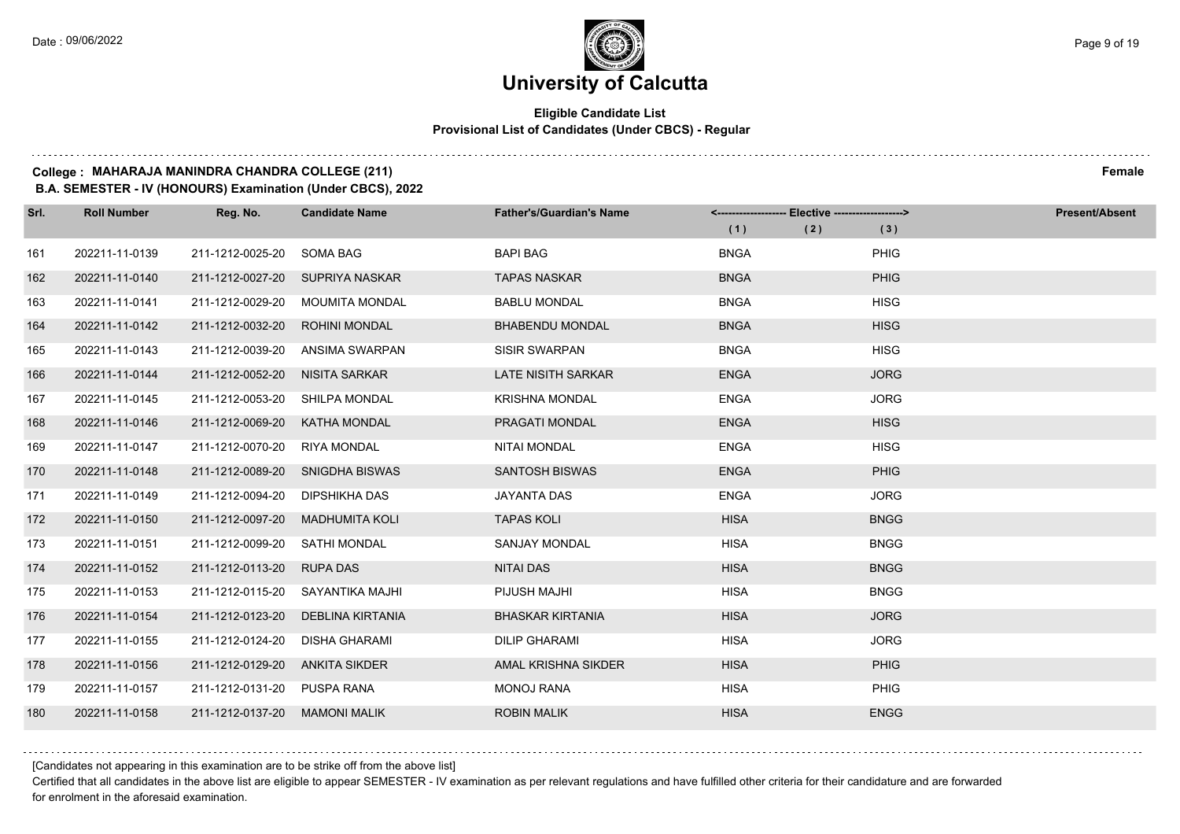# University of Calcutta

**Eligible Candidate List**
**Provisional List of Candidates (Under CBCS) - Regular**

**College : MAHARAJA MANINDRA CHANDRA COLLEGE (211)** **Female**

**B.A. SEMESTER - IV (HONOURS) Examination (Under CBCS), 2022**

| Srl. | Roll Number | Reg. No. | Candidate Name | Father's/Guardian's Name | Elective (1) | Elective (2) | Elective (3) | Present/Absent |
|---|---|---|---|---|---|---|---|---|
| 161 | 202211-11-0139 | 211-1212-0025-20 | SOMA BAG | BAPI BAG | BNGA | | PHIG | |
| 162 | 202211-11-0140 | 211-1212-0027-20 | SUPRIYA NASKAR | TAPAS NASKAR | BNGA | | PHIG | |
| 163 | 202211-11-0141 | 211-1212-0029-20 | MOUMITA MONDAL | BABLU MONDAL | BNGA | | HISG | |
| 164 | 202211-11-0142 | 211-1212-0032-20 | ROHINI MONDAL | BHABENDU MONDAL | BNGA | | HISG | |
| 165 | 202211-11-0143 | 211-1212-0039-20 | ANSIMA SWARPAN | SISIR SWARPAN | BNGA | | HISG | |
| 166 | 202211-11-0144 | 211-1212-0052-20 | NISITA SARKAR | LATE NISITH SARKAR | ENGA | | JORG | |
| 167 | 202211-11-0145 | 211-1212-0053-20 | SHILPA MONDAL | KRISHNA MONDAL | ENGA | | JORG | |
| 168 | 202211-11-0146 | 211-1212-0069-20 | KATHA MONDAL | PRAGATI MONDAL | ENGA | | HISG | |
| 169 | 202211-11-0147 | 211-1212-0070-20 | RIYA MONDAL | NITAI MONDAL | ENGA | | HISG | |
| 170 | 202211-11-0148 | 211-1212-0089-20 | SNIGDHA BISWAS | SANTOSH BISWAS | ENGA | | PHIG | |
| 171 | 202211-11-0149 | 211-1212-0094-20 | DIPSHIKHA DAS | JAYANTA DAS | ENGA | | JORG | |
| 172 | 202211-11-0150 | 211-1212-0097-20 | MADHUMITA KOLI | TAPAS KOLI | HISA | | BNGG | |
| 173 | 202211-11-0151 | 211-1212-0099-20 | SATHI MONDAL | SANJAY MONDAL | HISA | | BNGG | |
| 174 | 202211-11-0152 | 211-1212-0113-20 | RUPA DAS | NITAI DAS | HISA | | BNGG | |
| 175 | 202211-11-0153 | 211-1212-0115-20 | SAYANTIKA MAJHI | PIJUSH MAJHI | HISA | | BNGG | |
| 176 | 202211-11-0154 | 211-1212-0123-20 | DEBLINA KIRTANIA | BHASKAR KIRTANIA | HISA | | JORG | |
| 177 | 202211-11-0155 | 211-1212-0124-20 | DISHA GHARAMI | DILIP GHARAMI | HISA | | JORG | |
| 178 | 202211-11-0156 | 211-1212-0129-20 | ANKITA SIKDER | AMAL KRISHNA SIKDER | HISA | | PHIG | |
| 179 | 202211-11-0157 | 211-1212-0131-20 | PUSPA RANA | MONOJ RANA | HISA | | PHIG | |
| 180 | 202211-11-0158 | 211-1212-0137-20 | MAMONI MALIK | ROBIN MALIK | HISA | | ENGG | |

[Candidates not appearing in this examination are to be strike off from the above list]

Certified that all candidates in the above list are eligible to appear SEMESTER - IV examination as per relevant regulations and have fulfilled other criteria for their candidature and are forwarded for enrolment in the aforesaid examination.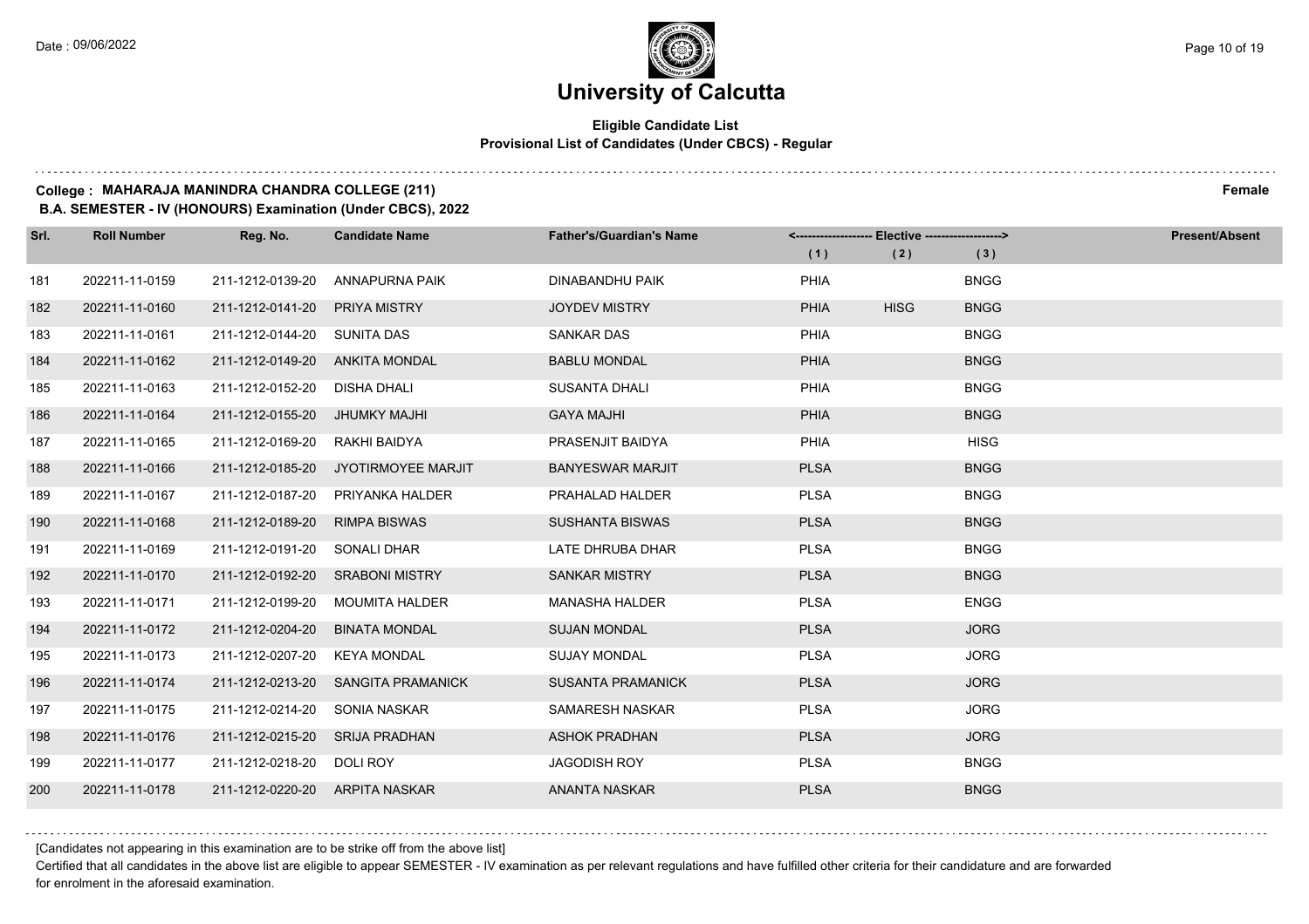# University of Calcutta

**Eligible Candidate List**
**Provisional List of Candidates (Under CBCS) - Regular**

**College : MAHARAJA MANINDRA CHANDRA COLLEGE (211)** **Female**
**B.A. SEMESTER - IV (HONOURS) Examination (Under CBCS), 2022**

| Srl. | Roll Number | Reg. No. | Candidate Name | Father's/Guardian's Name | Elective (1) | Elective (2) | Elective (3) | Present/Absent |
|---|---|---|---|---|---|---|---|---|
| 181 | 202211-11-0159 | 211-1212-0139-20 | ANNAPURNA PAIK | DINABANDHU PAIK | PHIA | | BNGG | |
| 182 | 202211-11-0160 | 211-1212-0141-20 | PRIYA MISTRY | JOYDEV MISTRY | PHIA | HISG | BNGG | |
| 183 | 202211-11-0161 | 211-1212-0144-20 | SUNITA DAS | SANKAR DAS | PHIA | | BNGG | |
| 184 | 202211-11-0162 | 211-1212-0149-20 | ANKITA MONDAL | BABLU MONDAL | PHIA | | BNGG | |
| 185 | 202211-11-0163 | 211-1212-0152-20 | DISHA DHALI | SUSANTA DHALI | PHIA | | BNGG | |
| 186 | 202211-11-0164 | 211-1212-0155-20 | JHUMKY MAJHI | GAYA MAJHI | PHIA | | BNGG | |
| 187 | 202211-11-0165 | 211-1212-0169-20 | RAKHI BAIDYA | PRASENJIT BAIDYA | PHIA | | HISG | |
| 188 | 202211-11-0166 | 211-1212-0185-20 | JYOTIRMOYEE MARJIT | BANYESWAR MARJIT | PLSA | | BNGG | |
| 189 | 202211-11-0167 | 211-1212-0187-20 | PRIYANKA HALDER | PRAHALAD HALDER | PLSA | | BNGG | |
| 190 | 202211-11-0168 | 211-1212-0189-20 | RIMPA BISWAS | SUSHANTA BISWAS | PLSA | | BNGG | |
| 191 | 202211-11-0169 | 211-1212-0191-20 | SONALI DHAR | LATE DHRUBA DHAR | PLSA | | BNGG | |
| 192 | 202211-11-0170 | 211-1212-0192-20 | SRABONI MISTRY | SANKAR MISTRY | PLSA | | BNGG | |
| 193 | 202211-11-0171 | 211-1212-0199-20 | MOUMITA HALDER | MANASHA HALDER | PLSA | | ENGG | |
| 194 | 202211-11-0172 | 211-1212-0204-20 | BINATA MONDAL | SUJAN MONDAL | PLSA | | JORG | |
| 195 | 202211-11-0173 | 211-1212-0207-20 | KEYA MONDAL | SUJAY MONDAL | PLSA | | JORG | |
| 196 | 202211-11-0174 | 211-1212-0213-20 | SANGITA PRAMANICK | SUSANTA PRAMANICK | PLSA | | JORG | |
| 197 | 202211-11-0175 | 211-1212-0214-20 | SONIA NASKAR | SAMARESH NASKAR | PLSA | | JORG | |
| 198 | 202211-11-0176 | 211-1212-0215-20 | SRIJA PRADHAN | ASHOK PRADHAN | PLSA | | JORG | |
| 199 | 202211-11-0177 | 211-1212-0218-20 | DOLI ROY | JAGODISH ROY | PLSA | | BNGG | |
| 200 | 202211-11-0178 | 211-1212-0220-20 | ARPITA NASKAR | ANANTA NASKAR | PLSA | | BNGG | |

[Candidates not appearing in this examination are to be strike off from the above list]

Certified that all candidates in the above list are eligible to appear SEMESTER - IV examination as per relevant regulations and have fulfilled other criteria for their candidature and are forwarded for enrolment in the aforesaid examination.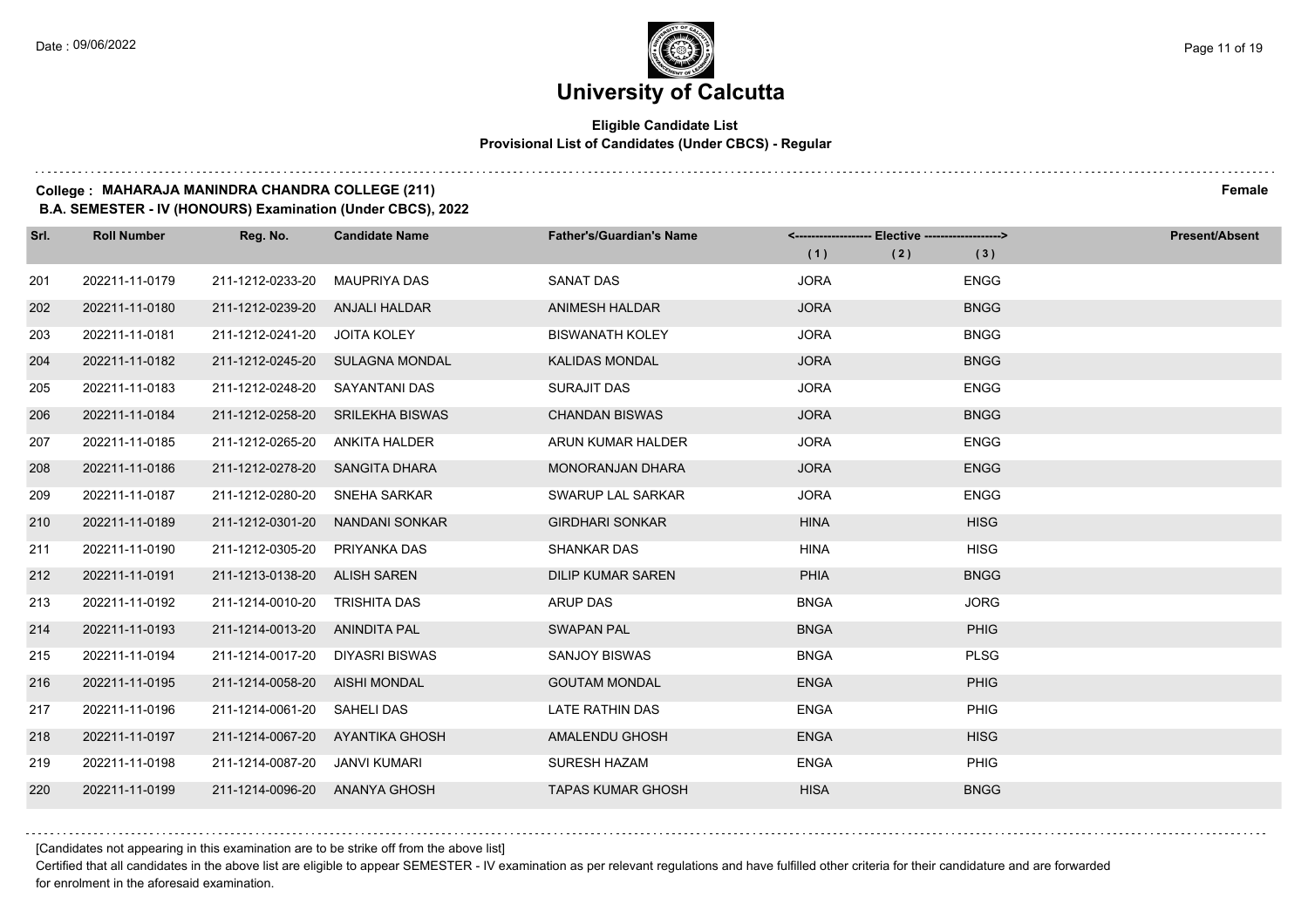# University of Calcutta

**Eligible Candidate List**
**Provisional List of Candidates (Under CBCS) - Regular**

**College : MAHARAJA MANINDRA CHANDRA COLLEGE (211)** **Female**

**B.A. SEMESTER - IV (HONOURS) Examination (Under CBCS), 2022**

| Srl. | Roll Number | Reg. No. | Candidate Name | Father's/Guardian's Name | Elective (1) | Elective (2) | Elective (3) | Present/Absent |
|---|---|---|---|---|---|---|---|---|
| 201 | 202211-11-0179 | 211-1212-0233-20 | MAUPRIYA DAS | SANAT DAS | JORA | | ENGG | |
| 202 | 202211-11-0180 | 211-1212-0239-20 | ANJALI HALDAR | ANIMESH HALDAR | JORA | | BNGG | |
| 203 | 202211-11-0181 | 211-1212-0241-20 | JOITA KOLEY | BISWANATH KOLEY | JORA | | BNGG | |
| 204 | 202211-11-0182 | 211-1212-0245-20 | SULAGNA MONDAL | KALIDAS MONDAL | JORA | | BNGG | |
| 205 | 202211-11-0183 | 211-1212-0248-20 | SAYANTANI DAS | SURAJIT DAS | JORA | | ENGG | |
| 206 | 202211-11-0184 | 211-1212-0258-20 | SRILEKHA BISWAS | CHANDAN BISWAS | JORA | | BNGG | |
| 207 | 202211-11-0185 | 211-1212-0265-20 | ANKITA HALDER | ARUN KUMAR HALDER | JORA | | ENGG | |
| 208 | 202211-11-0186 | 211-1212-0278-20 | SANGITA DHARA | MONORANJAN DHARA | JORA | | ENGG | |
| 209 | 202211-11-0187 | 211-1212-0280-20 | SNEHA SARKAR | SWARUP LAL SARKAR | JORA | | ENGG | |
| 210 | 202211-11-0189 | 211-1212-0301-20 | NANDANI SONKAR | GIRDHARI SONKAR | HINA | | HISG | |
| 211 | 202211-11-0190 | 211-1212-0305-20 | PRIYANKA DAS | SHANKAR DAS | HINA | | HISG | |
| 212 | 202211-11-0191 | 211-1213-0138-20 | ALISH SAREN | DILIP KUMAR SAREN | PHIA | | BNGG | |
| 213 | 202211-11-0192 | 211-1214-0010-20 | TRISHITA DAS | ARUP DAS | BNGA | | JORG | |
| 214 | 202211-11-0193 | 211-1214-0013-20 | ANINDITA PAL | SWAPAN PAL | BNGA | | PHIG | |
| 215 | 202211-11-0194 | 211-1214-0017-20 | DIYASRI BISWAS | SANJOY BISWAS | BNGA | | PLSG | |
| 216 | 202211-11-0195 | 211-1214-0058-20 | AISHI MONDAL | GOUTAM MONDAL | ENGA | | PHIG | |
| 217 | 202211-11-0196 | 211-1214-0061-20 | SAHELI DAS | LATE RATHIN DAS | ENGA | | PHIG | |
| 218 | 202211-11-0197 | 211-1214-0067-20 | AYANTIKA GHOSH | AMALENDU GHOSH | ENGA | | HISG | |
| 219 | 202211-11-0198 | 211-1214-0087-20 | JANVI KUMARI | SURESH HAZAM | ENGA | | PHIG | |
| 220 | 202211-11-0199 | 211-1214-0096-20 | ANANYA GHOSH | TAPAS KUMAR GHOSH | HISA | | BNGG | |

[Candidates not appearing in this examination are to be strike off from the above list]

Certified that all candidates in the above list are eligible to appear SEMESTER - IV examination as per relevant regulations and have fulfilled other criteria for their candidature and are forwarded for enrolment in the aforesaid examination.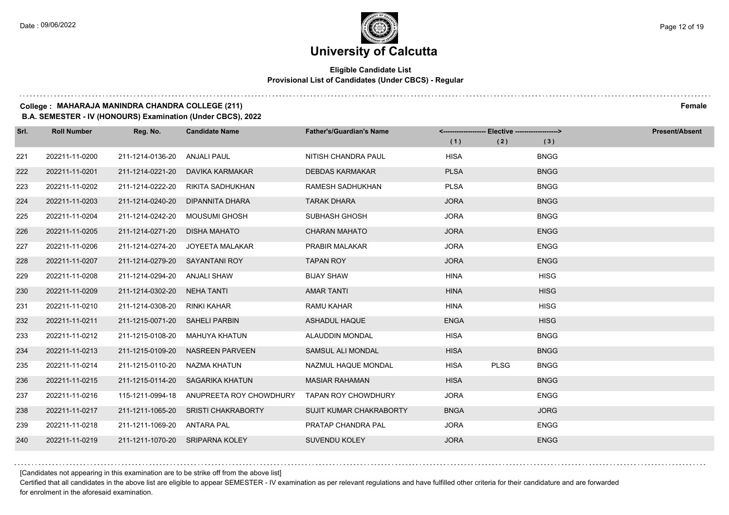# University of Calcutta

**Eligible Candidate List**
**Provisional List of Candidates (Under CBCS) - Regular**

**College : MAHARAJA MANINDRA CHANDRA COLLEGE (211)** **Female**
**B.A. SEMESTER - IV (HONOURS) Examination (Under CBCS), 2022**

| Srl. | Roll Number | Reg. No. | Candidate Name | Father's/Guardian's Name | Elective (1) | Elective (2) | Elective (3) | Present/Absent |
|---|---|---|---|---|---|---|---|---|
| 221 | 202211-11-0200 | 211-1214-0136-20 | ANJALI PAUL | NITISH CHANDRA PAUL | HISA | | BNGG | |
| 222 | 202211-11-0201 | 211-1214-0221-20 | DAVIKA KARMAKAR | DEBDAS KARMAKAR | PLSA | | BNGG | |
| 223 | 202211-11-0202 | 211-1214-0222-20 | RIKITA SADHUKHAN | RAMESH SADHUKHAN | PLSA | | BNGG | |
| 224 | 202211-11-0203 | 211-1214-0240-20 | DIPANNITA DHARA | TARAK DHARA | JORA | | BNGG | |
| 225 | 202211-11-0204 | 211-1214-0242-20 | MOUSUMI GHOSH | SUBHASH GHOSH | JORA | | BNGG | |
| 226 | 202211-11-0205 | 211-1214-0271-20 | DISHA MAHATO | CHARAN MAHATO | JORA | | ENGG | |
| 227 | 202211-11-0206 | 211-1214-0274-20 | JOYEETA MALAKAR | PRABIR MALAKAR | JORA | | ENGG | |
| 228 | 202211-11-0207 | 211-1214-0279-20 | SAYANTANI ROY | TAPAN ROY | JORA | | ENGG | |
| 229 | 202211-11-0208 | 211-1214-0294-20 | ANJALI SHAW | BIJAY SHAW | HINA | | HISG | |
| 230 | 202211-11-0209 | 211-1214-0302-20 | NEHA TANTI | AMAR TANTI | HINA | | HISG | |
| 231 | 202211-11-0210 | 211-1214-0308-20 | RINKI KAHAR | RAMU KAHAR | HINA | | HISG | |
| 232 | 202211-11-0211 | 211-1215-0071-20 | SAHELI PARBIN | ASHADUL HAQUE | ENGA | | HISG | |
| 233 | 202211-11-0212 | 211-1215-0108-20 | MAHUYA KHATUN | ALAUDDIN MONDAL | HISA | | BNGG | |
| 234 | 202211-11-0213 | 211-1215-0109-20 | NASREEN PARVEEN | SAMSUL ALI MONDAL | HISA | | BNGG | |
| 235 | 202211-11-0214 | 211-1215-0110-20 | NAZMA KHATUN | NAZMUL HAQUE MONDAL | HISA | PLSG | BNGG | |
| 236 | 202211-11-0215 | 211-1215-0114-20 | SAGARIKA KHATUN | MASIAR RAHAMAN | HISA | | BNGG | |
| 237 | 202211-11-0216 | 115-1211-0994-18 | ANUPREETA ROY CHOWDHURY | TAPAN ROY CHOWDHURY | JORA | | ENGG | |
| 238 | 202211-11-0217 | 211-1211-1065-20 | SRISTI CHAKRABORTY | SUJIT KUMAR CHAKRABORTY | BNGA | | JORG | |
| 239 | 202211-11-0218 | 211-1211-1069-20 | ANTARA PAL | PRATAP CHANDRA PAL | JORA | | ENGG | |
| 240 | 202211-11-0219 | 211-1211-1070-20 | SRIPARNA KOLEY | SUVENDU KOLEY | JORA | | ENGG | |

[Candidates not appearing in this examination are to be strike off from the above list]

Certified that all candidates in the above list are eligible to appear SEMESTER - IV examination as per relevant regulations and have fulfilled other criteria for their candidature and are forwarded for enrolment in the aforesaid examination.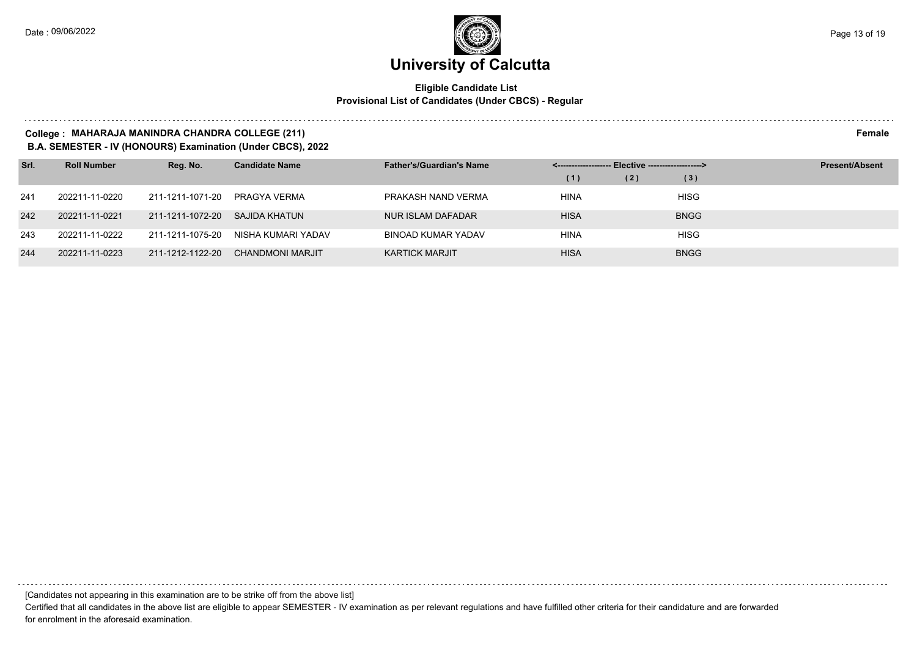# University of Calcutta

**Eligible Candidate List**
**Provisional List of Candidates (Under CBCS) - Regular**

**College : MAHARAJA MANINDRA CHANDRA COLLEGE (211)** **Female**
**B.A. SEMESTER - IV (HONOURS) Examination (Under CBCS), 2022**

| Srl. | Roll Number | Reg. No. | Candidate Name | Father's/Guardian's Name | Elective (1) | Elective (2) | Elective (3) | Present/Absent |
|---|---|---|---|---|---|---|---|---|
| 241 | 202211-11-0220 | 211-1211-1071-20 | PRAGYA VERMA | PRAKASH NAND VERMA | HINA | | HISG | |
| 242 | 202211-11-0221 | 211-1211-1072-20 | SAJIDA KHATUN | NUR ISLAM DAFADAR | HISA | | BNGG | |
| 243 | 202211-11-0222 | 211-1211-1075-20 | NISHA KUMARI YADAV | BINOAD KUMAR YADAV | HINA | | HISG | |
| 244 | 202211-11-0223 | 211-1212-1122-20 | CHANDMONI MARJIT | KARTICK MARJIT | HISA | | BNGG | |

[Candidates not appearing in this examination are to be strike off from the above list]

Certified that all candidates in the above list are eligible to appear SEMESTER - IV examination as per relevant regulations and have fulfilled other criteria for their candidature and are forwarded for enrolment in the aforesaid examination.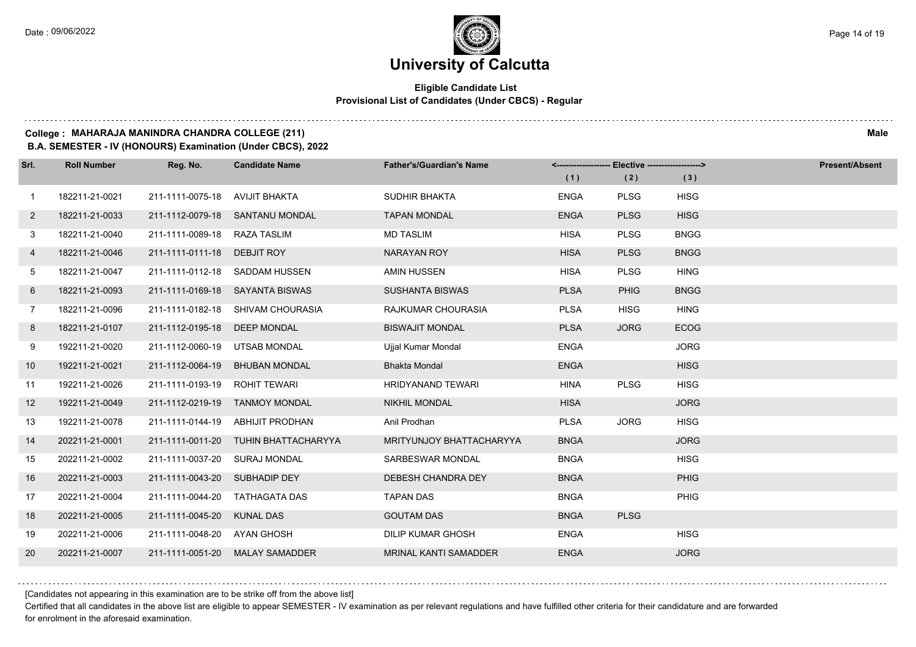# University of Calcutta

**Eligible Candidate List**
**Provisional List of Candidates (Under CBCS) - Regular**

**College : MAHARAJA MANINDRA CHANDRA COLLEGE (211)** **Male**
**B.A. SEMESTER - IV (HONOURS) Examination (Under CBCS), 2022**

| Srl. | Roll Number | Reg. No. | Candidate Name | Father's/Guardian's Name | Elective (1) | Elective (2) | Elective (3) | Present/Absent |
|---|---|---|---|---|---|---|---|---|
| 1 | 182211-21-0021 | 211-1111-0075-18 | AVIJIT BHAKTA | SUDHIR BHAKTA | ENGA | PLSG | HISG | |
| 2 | 182211-21-0033 | 211-1112-0079-18 | SANTANU MONDAL | TAPAN MONDAL | ENGA | PLSG | HISG | |
| 3 | 182211-21-0040 | 211-1111-0089-18 | RAZA TASLIM | MD TASLIM | HISA | PLSG | BNGG | |
| 4 | 182211-21-0046 | 211-1111-0111-18 | DEBJIT ROY | NARAYAN ROY | HISA | PLSG | BNGG | |
| 5 | 182211-21-0047 | 211-1111-0112-18 | SADDAM HUSSEN | AMIN HUSSEN | HISA | PLSG | HING | |
| 6 | 182211-21-0093 | 211-1111-0169-18 | SAYANTA BISWAS | SUSHANTA BISWAS | PLSA | PHIG | BNGG | |
| 7 | 182211-21-0096 | 211-1111-0182-18 | SHIVAM CHOURASIA | RAJKUMAR CHOURASIA | PLSA | HISG | HING | |
| 8 | 182211-21-0107 | 211-1112-0195-18 | DEEP MONDAL | BISWAJIT MONDAL | PLSA | JORG | ECOG | |
| 9 | 192211-21-0020 | 211-1112-0060-19 | UTSAB MONDAL | Ujjal Kumar Mondal | ENGA | | JORG | |
| 10 | 192211-21-0021 | 211-1112-0064-19 | BHUBAN MONDAL | Bhakta Mondal | ENGA | | HISG | |
| 11 | 192211-21-0026 | 211-1111-0193-19 | ROHIT TEWARI | HRIDYANAND TEWARI | HINA | PLSG | HISG | |
| 12 | 192211-21-0049 | 211-1112-0219-19 | TANMOY MONDAL | NIKHIL MONDAL | HISA | | JORG | |
| 13 | 192211-21-0078 | 211-1111-0144-19 | ABHIJIT PRODHAN | Anil Prodhan | PLSA | JORG | HISG | |
| 14 | 202211-21-0001 | 211-1111-0011-20 | TUHIN BHATTACHARYYA | MRITYUNJOY BHATTACHARYYA | BNGA | | JORG | |
| 15 | 202211-21-0002 | 211-1111-0037-20 | SURAJ MONDAL | SARBESWAR MONDAL | BNGA | | HISG | |
| 16 | 202211-21-0003 | 211-1111-0043-20 | SUBHADIP DEY | DEBESH CHANDRA DEY | BNGA | | PHIG | |
| 17 | 202211-21-0004 | 211-1111-0044-20 | TATHAGATA DAS | TAPAN DAS | BNGA | | PHIG | |
| 18 | 202211-21-0005 | 211-1111-0045-20 | KUNAL DAS | GOUTAM DAS | BNGA | PLSG | | |
| 19 | 202211-21-0006 | 211-1111-0048-20 | AYAN GHOSH | DILIP KUMAR GHOSH | ENGA | | HISG | |
| 20 | 202211-21-0007 | 211-1111-0051-20 | MALAY SAMADDER | MRINAL KANTI SAMADDER | ENGA | | JORG | |

[Candidates not appearing in this examination are to be strike off from the above list]

Certified that all candidates in the above list are eligible to appear SEMESTER - IV examination as per relevant regulations and have fulfilled other criteria for their candidature and are forwarded for enrolment in the aforesaid examination.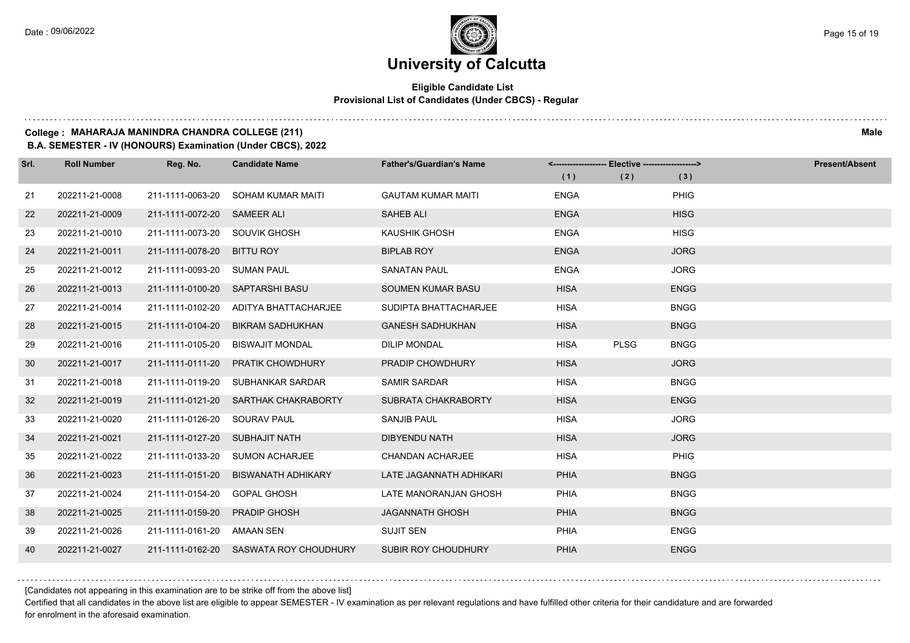# University of Calcutta

**Eligible Candidate List**
**Provisional List of Candidates (Under CBCS) - Regular**

**College : MAHARAJA MANINDRA CHANDRA COLLEGE (211)** **Male**
**B.A. SEMESTER - IV (HONOURS) Examination (Under CBCS), 2022**

| Srl. | Roll Number | Reg. No. | Candidate Name | Father's/Guardian's Name | Elective (1) | Elective (2) | Elective (3) | Present/Absent |
|---|---|---|---|---|---|---|---|---|
| 21 | 202211-21-0008 | 211-1111-0063-20 | SOHAM KUMAR MAITI | GAUTAM KUMAR MAITI | ENGA | | PHIG | |
| 22 | 202211-21-0009 | 211-1111-0072-20 | SAMEER ALI | SAHEB ALI | ENGA | | HISG | |
| 23 | 202211-21-0010 | 211-1111-0073-20 | SOUVIK GHOSH | KAUSHIK GHOSH | ENGA | | HISG | |
| 24 | 202211-21-0011 | 211-1111-0078-20 | BITTU ROY | BIPLAB ROY | ENGA | | JORG | |
| 25 | 202211-21-0012 | 211-1111-0093-20 | SUMAN PAUL | SANATAN PAUL | ENGA | | JORG | |
| 26 | 202211-21-0013 | 211-1111-0100-20 | SAPTARSHI BASU | SOUMEN KUMAR BASU | HISA | | ENGG | |
| 27 | 202211-21-0014 | 211-1111-0102-20 | ADITYA BHATTACHARJEE | SUDIPTA BHATTACHARJEE | HISA | | BNGG | |
| 28 | 202211-21-0015 | 211-1111-0104-20 | BIKRAM SADHUKHAN | GANESH SADHUKHAN | HISA | | BNGG | |
| 29 | 202211-21-0016 | 211-1111-0105-20 | BISWAJIT MONDAL | DILIP MONDAL | HISA | PLSG | BNGG | |
| 30 | 202211-21-0017 | 211-1111-0111-20 | PRATIK CHOWDHURY | PRADIP CHOWDHURY | HISA | | JORG | |
| 31 | 202211-21-0018 | 211-1111-0119-20 | SUBHANKAR SARDAR | SAMIR SARDAR | HISA | | BNGG | |
| 32 | 202211-21-0019 | 211-1111-0121-20 | SARTHAK CHAKRABORTY | SUBRATA CHAKRABORTY | HISA | | ENGG | |
| 33 | 202211-21-0020 | 211-1111-0126-20 | SOURAV PAUL | SANJIB PAUL | HISA | | JORG | |
| 34 | 202211-21-0021 | 211-1111-0127-20 | SUBHAJIT NATH | DIBYENDU NATH | HISA | | JORG | |
| 35 | 202211-21-0022 | 211-1111-0133-20 | SUMON ACHARJEE | CHANDAN ACHARJEE | HISA | | PHIG | |
| 36 | 202211-21-0023 | 211-1111-0151-20 | BISWANATH ADHIKARY | LATE JAGANNATH ADHIKARI | PHIA | | BNGG | |
| 37 | 202211-21-0024 | 211-1111-0154-20 | GOPAL GHOSH | LATE MANORANJAN GHOSH | PHIA | | BNGG | |
| 38 | 202211-21-0025 | 211-1111-0159-20 | PRADIP GHOSH | JAGANNATH GHOSH | PHIA | | BNGG | |
| 39 | 202211-21-0026 | 211-1111-0161-20 | AMAAN SEN | SUJIT SEN | PHIA | | ENGG | |
| 40 | 202211-21-0027 | 211-1111-0162-20 | SASWATA ROY CHOUDHURY | SUBIR ROY CHOUDHURY | PHIA | | ENGG | |

[Candidates not appearing in this examination are to be strike off from the above list]

Certified that all candidates in the above list are eligible to appear SEMESTER - IV examination as per relevant regulations and have fulfilled other criteria for their candidature and are forwarded for enrolment in the aforesaid examination.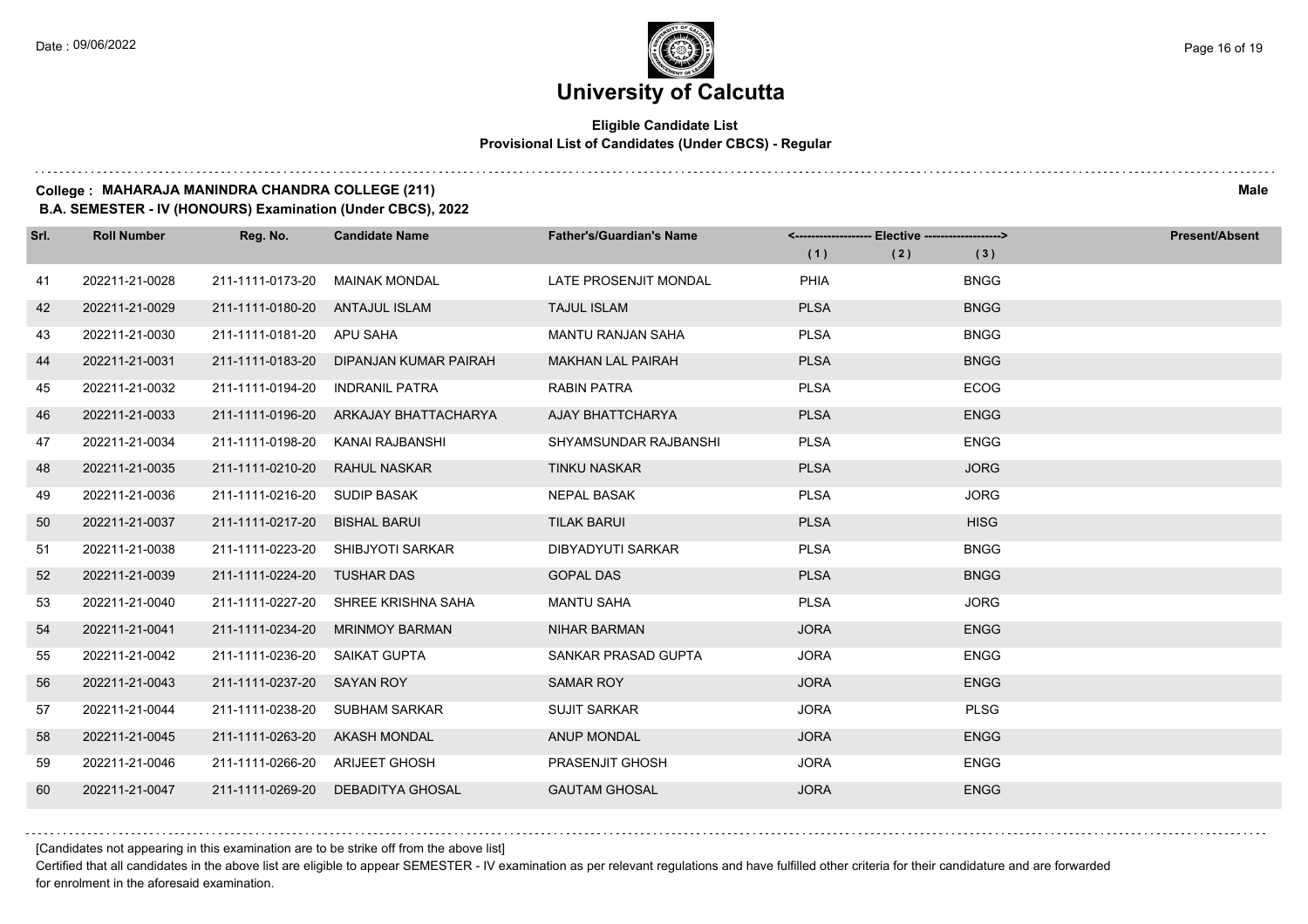# University of Calcutta

**Eligible Candidate List**
**Provisional List of Candidates (Under CBCS) - Regular**

**College : MAHARAJA MANINDRA CHANDRA COLLEGE (211)** **Male**

**B.A. SEMESTER - IV (HONOURS) Examination (Under CBCS), 2022**

| Srl. | Roll Number | Reg. No. | Candidate Name | Father's/Guardian's Name | Elective (1) | Elective (2) | Elective (3) | Present/Absent |
|---|---|---|---|---|---|---|---|---|
| 41 | 202211-21-0028 | 211-1111-0173-20 | MAINAK MONDAL | LATE PROSENJIT MONDAL | PHIA | | BNGG | |
| 42 | 202211-21-0029 | 211-1111-0180-20 | ANTAJUL ISLAM | TAJUL ISLAM | PLSA | | BNGG | |
| 43 | 202211-21-0030 | 211-1111-0181-20 | APU SAHA | MANTU RANJAN SAHA | PLSA | | BNGG | |
| 44 | 202211-21-0031 | 211-1111-0183-20 | DIPANJAN KUMAR PAIRAH | MAKHAN LAL PAIRAH | PLSA | | BNGG | |
| 45 | 202211-21-0032 | 211-1111-0194-20 | INDRANIL PATRA | RABIN PATRA | PLSA | | ECOG | |
| 46 | 202211-21-0033 | 211-1111-0196-20 | ARKAJAY BHATTACHARYA | AJAY BHATTCHARYA | PLSA | | ENGG | |
| 47 | 202211-21-0034 | 211-1111-0198-20 | KANAI RAJBANSHI | SHYAMSUNDAR RAJBANSHI | PLSA | | ENGG | |
| 48 | 202211-21-0035 | 211-1111-0210-20 | RAHUL NASKAR | TINKU NASKAR | PLSA | | JORG | |
| 49 | 202211-21-0036 | 211-1111-0216-20 | SUDIP BASAK | NEPAL BASAK | PLSA | | JORG | |
| 50 | 202211-21-0037 | 211-1111-0217-20 | BISHAL BARUI | TILAK BARUI | PLSA | | HISG | |
| 51 | 202211-21-0038 | 211-1111-0223-20 | SHIBJYOTI SARKAR | DIBYADYUTI SARKAR | PLSA | | BNGG | |
| 52 | 202211-21-0039 | 211-1111-0224-20 | TUSHAR DAS | GOPAL DAS | PLSA | | BNGG | |
| 53 | 202211-21-0040 | 211-1111-0227-20 | SHREE KRISHNA SAHA | MANTU SAHA | PLSA | | JORG | |
| 54 | 202211-21-0041 | 211-1111-0234-20 | MRINMOY BARMAN | NIHAR BARMAN | JORA | | ENGG | |
| 55 | 202211-21-0042 | 211-1111-0236-20 | SAIKAT GUPTA | SANKAR PRASAD GUPTA | JORA | | ENGG | |
| 56 | 202211-21-0043 | 211-1111-0237-20 | SAYAN ROY | SAMAR ROY | JORA | | ENGG | |
| 57 | 202211-21-0044 | 211-1111-0238-20 | SUBHAM SARKAR | SUJIT SARKAR | JORA | | PLSG | |
| 58 | 202211-21-0045 | 211-1111-0263-20 | AKASH MONDAL | ANUP MONDAL | JORA | | ENGG | |
| 59 | 202211-21-0046 | 211-1111-0266-20 | ARIJEET GHOSH | PRASENJIT GHOSH | JORA | | ENGG | |
| 60 | 202211-21-0047 | 211-1111-0269-20 | DEBADITYA GHOSAL | GAUTAM GHOSAL | JORA | | ENGG | |

[Candidates not appearing in this examination are to be strike off from the above list]

Certified that all candidates in the above list are eligible to appear SEMESTER - IV examination as per relevant regulations and have fulfilled other criteria for their candidature and are forwarded for enrolment in the aforesaid examination.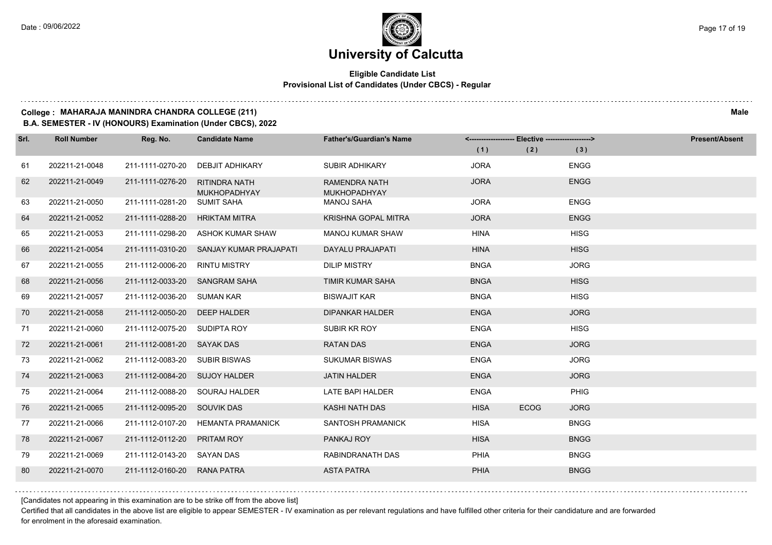# University of Calcutta

**Eligible Candidate List**
**Provisional List of Candidates (Under CBCS) - Regular**

**College : MAHARAJA MANINDRA CHANDRA COLLEGE (211)** **Male**
**B.A. SEMESTER - IV (HONOURS) Examination (Under CBCS), 2022**

| Srl. | Roll Number | Reg. No. | Candidate Name | Father's/Guardian's Name | Elective (1) | Elective (2) | Elective (3) | Present/Absent |
|---|---|---|---|---|---|---|---|---|
| 61 | 202211-21-0048 | 211-1111-0270-20 | DEBJIT ADHIKARY | SUBIR ADHIKARY | JORA | | ENGG | |
| 62 | 202211-21-0049 | 211-1111-0276-20 | RITINDRA NATH MUKHOPADHYAY | RAMENDRA NATH MUKHOPADHYAY | JORA | | ENGG | |
| 63 | 202211-21-0050 | 211-1111-0281-20 | SUMIT SAHA | MANOJ SAHA | JORA | | ENGG | |
| 64 | 202211-21-0052 | 211-1111-0288-20 | HRIKTAM MITRA | KRISHNA GOPAL MITRA | JORA | | ENGG | |
| 65 | 202211-21-0053 | 211-1111-0298-20 | ASHOK KUMAR SHAW | MANOJ KUMAR SHAW | HINA | | HISG | |
| 66 | 202211-21-0054 | 211-1111-0310-20 | SANJAY KUMAR PRAJAPATI | DAYALU PRAJAPATI | HINA | | HISG | |
| 67 | 202211-21-0055 | 211-1112-0006-20 | RINTU MISTRY | DILIP MISTRY | BNGA | | JORG | |
| 68 | 202211-21-0056 | 211-1112-0033-20 | SANGRAM SAHA | TIMIR KUMAR SAHA | BNGA | | HISG | |
| 69 | 202211-21-0057 | 211-1112-0036-20 | SUMAN KAR | BISWAJIT KAR | BNGA | | HISG | |
| 70 | 202211-21-0058 | 211-1112-0050-20 | DEEP HALDER | DIPANKAR HALDER | ENGA | | JORG | |
| 71 | 202211-21-0060 | 211-1112-0075-20 | SUDIPTA ROY | SUBIR KR ROY | ENGA | | HISG | |
| 72 | 202211-21-0061 | 211-1112-0081-20 | SAYAK DAS | RATAN DAS | ENGA | | JORG | |
| 73 | 202211-21-0062 | 211-1112-0083-20 | SUBIR BISWAS | SUKUMAR BISWAS | ENGA | | JORG | |
| 74 | 202211-21-0063 | 211-1112-0084-20 | SUJOY HALDER | JATIN HALDER | ENGA | | JORG | |
| 75 | 202211-21-0064 | 211-1112-0088-20 | SOURAJ HALDER | LATE BAPI HALDER | ENGA | | PHIG | |
| 76 | 202211-21-0065 | 211-1112-0095-20 | SOUVIK DAS | KASHI NATH DAS | HISA | ECOG | JORG | |
| 77 | 202211-21-0066 | 211-1112-0107-20 | HEMANTA PRAMANICK | SANTOSH PRAMANICK | HISA | | BNGG | |
| 78 | 202211-21-0067 | 211-1112-0112-20 | PRITAM ROY | PANKAJ ROY | HISA | | BNGG | |
| 79 | 202211-21-0069 | 211-1112-0143-20 | SAYAN DAS | RABINDRANATH DAS | PHIA | | BNGG | |
| 80 | 202211-21-0070 | 211-1112-0160-20 | RANA PATRA | ASTA PATRA | PHIA | | BNGG | |

[Candidates not appearing in this examination are to be strike off from the above list]

Certified that all candidates in the above list are eligible to appear SEMESTER - IV examination as per relevant regulations and have fulfilled other criteria for their candidature and are forwarded for enrolment in the aforesaid examination.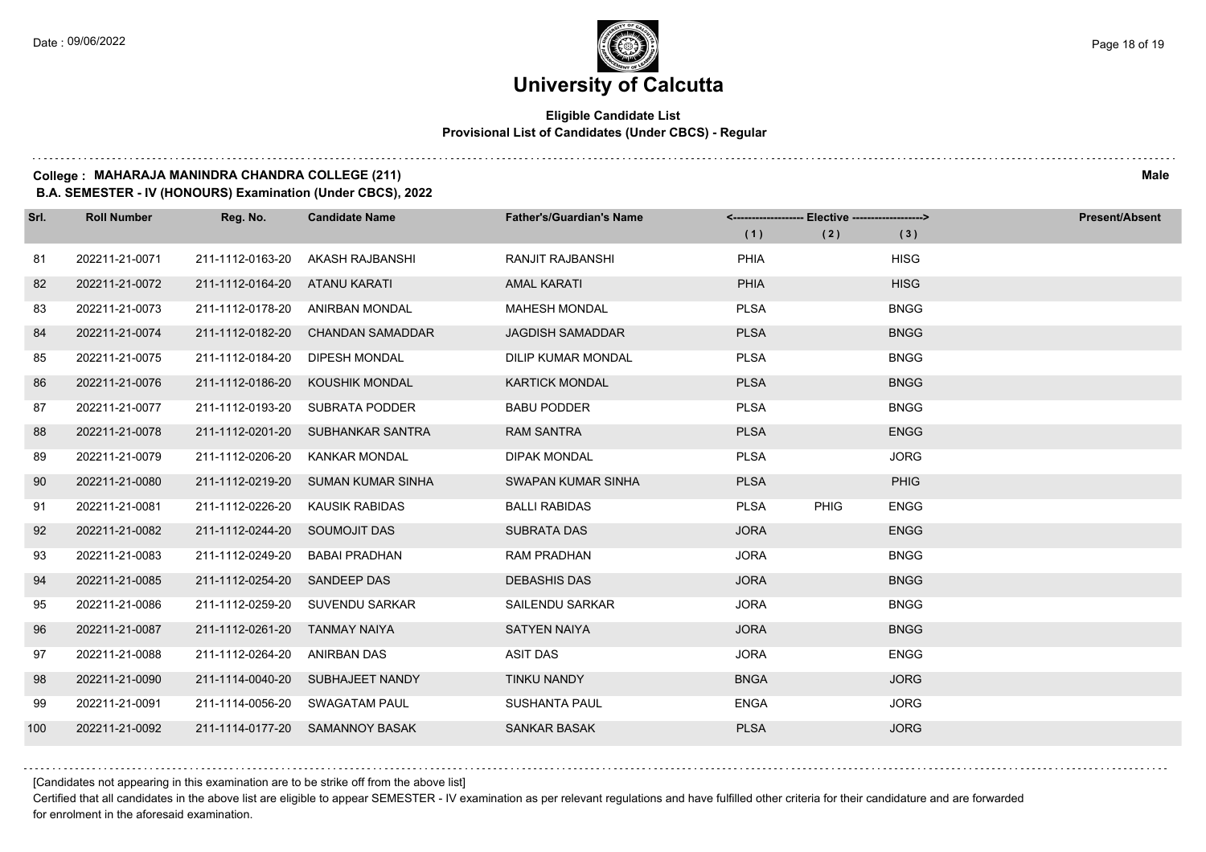# University of Calcutta

**Eligible Candidate List**
**Provisional List of Candidates (Under CBCS) - Regular**

**College : MAHARAJA MANINDRA CHANDRA COLLEGE (211)** **Male**
**B.A. SEMESTER - IV (HONOURS) Examination (Under CBCS), 2022**

| Srl. | Roll Number | Reg. No. | Candidate Name | Father's/Guardian's Name | Elective (1) | Elective (2) | Elective (3) | Present/Absent |
|---|---|---|---|---|---|---|---|---|
| 81 | 202211-21-0071 | 211-1112-0163-20 | AKASH RAJBANSHI | RANJIT RAJBANSHI | PHIA | | HISG | |
| 82 | 202211-21-0072 | 211-1112-0164-20 | ATANU KARATI | AMAL KARATI | PHIA | | HISG | |
| 83 | 202211-21-0073 | 211-1112-0178-20 | ANIRBAN MONDAL | MAHESH MONDAL | PLSA | | BNGG | |
| 84 | 202211-21-0074 | 211-1112-0182-20 | CHANDAN SAMADDAR | JAGDISH SAMADDAR | PLSA | | BNGG | |
| 85 | 202211-21-0075 | 211-1112-0184-20 | DIPESH MONDAL | DILIP KUMAR MONDAL | PLSA | | BNGG | |
| 86 | 202211-21-0076 | 211-1112-0186-20 | KOUSHIK MONDAL | KARTICK MONDAL | PLSA | | BNGG | |
| 87 | 202211-21-0077 | 211-1112-0193-20 | SUBRATA PODDER | BABU PODDER | PLSA | | BNGG | |
| 88 | 202211-21-0078 | 211-1112-0201-20 | SUBHANKAR SANTRA | RAM SANTRA | PLSA | | ENGG | |
| 89 | 202211-21-0079 | 211-1112-0206-20 | KANKAR MONDAL | DIPAK MONDAL | PLSA | | JORG | |
| 90 | 202211-21-0080 | 211-1112-0219-20 | SUMAN KUMAR SINHA | SWAPAN KUMAR SINHA | PLSA | | PHIG | |
| 91 | 202211-21-0081 | 211-1112-0226-20 | KAUSIK RABIDAS | BALLI RABIDAS | PLSA | PHIG | ENGG | |
| 92 | 202211-21-0082 | 211-1112-0244-20 | SOUMOJIT DAS | SUBRATA DAS | JORA | | ENGG | |
| 93 | 202211-21-0083 | 211-1112-0249-20 | BABAI PRADHAN | RAM PRADHAN | JORA | | BNGG | |
| 94 | 202211-21-0085 | 211-1112-0254-20 | SANDEEP DAS | DEBASHIS DAS | JORA | | BNGG | |
| 95 | 202211-21-0086 | 211-1112-0259-20 | SUVENDU SARKAR | SAILENDU SARKAR | JORA | | BNGG | |
| 96 | 202211-21-0087 | 211-1112-0261-20 | TANMAY NAIYA | SATYEN NAIYA | JORA | | BNGG | |
| 97 | 202211-21-0088 | 211-1112-0264-20 | ANIRBAN DAS | ASIT DAS | JORA | | ENGG | |
| 98 | 202211-21-0090 | 211-1114-0040-20 | SUBHAJEET NANDY | TINKU NANDY | BNGA | | JORG | |
| 99 | 202211-21-0091 | 211-1114-0056-20 | SWAGATAM PAUL | SUSHANTA PAUL | ENGA | | JORG | |
| 100 | 202211-21-0092 | 211-1114-0177-20 | SAMANNOY BASAK | SANKAR BASAK | PLSA | | JORG | |

[Candidates not appearing in this examination are to be strike off from the above list]

Certified that all candidates in the above list are eligible to appear SEMESTER - IV examination as per relevant regulations and have fulfilled other criteria for their candidature and are forwarded for enrolment in the aforesaid examination.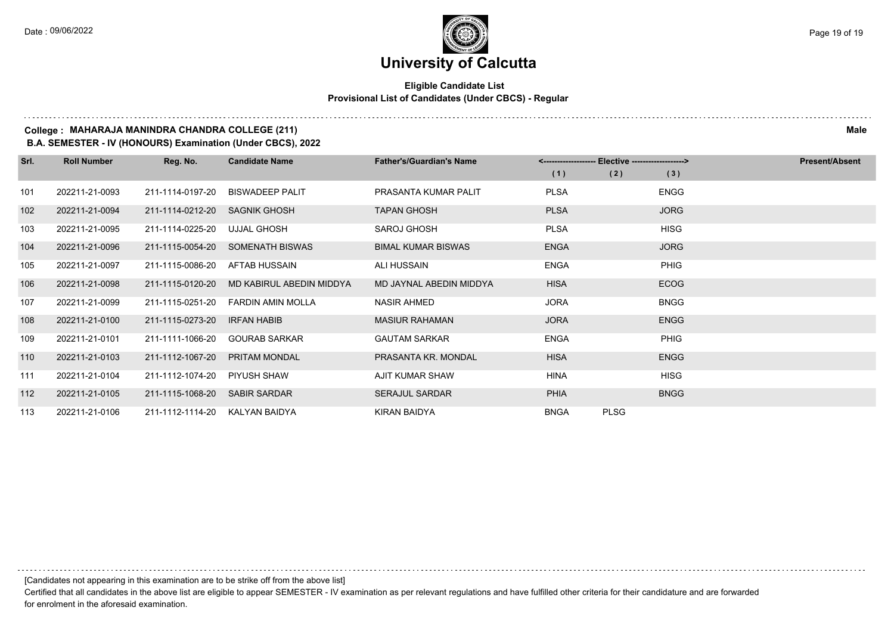# University of Calcutta

**Eligible Candidate List**
**Provisional List of Candidates (Under CBCS) - Regular**

**College : MAHARAJA MANINDRA CHANDRA COLLEGE (211)** **Male**
**B.A. SEMESTER - IV (HONOURS) Examination (Under CBCS), 2022**

| Srl. | Roll Number | Reg. No. | Candidate Name | Father's/Guardian's Name | <------------------- Elective -------------------> | | | Present/Absent |
|---|---|---|---|---|---|---|---|---|
| | | | | | (1) | (2) | (3) | |
| 101 | 202211-21-0093 | 211-1114-0197-20 | BISWADEEP PALIT | PRASANTA KUMAR PALIT | PLSA | | ENGG | |
| 102 | 202211-21-0094 | 211-1114-0212-20 | SAGNIK GHOSH | TAPAN GHOSH | PLSA | | JORG | |
| 103 | 202211-21-0095 | 211-1114-0225-20 | UJJAL GHOSH | SAROJ GHOSH | PLSA | | HISG | |
| 104 | 202211-21-0096 | 211-1115-0054-20 | SOMENATH BISWAS | BIMAL KUMAR BISWAS | ENGA | | JORG | |
| 105 | 202211-21-0097 | 211-1115-0086-20 | AFTAB HUSSAIN | ALI HUSSAIN | ENGA | | PHIG | |
| 106 | 202211-21-0098 | 211-1115-0120-20 | MD KABIRUL ABEDIN MIDDYA | MD JAYNAL ABEDIN MIDDYA | HISA | | ECOG | |
| 107 | 202211-21-0099 | 211-1115-0251-20 | FARDIN AMIN MOLLA | NASIR AHMED | JORA | | BNGG | |
| 108 | 202211-21-0100 | 211-1115-0273-20 | IRFAN HABIB | MASIUR RAHAMAN | JORA | | ENGG | |
| 109 | 202211-21-0101 | 211-1111-1066-20 | GOURAB SARKAR | GAUTAM SARKAR | ENGA | | PHIG | |
| 110 | 202211-21-0103 | 211-1112-1067-20 | PRITAM MONDAL | PRASANTA KR. MONDAL | HISA | | ENGG | |
| 111 | 202211-21-0104 | 211-1112-1074-20 | PIYUSH SHAW | AJIT KUMAR SHAW | HINA | | HISG | |
| 112 | 202211-21-0105 | 211-1115-1068-20 | SABIR SARDAR | SERAJUL SARDAR | PHIA | | BNGG | |
| 113 | 202211-21-0106 | 211-1112-1114-20 | KALYAN BAIDYA | KIRAN BAIDYA | BNGA | PLSG | | |

[Candidates not appearing in this examination are to be strike off from the above list]

Certified that all candidates in the above list are eligible to appear SEMESTER - IV examination as per relevant regulations and have fulfilled other criteria for their candidature and are forwarded for enrolment in the aforesaid examination.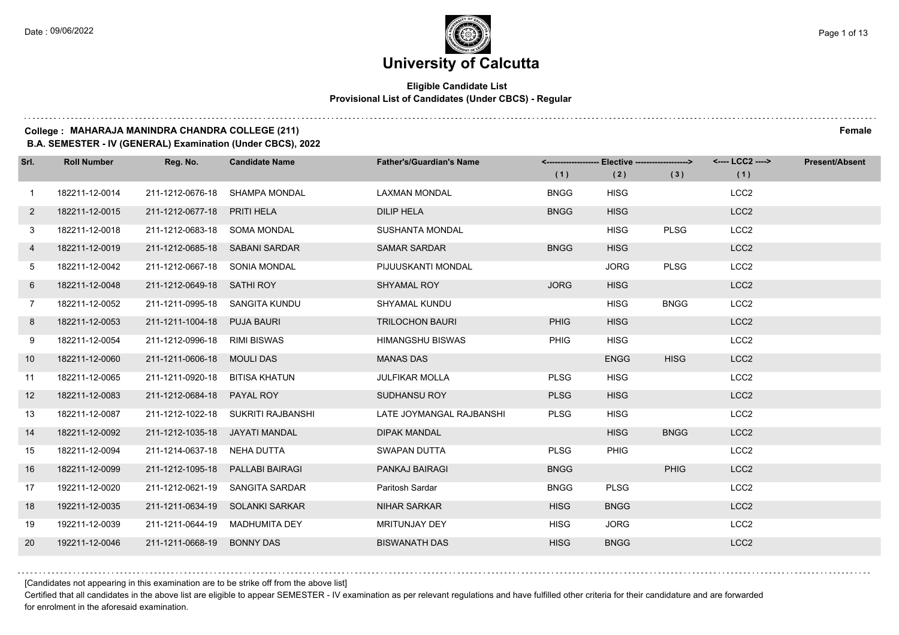# University of Calcutta

**Eligible Candidate List**
**Provisional List of Candidates (Under CBCS) - Regular**

**College : MAHARAJA MANINDRA CHANDRA COLLEGE (211)** **Female**
**B.A. SEMESTER - IV (GENERAL) Examination (Under CBCS), 2022**

| Srl. | Roll Number | Reg. No. | Candidate Name | Father's/Guardian's Name | <------------------- Elective -------------------> | | | <---- LCC2 ----> | Present/Absent |
|---|---|---|---|---|---|---|---|---|---|
| | | | | | (1) | (2) | (3) | (1) | |
| 1 | 182211-12-0014 | 211-1212-0676-18 | SHAMPA MONDAL | LAXMAN MONDAL | BNGG | HISG | | LCC2 | |
| 2 | 182211-12-0015 | 211-1212-0677-18 | PRITI HELA | DILIP HELA | BNGG | HISG | | LCC2 | |
| 3 | 182211-12-0018 | 211-1212-0683-18 | SOMA MONDAL | SUSHANTA MONDAL | | HISG | PLSG | LCC2 | |
| 4 | 182211-12-0019 | 211-1212-0685-18 | SABANI SARDAR | SAMAR SARDAR | BNGG | HISG | | LCC2 | |
| 5 | 182211-12-0042 | 211-1212-0667-18 | SONIA MONDAL | PIJUUSKANTI MONDAL | | JORG | PLSG | LCC2 | |
| 6 | 182211-12-0048 | 211-1212-0649-18 | SATHI ROY | SHYAMAL ROY | JORG | HISG | | LCC2 | |
| 7 | 182211-12-0052 | 211-1211-0995-18 | SANGITA KUNDU | SHYAMAL KUNDU | | HISG | BNGG | LCC2 | |
| 8 | 182211-12-0053 | 211-1211-1004-18 | PUJA BAURI | TRILOCHON BAURI | PHIG | HISG | | LCC2 | |
| 9 | 182211-12-0054 | 211-1212-0996-18 | RIMI BISWAS | HIMANGSHU BISWAS | PHIG | HISG | | LCC2 | |
| 10 | 182211-12-0060 | 211-1211-0606-18 | MOULI DAS | MANAS DAS | | ENGG | HISG | LCC2 | |
| 11 | 182211-12-0065 | 211-1211-0920-18 | BITISA KHATUN | JULFIKAR MOLLA | PLSG | HISG | | LCC2 | |
| 12 | 182211-12-0083 | 211-1212-0684-18 | PAYAL ROY | SUDHANSU ROY | PLSG | HISG | | LCC2 | |
| 13 | 182211-12-0087 | 211-1212-1022-18 | SUKRITI RAJBANSHI | LATE JOYMANGAL RAJBANSHI | PLSG | HISG | | LCC2 | |
| 14 | 182211-12-0092 | 211-1212-1035-18 | JAYATI MANDAL | DIPAK MANDAL | | HISG | BNGG | LCC2 | |
| 15 | 182211-12-0094 | 211-1214-0637-18 | NEHA DUTTA | SWAPAN DUTTA | PLSG | PHIG | | LCC2 | |
| 16 | 182211-12-0099 | 211-1212-1095-18 | PALLABI BAIRAGI | PANKAJ BAIRAGI | BNGG | | PHIG | LCC2 | |
| 17 | 192211-12-0020 | 211-1212-0621-19 | SANGITA SARDAR | Paritosh Sardar | BNGG | PLSG | | LCC2 | |
| 18 | 192211-12-0035 | 211-1211-0634-19 | SOLANKI SARKAR | NIHAR SARKAR | HISG | BNGG | | LCC2 | |
| 19 | 192211-12-0039 | 211-1211-0644-19 | MADHUMITA DEY | MRITUNJAY DEY | HISG | JORG | | LCC2 | |
| 20 | 192211-12-0046 | 211-1211-0668-19 | BONNY DAS | BISWANATH DAS | HISG | BNGG | | LCC2 | |

[Candidates not appearing in this examination are to be strike off from the above list]

Certified that all candidates in the above list are eligible to appear SEMESTER - IV examination as per relevant regulations and have fulfilled other criteria for their candidature and are forwarded for enrolment in the aforesaid examination.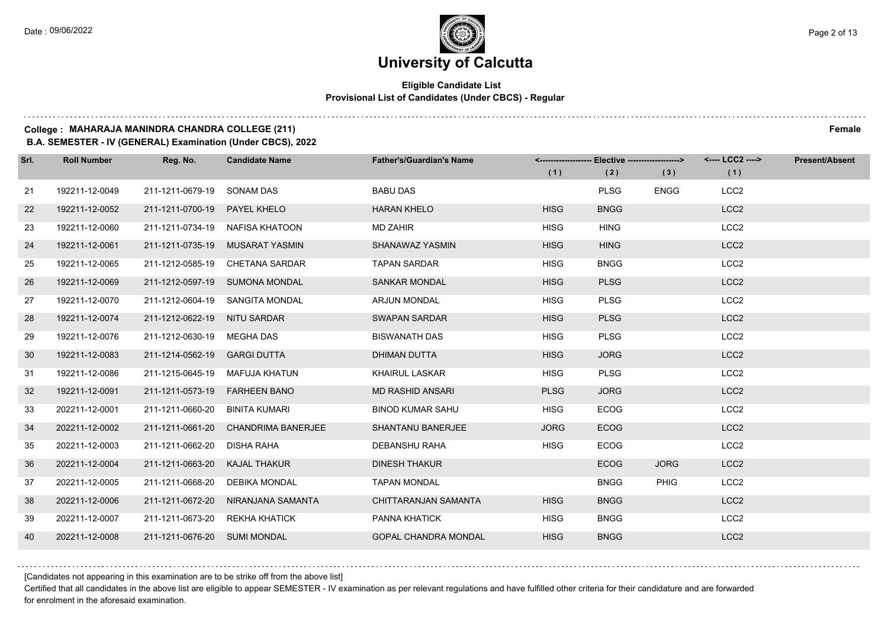# University of Calcutta

**Eligible Candidate List**
**Provisional List of Candidates (Under CBCS) - Regular**

**College : MAHARAJA MANINDRA CHANDRA COLLEGE (211)** **Female**
**B.A. SEMESTER - IV (GENERAL) Examination (Under CBCS), 2022**

| Srl. | Roll Number | Reg. No. | Candidate Name | Father's/Guardian's Name | Elective (1) | Elective (2) | Elective (3) | LCC2 (1) | Present/Absent |
|---|---|---|---|---|---|---|---|---|---|
| 21 | 192211-12-0049 | 211-1211-0679-19 | SONAM DAS | BABU DAS | | PLSG | ENGG | LCC2 | |
| 22 | 192211-12-0052 | 211-1211-0700-19 | PAYEL KHELO | HARAN KHELO | HISG | BNGG | | LCC2 | |
| 23 | 192211-12-0060 | 211-1211-0734-19 | NAFISA KHATOON | MD ZAHIR | HISG | HING | | LCC2 | |
| 24 | 192211-12-0061 | 211-1211-0735-19 | MUSARAT YASMIN | SHANAWAZ YASMIN | HISG | HING | | LCC2 | |
| 25 | 192211-12-0065 | 211-1212-0585-19 | CHETANA SARDAR | TAPAN SARDAR | HISG | BNGG | | LCC2 | |
| 26 | 192211-12-0069 | 211-1212-0597-19 | SUMONA MONDAL | SANKAR MONDAL | HISG | PLSG | | LCC2 | |
| 27 | 192211-12-0070 | 211-1212-0604-19 | SANGITA MONDAL | ARJUN MONDAL | HISG | PLSG | | LCC2 | |
| 28 | 192211-12-0074 | 211-1212-0622-19 | NITU SARDAR | SWAPAN SARDAR | HISG | PLSG | | LCC2 | |
| 29 | 192211-12-0076 | 211-1212-0630-19 | MEGHA DAS | BISWANATH DAS | HISG | PLSG | | LCC2 | |
| 30 | 192211-12-0083 | 211-1214-0562-19 | GARGI DUTTA | DHIMAN DUTTA | HISG | JORG | | LCC2 | |
| 31 | 192211-12-0086 | 211-1215-0645-19 | MAFUJA KHATUN | KHAIRUL LASKAR | HISG | PLSG | | LCC2 | |
| 32 | 192211-12-0091 | 211-1211-0573-19 | FARHEEN BANO | MD RASHID ANSARI | PLSG | JORG | | LCC2 | |
| 33 | 202211-12-0001 | 211-1211-0660-20 | BINITA KUMARI | BINOD KUMAR SAHU | HISG | ECOG | | LCC2 | |
| 34 | 202211-12-0002 | 211-1211-0661-20 | CHANDRIMA BANERJEE | SHANTANU BANERJEE | JORG | ECOG | | LCC2 | |
| 35 | 202211-12-0003 | 211-1211-0662-20 | DISHA RAHA | DEBANSHU RAHA | HISG | ECOG | | LCC2 | |
| 36 | 202211-12-0004 | 211-1211-0663-20 | KAJAL THAKUR | DINESH THAKUR | | ECOG | JORG | LCC2 | |
| 37 | 202211-12-0005 | 211-1211-0668-20 | DEBIKA MONDAL | TAPAN MONDAL | | BNGG | PHIG | LCC2 | |
| 38 | 202211-12-0006 | 211-1211-0672-20 | NIRANJANA SAMANTA | CHITTARANJAN SAMANTA | HISG | BNGG | | LCC2 | |
| 39 | 202211-12-0007 | 211-1211-0673-20 | REKHA KHATICK | PANNA KHATICK | HISG | BNGG | | LCC2 | |
| 40 | 202211-12-0008 | 211-1211-0676-20 | SUMI MONDAL | GOPAL CHANDRA MONDAL | HISG | BNGG | | LCC2 | |

[Candidates not appearing in this examination are to be strike off from the above list]

Certified that all candidates in the above list are eligible to appear SEMESTER - IV examination as per relevant regulations and have fulfilled other criteria for their candidature and are forwarded for enrolment in the aforesaid examination.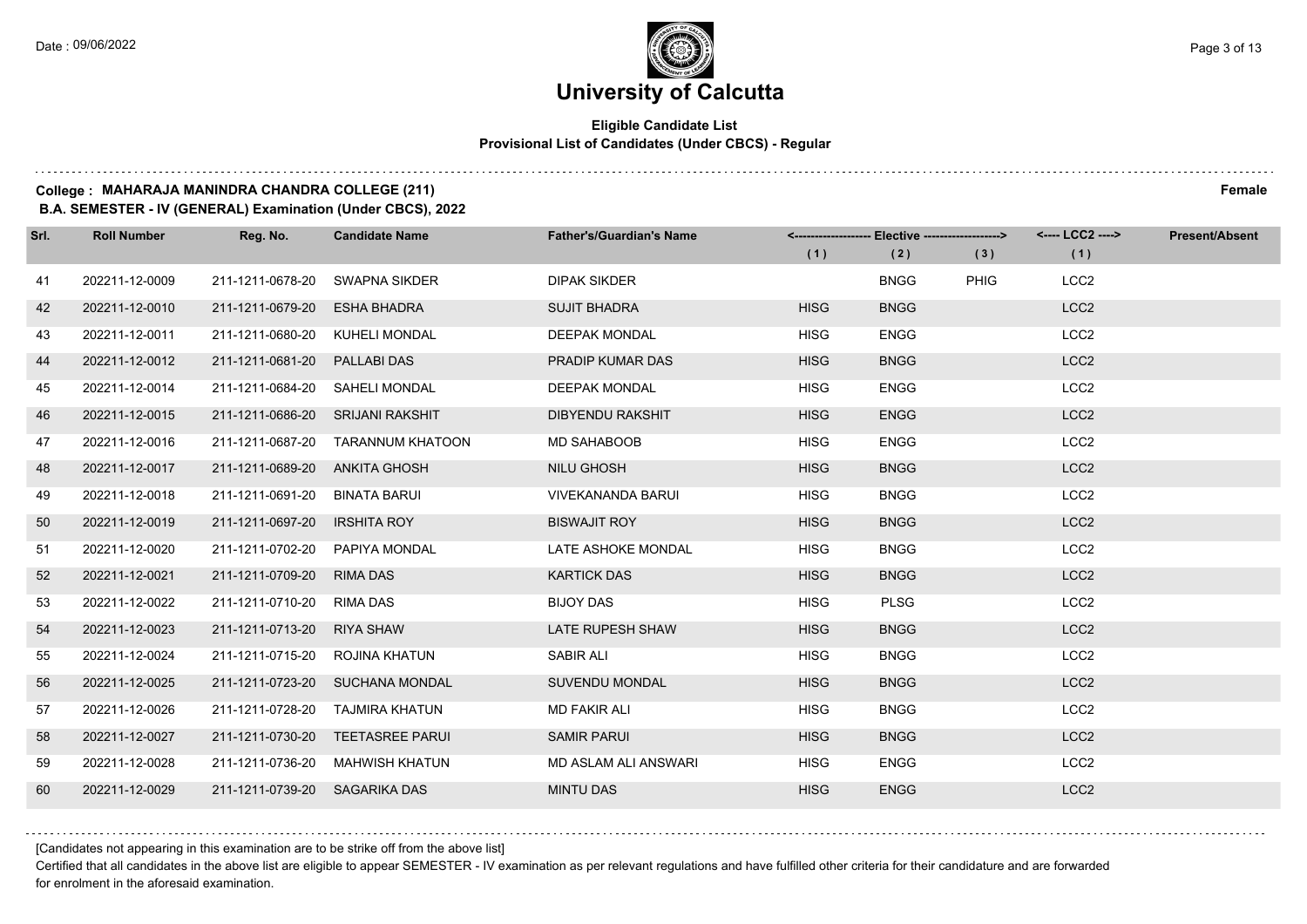# University of Calcutta

## Eligible Candidate List

### Provisional List of Candidates (Under CBCS) - Regular

**College : MAHARAJA MANINDRA CHANDRA COLLEGE (211)** **Female**

**B.A. SEMESTER - IV (GENERAL) Examination (Under CBCS), 2022**

| Srl. | Roll Number | Reg. No. | Candidate Name | Father's/Guardian's Name | Elective (1) | Elective (2) | Elective (3) | LCC2 (1) | Present/Absent |
|---|---|---|---|---|---|---|---|---|---|
| 41 | 202211-12-0009 | 211-1211-0678-20 | SWAPNA SIKDER | DIPAK SIKDER | | BNGG | PHIG | LCC2 | |
| 42 | 202211-12-0010 | 211-1211-0679-20 | ESHA BHADRA | SUJIT BHADRA | HISG | BNGG | | LCC2 | |
| 43 | 202211-12-0011 | 211-1211-0680-20 | KUHELI MONDAL | DEEPAK MONDAL | HISG | ENGG | | LCC2 | |
| 44 | 202211-12-0012 | 211-1211-0681-20 | PALLABI DAS | PRADIP KUMAR DAS | HISG | BNGG | | LCC2 | |
| 45 | 202211-12-0014 | 211-1211-0684-20 | SAHELI MONDAL | DEEPAK MONDAL | HISG | ENGG | | LCC2 | |
| 46 | 202211-12-0015 | 211-1211-0686-20 | SRIJANI RAKSHIT | DIBYENDU RAKSHIT | HISG | ENGG | | LCC2 | |
| 47 | 202211-12-0016 | 211-1211-0687-20 | TARANNUM KHATOON | MD SAHABOOB | HISG | ENGG | | LCC2 | |
| 48 | 202211-12-0017 | 211-1211-0689-20 | ANKITA GHOSH | NILU GHOSH | HISG | BNGG | | LCC2 | |
| 49 | 202211-12-0018 | 211-1211-0691-20 | BINATA BARUI | VIVEKANANDA BARUI | HISG | BNGG | | LCC2 | |
| 50 | 202211-12-0019 | 211-1211-0697-20 | IRSHITA ROY | BISWAJIT ROY | HISG | BNGG | | LCC2 | |
| 51 | 202211-12-0020 | 211-1211-0702-20 | PAPIYA MONDAL | LATE ASHOKE MONDAL | HISG | BNGG | | LCC2 | |
| 52 | 202211-12-0021 | 211-1211-0709-20 | RIMA DAS | KARTICK DAS | HISG | BNGG | | LCC2 | |
| 53 | 202211-12-0022 | 211-1211-0710-20 | RIMA DAS | BIJOY DAS | HISG | PLSG | | LCC2 | |
| 54 | 202211-12-0023 | 211-1211-0713-20 | RIYA SHAW | LATE RUPESH SHAW | HISG | BNGG | | LCC2 | |
| 55 | 202211-12-0024 | 211-1211-0715-20 | ROJINA KHATUN | SABIR ALI | HISG | BNGG | | LCC2 | |
| 56 | 202211-12-0025 | 211-1211-0723-20 | SUCHANA MONDAL | SUVENDU MONDAL | HISG | BNGG | | LCC2 | |
| 57 | 202211-12-0026 | 211-1211-0728-20 | TAJMIRA KHATUN | MD FAKIR ALI | HISG | BNGG | | LCC2 | |
| 58 | 202211-12-0027 | 211-1211-0730-20 | TEETASREE PARUI | SAMIR PARUI | HISG | BNGG | | LCC2 | |
| 59 | 202211-12-0028 | 211-1211-0736-20 | MAHWISH KHATUN | MD ASLAM ALI ANSWARI | HISG | ENGG | | LCC2 | |
| 60 | 202211-12-0029 | 211-1211-0739-20 | SAGARIKA DAS | MINTU DAS | HISG | ENGG | | LCC2 | |

[Candidates not appearing in this examination are to be strike off from the above list]

Certified that all candidates in the above list are eligible to appear SEMESTER - IV examination as per relevant regulations and have fulfilled other criteria for their candidature and are forwarded for enrolment in the aforesaid examination.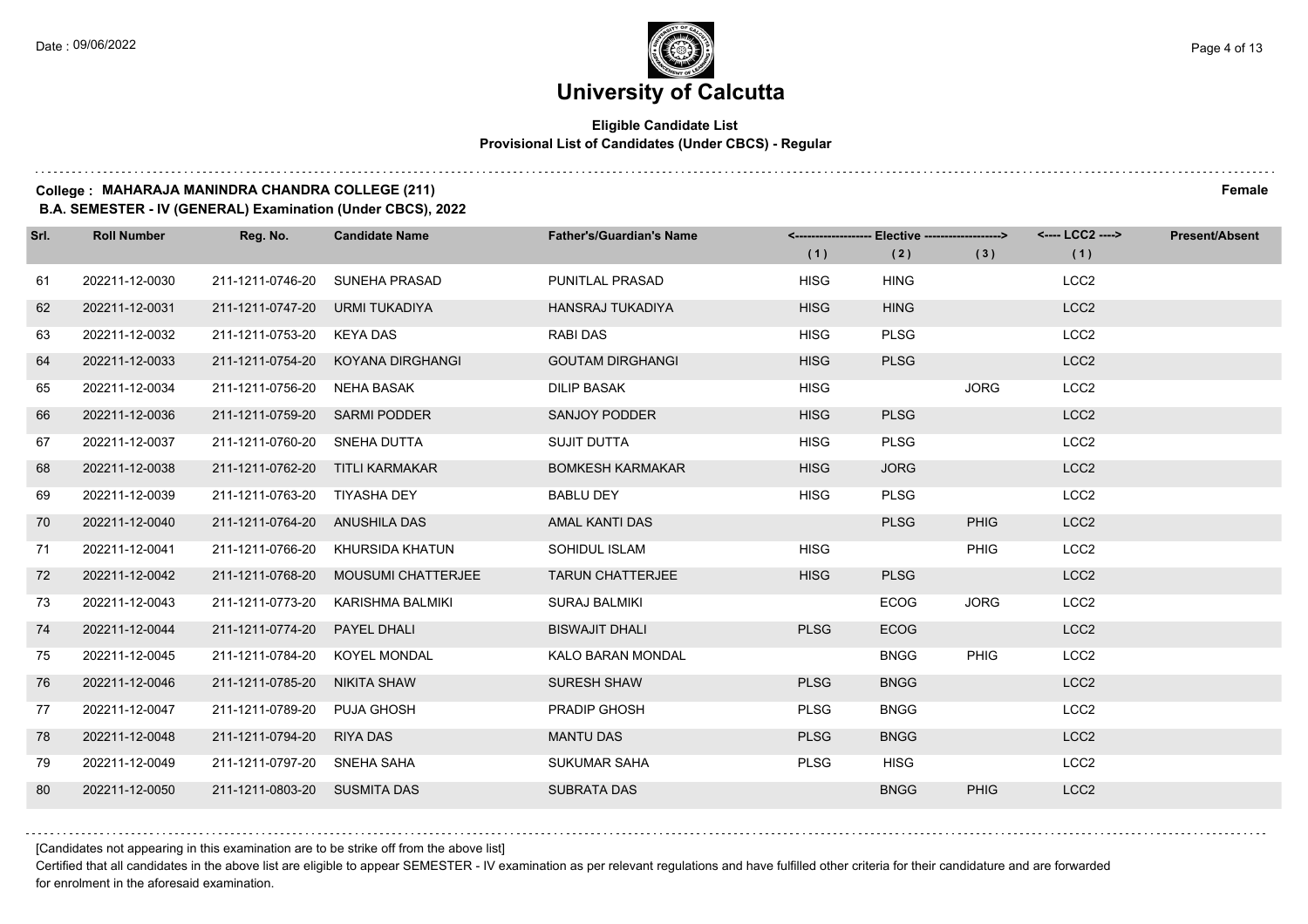# University of Calcutta

**Eligible Candidate List**
**Provisional List of Candidates (Under CBCS) - Regular**

**College : MAHARAJA MANINDRA CHANDRA COLLEGE (211)** **Female**
**B.A. SEMESTER - IV (GENERAL) Examination (Under CBCS), 2022**

| Srl. | Roll Number | Reg. No. | Candidate Name | Father's/Guardian's Name | Elective (1) | Elective (2) | Elective (3) | LCC2 (1) | Present/Absent |
|---|---|---|---|---|---|---|---|---|---|
| 61 | 202211-12-0030 | 211-1211-0746-20 | SUNEHA PRASAD | PUNITLAL PRASAD | HISG | HING | | LCC2 | |
| 62 | 202211-12-0031 | 211-1211-0747-20 | URMI TUKADIYA | HANSRAJ TUKADIYA | HISG | HING | | LCC2 | |
| 63 | 202211-12-0032 | 211-1211-0753-20 | KEYA DAS | RABI DAS | HISG | PLSG | | LCC2 | |
| 64 | 202211-12-0033 | 211-1211-0754-20 | KOYANA DIRGHANGI | GOUTAM DIRGHANGI | HISG | PLSG | | LCC2 | |
| 65 | 202211-12-0034 | 211-1211-0756-20 | NEHA BASAK | DILIP BASAK | HISG | | JORG | LCC2 | |
| 66 | 202211-12-0036 | 211-1211-0759-20 | SARMI PODDER | SANJOY PODDER | HISG | PLSG | | LCC2 | |
| 67 | 202211-12-0037 | 211-1211-0760-20 | SNEHA DUTTA | SUJIT DUTTA | HISG | PLSG | | LCC2 | |
| 68 | 202211-12-0038 | 211-1211-0762-20 | TITLI KARMAKAR | BOMKESH KARMAKAR | HISG | JORG | | LCC2 | |
| 69 | 202211-12-0039 | 211-1211-0763-20 | TIYASHA DEY | BABLU DEY | HISG | PLSG | | LCC2 | |
| 70 | 202211-12-0040 | 211-1211-0764-20 | ANUSHILA DAS | AMAL KANTI DAS | | PLSG | PHIG | LCC2 | |
| 71 | 202211-12-0041 | 211-1211-0766-20 | KHURSIDA KHATUN | SOHIDUL ISLAM | HISG | | PHIG | LCC2 | |
| 72 | 202211-12-0042 | 211-1211-0768-20 | MOUSUMI CHATTERJEE | TARUN CHATTERJEE | HISG | PLSG | | LCC2 | |
| 73 | 202211-12-0043 | 211-1211-0773-20 | KARISHMA BALMIKI | SURAJ BALMIKI | | ECOG | JORG | LCC2 | |
| 74 | 202211-12-0044 | 211-1211-0774-20 | PAYEL DHALI | BISWAJIT DHALI | PLSG | ECOG | | LCC2 | |
| 75 | 202211-12-0045 | 211-1211-0784-20 | KOYEL MONDAL | KALO BARAN MONDAL | | BNGG | PHIG | LCC2 | |
| 76 | 202211-12-0046 | 211-1211-0785-20 | NIKITA SHAW | SURESH SHAW | PLSG | BNGG | | LCC2 | |
| 77 | 202211-12-0047 | 211-1211-0789-20 | PUJA GHOSH | PRADIP GHOSH | PLSG | BNGG | | LCC2 | |
| 78 | 202211-12-0048 | 211-1211-0794-20 | RIYA DAS | MANTU DAS | PLSG | BNGG | | LCC2 | |
| 79 | 202211-12-0049 | 211-1211-0797-20 | SNEHA SAHA | SUKUMAR SAHA | PLSG | HISG | | LCC2 | |
| 80 | 202211-12-0050 | 211-1211-0803-20 | SUSMITA DAS | SUBRATA DAS | | BNGG | PHIG | LCC2 | |

[Candidates not appearing in this examination are to be strike off from the above list]

Certified that all candidates in the above list are eligible to appear SEMESTER - IV examination as per relevant regulations and have fulfilled other criteria for their candidature and are forwarded for enrolment in the aforesaid examination.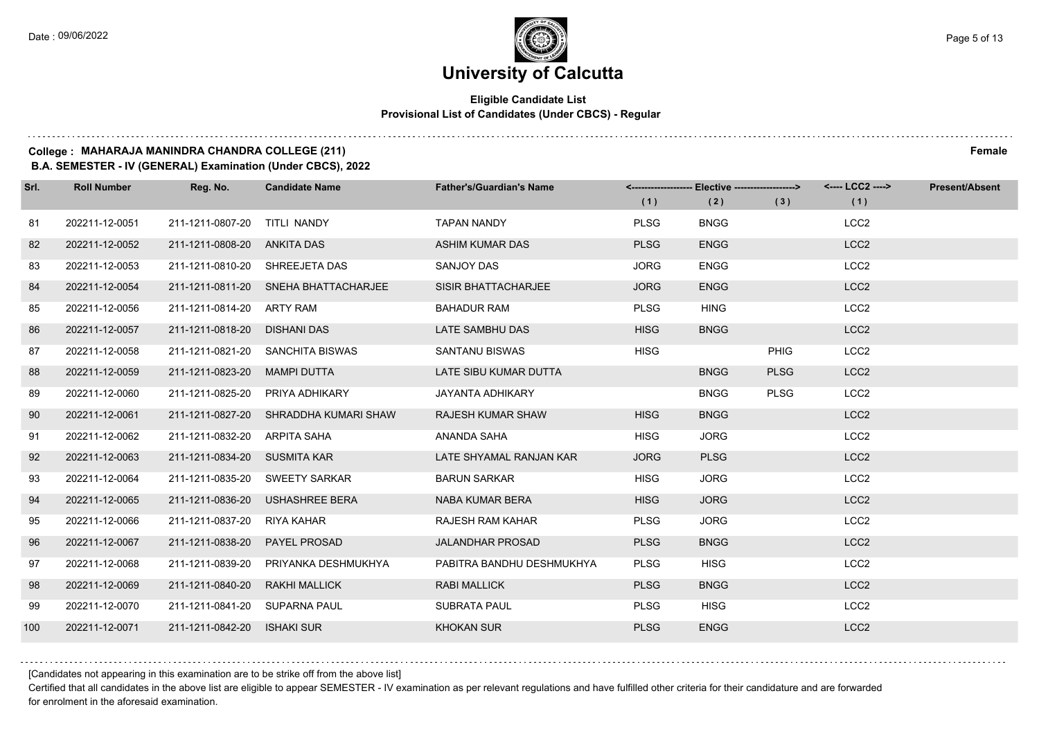# University of Calcutta

**Eligible Candidate List**
**Provisional List of Candidates (Under CBCS) - Regular**

**College : MAHARAJA MANINDRA CHANDRA COLLEGE (211)** **Female**
**B.A. SEMESTER - IV (GENERAL) Examination (Under CBCS), 2022**

| Srl. | Roll Number | Reg. No. | Candidate Name | Father's/Guardian's Name | Elective (1) | Elective (2) | Elective (3) | LCC2 (1) | Present/Absent |
|---|---|---|---|---|---|---|---|---|---|
| 81 | 202211-12-0051 | 211-1211-0807-20 | TITLI NANDY | TAPAN NANDY | PLSG | BNGG | | LCC2 | |
| 82 | 202211-12-0052 | 211-1211-0808-20 | ANKITA DAS | ASHIM KUMAR DAS | PLSG | ENGG | | LCC2 | |
| 83 | 202211-12-0053 | 211-1211-0810-20 | SHREEJETA DAS | SANJOY DAS | JORG | ENGG | | LCC2 | |
| 84 | 202211-12-0054 | 211-1211-0811-20 | SNEHA BHATTACHARJEE | SISIR BHATTACHARJEE | JORG | ENGG | | LCC2 | |
| 85 | 202211-12-0056 | 211-1211-0814-20 | ARTY RAM | BAHADUR RAM | PLSG | HING | | LCC2 | |
| 86 | 202211-12-0057 | 211-1211-0818-20 | DISHANI DAS | LATE SAMBHU DAS | HISG | BNGG | | LCC2 | |
| 87 | 202211-12-0058 | 211-1211-0821-20 | SANCHITA BISWAS | SANTANU BISWAS | HISG | | PHIG | LCC2 | |
| 88 | 202211-12-0059 | 211-1211-0823-20 | MAMPI DUTTA | LATE SIBU KUMAR DUTTA | | BNGG | PLSG | LCC2 | |
| 89 | 202211-12-0060 | 211-1211-0825-20 | PRIYA ADHIKARY | JAYANTA ADHIKARY | | BNGG | PLSG | LCC2 | |
| 90 | 202211-12-0061 | 211-1211-0827-20 | SHRADDHA KUMARI SHAW | RAJESH KUMAR SHAW | HISG | BNGG | | LCC2 | |
| 91 | 202211-12-0062 | 211-1211-0832-20 | ARPITA SAHA | ANANDA SAHA | HISG | JORG | | LCC2 | |
| 92 | 202211-12-0063 | 211-1211-0834-20 | SUSMITA KAR | LATE SHYAMAL RANJAN KAR | JORG | PLSG | | LCC2 | |
| 93 | 202211-12-0064 | 211-1211-0835-20 | SWEETY SARKAR | BARUN SARKAR | HISG | JORG | | LCC2 | |
| 94 | 202211-12-0065 | 211-1211-0836-20 | USHASHREE BERA | NABA KUMAR BERA | HISG | JORG | | LCC2 | |
| 95 | 202211-12-0066 | 211-1211-0837-20 | RIYA KAHAR | RAJESH RAM KAHAR | PLSG | JORG | | LCC2 | |
| 96 | 202211-12-0067 | 211-1211-0838-20 | PAYEL PROSAD | JALANDHAR PROSAD | PLSG | BNGG | | LCC2 | |
| 97 | 202211-12-0068 | 211-1211-0839-20 | PRIYANKA DESHMUKHYA | PABITRA BANDHU DESHMUKHYA | PLSG | HISG | | LCC2 | |
| 98 | 202211-12-0069 | 211-1211-0840-20 | RAKHI MALLICK | RABI MALLICK | PLSG | BNGG | | LCC2 | |
| 99 | 202211-12-0070 | 211-1211-0841-20 | SUPARNA PAUL | SUBRATA PAUL | PLSG | HISG | | LCC2 | |
| 100 | 202211-12-0071 | 211-1211-0842-20 | ISHAKI SUR | KHOKAN SUR | PLSG | ENGG | | LCC2 | |

[Candidates not appearing in this examination are to be strike off from the above list]

Certified that all candidates in the above list are eligible to appear SEMESTER - IV examination as per relevant regulations and have fulfilled other criteria for their candidature and are forwarded for enrolment in the aforesaid examination.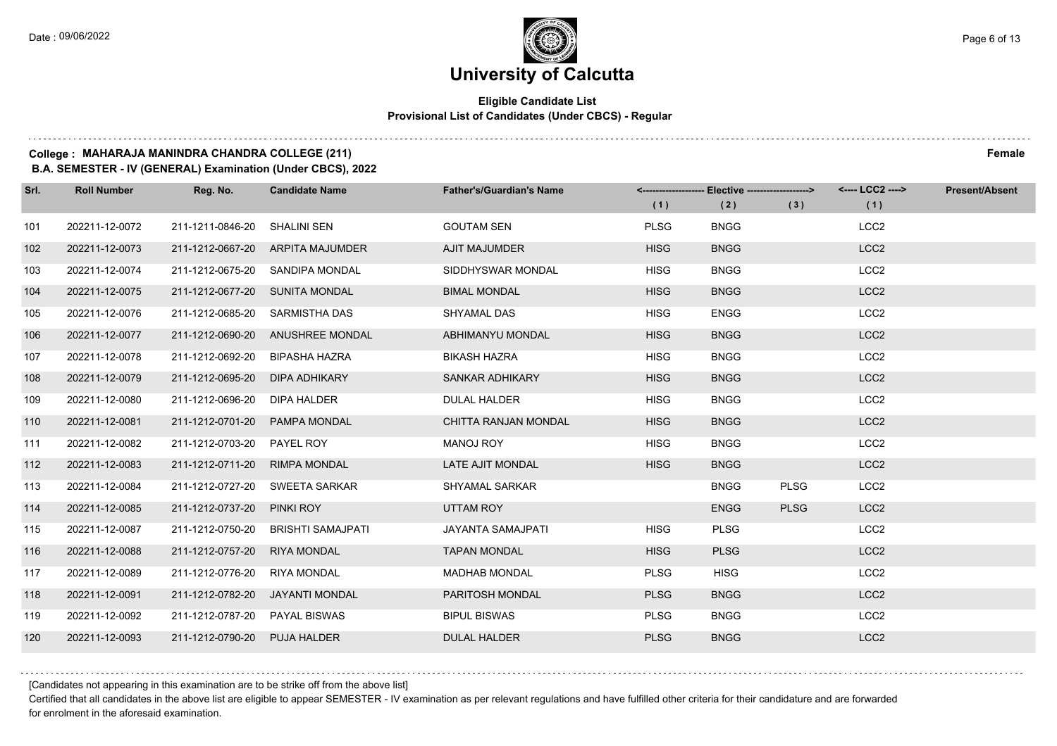# University of Calcutta

**Eligible Candidate List**
**Provisional List of Candidates (Under CBCS) - Regular**

**College : MAHARAJA MANINDRA CHANDRA COLLEGE (211)** **Female**
**B.A. SEMESTER - IV (GENERAL) Examination (Under CBCS), 2022**

| Srl. | Roll Number | Reg. No. | Candidate Name | Father's/Guardian's Name | Elective (1) | Elective (2) | Elective (3) | LCC2 (1) | Present/Absent |
|---|---|---|---|---|---|---|---|---|---|
| 101 | 202211-12-0072 | 211-1211-0846-20 | SHALINI SEN | GOUTAM SEN | PLSG | BNGG | | LCC2 | |
| 102 | 202211-12-0073 | 211-1212-0667-20 | ARPITA MAJUMDER | AJIT MAJUMDER | HISG | BNGG | | LCC2 | |
| 103 | 202211-12-0074 | 211-1212-0675-20 | SANDIPA MONDAL | SIDDHYSWAR MONDAL | HISG | BNGG | | LCC2 | |
| 104 | 202211-12-0075 | 211-1212-0677-20 | SUNITA MONDAL | BIMAL MONDAL | HISG | BNGG | | LCC2 | |
| 105 | 202211-12-0076 | 211-1212-0685-20 | SARMISTHA DAS | SHYAMAL DAS | HISG | ENGG | | LCC2 | |
| 106 | 202211-12-0077 | 211-1212-0690-20 | ANUSHREE MONDAL | ABHIMANYU MONDAL | HISG | BNGG | | LCC2 | |
| 107 | 202211-12-0078 | 211-1212-0692-20 | BIPASHA HAZRA | BIKASH HAZRA | HISG | BNGG | | LCC2 | |
| 108 | 202211-12-0079 | 211-1212-0695-20 | DIPA ADHIKARY | SANKAR ADHIKARY | HISG | BNGG | | LCC2 | |
| 109 | 202211-12-0080 | 211-1212-0696-20 | DIPA HALDER | DULAL HALDER | HISG | BNGG | | LCC2 | |
| 110 | 202211-12-0081 | 211-1212-0701-20 | PAMPA MONDAL | CHITTA RANJAN MONDAL | HISG | BNGG | | LCC2 | |
| 111 | 202211-12-0082 | 211-1212-0703-20 | PAYEL ROY | MANOJ ROY | HISG | BNGG | | LCC2 | |
| 112 | 202211-12-0083 | 211-1212-0711-20 | RIMPA MONDAL | LATE AJIT MONDAL | HISG | BNGG | | LCC2 | |
| 113 | 202211-12-0084 | 211-1212-0727-20 | SWEETA SARKAR | SHYAMAL SARKAR | | BNGG | PLSG | LCC2 | |
| 114 | 202211-12-0085 | 211-1212-0737-20 | PINKI ROY | UTTAM ROY | | ENGG | PLSG | LCC2 | |
| 115 | 202211-12-0087 | 211-1212-0750-20 | BRISHTI SAMAJPATI | JAYANTA SAMAJPATI | HISG | PLSG | | LCC2 | |
| 116 | 202211-12-0088 | 211-1212-0757-20 | RIYA MONDAL | TAPAN MONDAL | HISG | PLSG | | LCC2 | |
| 117 | 202211-12-0089 | 211-1212-0776-20 | RIYA MONDAL | MADHAB MONDAL | PLSG | HISG | | LCC2 | |
| 118 | 202211-12-0091 | 211-1212-0782-20 | JAYANTI MONDAL | PARITOSH MONDAL | PLSG | BNGG | | LCC2 | |
| 119 | 202211-12-0092 | 211-1212-0787-20 | PAYAL BISWAS | BIPUL BISWAS | PLSG | BNGG | | LCC2 | |
| 120 | 202211-12-0093 | 211-1212-0790-20 | PUJA HALDER | DULAL HALDER | PLSG | BNGG | | LCC2 | |

[Candidates not appearing in this examination are to be strike off from the above list]

Certified that all candidates in the above list are eligible to appear SEMESTER - IV examination as per relevant regulations and have fulfilled other criteria for their candidature and are forwarded for enrolment in the aforesaid examination.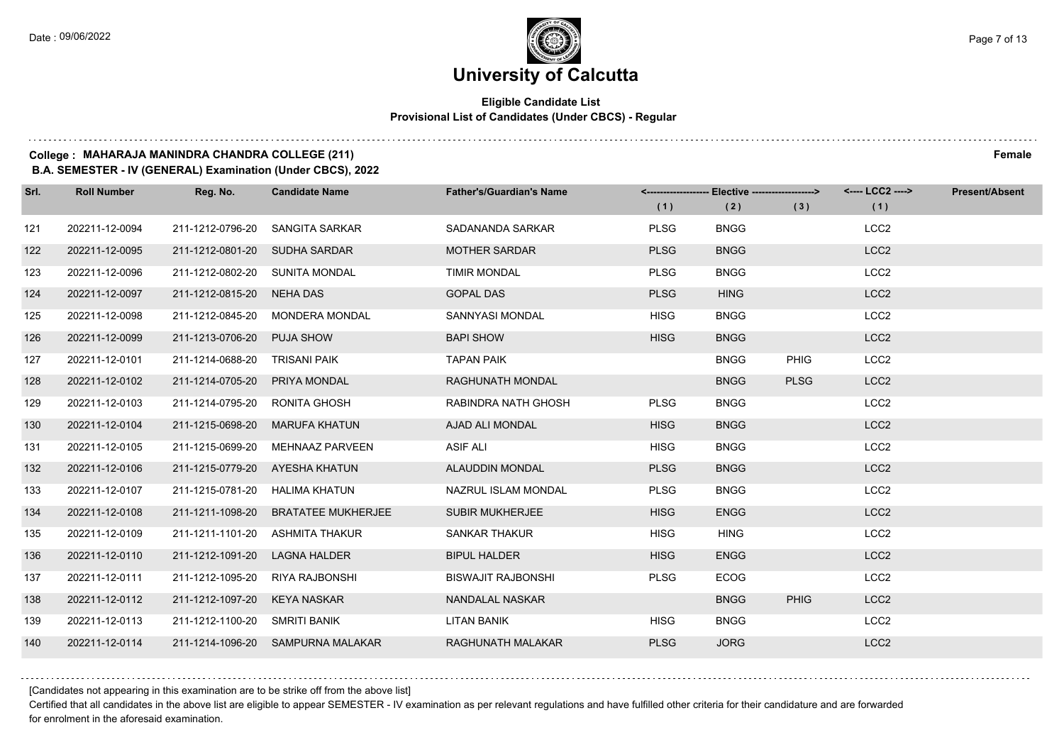# University of Calcutta

**Eligible Candidate List**
**Provisional List of Candidates (Under CBCS) - Regular**

**College : MAHARAJA MANINDRA CHANDRA COLLEGE (211)** **Female**
**B.A. SEMESTER - IV (GENERAL) Examination (Under CBCS), 2022**

| Srl. | Roll Number | Reg. No. | Candidate Name | Father's/Guardian's Name | Elective (1) | Elective (2) | Elective (3) | LCC2 (1) | Present/Absent |
|---|---|---|---|---|---|---|---|---|---|
| 121 | 202211-12-0094 | 211-1212-0796-20 | SANGITA SARKAR | SADANANDA SARKAR | PLSG | BNGG | | LCC2 | |
| 122 | 202211-12-0095 | 211-1212-0801-20 | SUDHA SARDAR | MOTHER SARDAR | PLSG | BNGG | | LCC2 | |
| 123 | 202211-12-0096 | 211-1212-0802-20 | SUNITA MONDAL | TIMIR MONDAL | PLSG | BNGG | | LCC2 | |
| 124 | 202211-12-0097 | 211-1212-0815-20 | NEHA DAS | GOPAL DAS | PLSG | HING | | LCC2 | |
| 125 | 202211-12-0098 | 211-1212-0845-20 | MONDERA MONDAL | SANNYASI MONDAL | HISG | BNGG | | LCC2 | |
| 126 | 202211-12-0099 | 211-1213-0706-20 | PUJA SHOW | BAPI SHOW | HISG | BNGG | | LCC2 | |
| 127 | 202211-12-0101 | 211-1214-0688-20 | TRISANI PAIK | TAPAN PAIK | | BNGG | PHIG | LCC2 | |
| 128 | 202211-12-0102 | 211-1214-0705-20 | PRIYA MONDAL | RAGHUNATH MONDAL | | BNGG | PLSG | LCC2 | |
| 129 | 202211-12-0103 | 211-1214-0795-20 | RONITA GHOSH | RABINDRA NATH GHOSH | PLSG | BNGG | | LCC2 | |
| 130 | 202211-12-0104 | 211-1215-0698-20 | MARUFA KHATUN | AJAD ALI MONDAL | HISG | BNGG | | LCC2 | |
| 131 | 202211-12-0105 | 211-1215-0699-20 | MEHNAAZ PARVEEN | ASIF ALI | HISG | BNGG | | LCC2 | |
| 132 | 202211-12-0106 | 211-1215-0779-20 | AYESHA KHATUN | ALAUDDIN MONDAL | PLSG | BNGG | | LCC2 | |
| 133 | 202211-12-0107 | 211-1215-0781-20 | HALIMA KHATUN | NAZRUL ISLAM MONDAL | PLSG | BNGG | | LCC2 | |
| 134 | 202211-12-0108 | 211-1211-1098-20 | BRATATEE MUKHERJEE | SUBIR MUKHERJEE | HISG | ENGG | | LCC2 | |
| 135 | 202211-12-0109 | 211-1211-1101-20 | ASHMITA THAKUR | SANKAR THAKUR | HISG | HING | | LCC2 | |
| 136 | 202211-12-0110 | 211-1212-1091-20 | LAGNA HALDER | BIPUL HALDER | HISG | ENGG | | LCC2 | |
| 137 | 202211-12-0111 | 211-1212-1095-20 | RIYA RAJBONSHI | BISWAJIT RAJBONSHI | PLSG | ECOG | | LCC2 | |
| 138 | 202211-12-0112 | 211-1212-1097-20 | KEYA NASKAR | NANDALAL NASKAR | | BNGG | PHIG | LCC2 | |
| 139 | 202211-12-0113 | 211-1212-1100-20 | SMRITI BANIK | LITAN BANIK | HISG | BNGG | | LCC2 | |
| 140 | 202211-12-0114 | 211-1214-1096-20 | SAMPURNA MALAKAR | RAGHUNATH MALAKAR | PLSG | JORG | | LCC2 | |

[Candidates not appearing in this examination are to be strike off from the above list]

Certified that all candidates in the above list are eligible to appear SEMESTER - IV examination as per relevant regulations and have fulfilled other criteria for their candidature and are forwarded for enrolment in the aforesaid examination.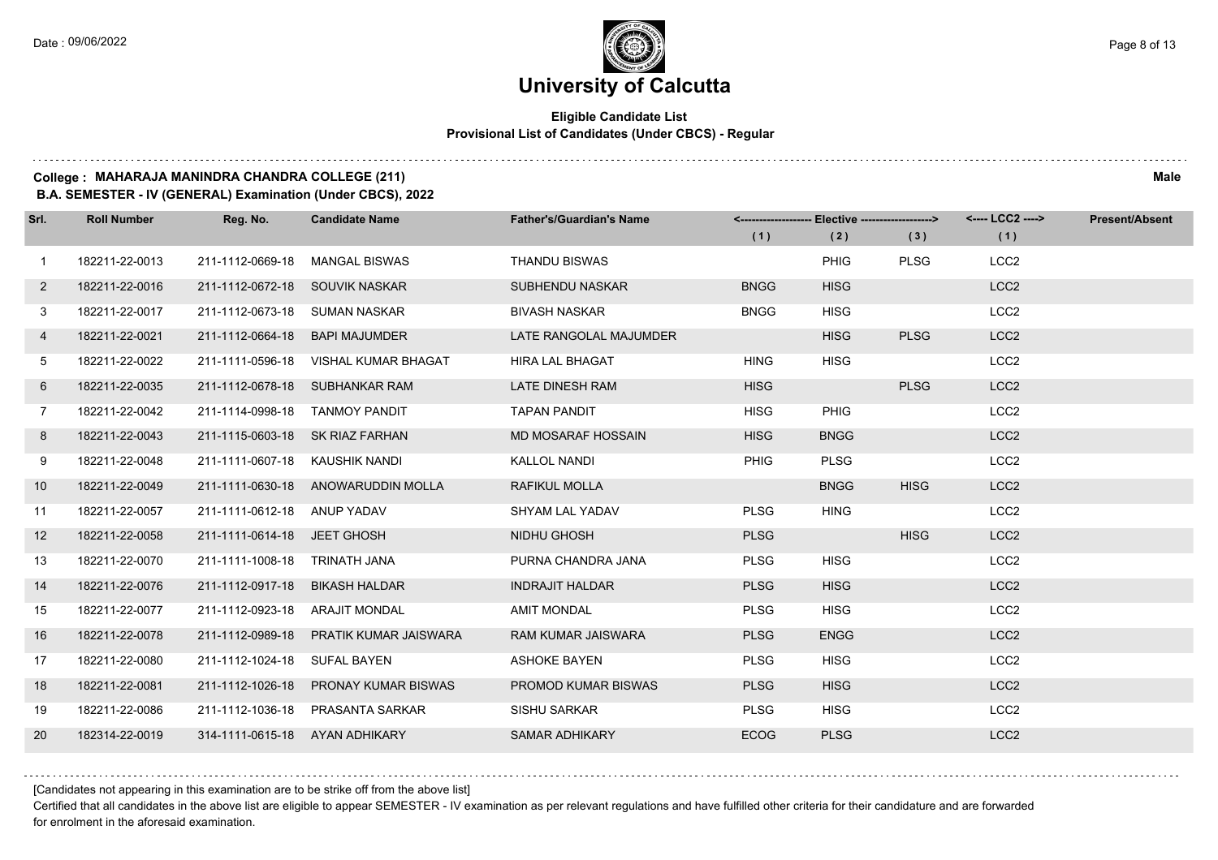# University of Calcutta

**Eligible Candidate List**
**Provisional List of Candidates (Under CBCS) - Regular**

**College : MAHARAJA MANINDRA CHANDRA COLLEGE (211)** — **Male**
**B.A. SEMESTER - IV (GENERAL) Examination (Under CBCS), 2022**

| Srl. | Roll Number | Reg. No. | Candidate Name | Father's/Guardian's Name | Elective (1) | Elective (2) | Elective (3) | LCC2 (1) | Present/Absent |
|---|---|---|---|---|---|---|---|---|---|
| 1 | 182211-22-0013 | 211-1112-0669-18 | MANGAL BISWAS | THANDU BISWAS | | PHIG | PLSG | LCC2 | |
| 2 | 182211-22-0016 | 211-1112-0672-18 | SOUVIK NASKAR | SUBHENDU NASKAR | BNGG | HISG | | LCC2 | |
| 3 | 182211-22-0017 | 211-1112-0673-18 | SUMAN NASKAR | BIVASH NASKAR | BNGG | HISG | | LCC2 | |
| 4 | 182211-22-0021 | 211-1112-0664-18 | BAPI MAJUMDER | LATE RANGOLAL MAJUMDER | | HISG | PLSG | LCC2 | |
| 5 | 182211-22-0022 | 211-1111-0596-18 | VISHAL KUMAR BHAGAT | HIRA LAL BHAGAT | HING | HISG | | LCC2 | |
| 6 | 182211-22-0035 | 211-1112-0678-18 | SUBHANKAR RAM | LATE DINESH RAM | HISG | | PLSG | LCC2 | |
| 7 | 182211-22-0042 | 211-1114-0998-18 | TANMOY PANDIT | TAPAN PANDIT | HISG | PHIG | | LCC2 | |
| 8 | 182211-22-0043 | 211-1115-0603-18 | SK RIAZ FARHAN | MD MOSARAF HOSSAIN | HISG | BNGG | | LCC2 | |
| 9 | 182211-22-0048 | 211-1111-0607-18 | KAUSHIK NANDI | KALLOL NANDI | PHIG | PLSG | | LCC2 | |
| 10 | 182211-22-0049 | 211-1111-0630-18 | ANOWARUDDIN MOLLA | RAFIKUL MOLLA | | BNGG | HISG | LCC2 | |
| 11 | 182211-22-0057 | 211-1111-0612-18 | ANUP YADAV | SHYAM LAL YADAV | PLSG | HING | | LCC2 | |
| 12 | 182211-22-0058 | 211-1111-0614-18 | JEET GHOSH | NIDHU GHOSH | PLSG | | HISG | LCC2 | |
| 13 | 182211-22-0070 | 211-1111-1008-18 | TRINATH JANA | PURNA CHANDRA JANA | PLSG | HISG | | LCC2 | |
| 14 | 182211-22-0076 | 211-1112-0917-18 | BIKASH HALDAR | INDRAJIT HALDAR | PLSG | HISG | | LCC2 | |
| 15 | 182211-22-0077 | 211-1112-0923-18 | ARAJIT MONDAL | AMIT MONDAL | PLSG | HISG | | LCC2 | |
| 16 | 182211-22-0078 | 211-1112-0989-18 | PRATIK KUMAR JAISWARA | RAM KUMAR JAISWARA | PLSG | ENGG | | LCC2 | |
| 17 | 182211-22-0080 | 211-1112-1024-18 | SUFAL BAYEN | ASHOKE BAYEN | PLSG | HISG | | LCC2 | |
| 18 | 182211-22-0081 | 211-1112-1026-18 | PRONAY KUMAR BISWAS | PROMOD KUMAR BISWAS | PLSG | HISG | | LCC2 | |
| 19 | 182211-22-0086 | 211-1112-1036-18 | PRASANTA SARKAR | SISHU SARKAR | PLSG | HISG | | LCC2 | |
| 20 | 182314-22-0019 | 314-1111-0615-18 | AYAN ADHIKARY | SAMAR ADHIKARY | ECOG | PLSG | | LCC2 | |

[Candidates not appearing in this examination are to be strike off from the above list]

Certified that all candidates in the above list are eligible to appear SEMESTER - IV examination as per relevant regulations and have fulfilled other criteria for their candidature and are forwarded for enrolment in the aforesaid examination.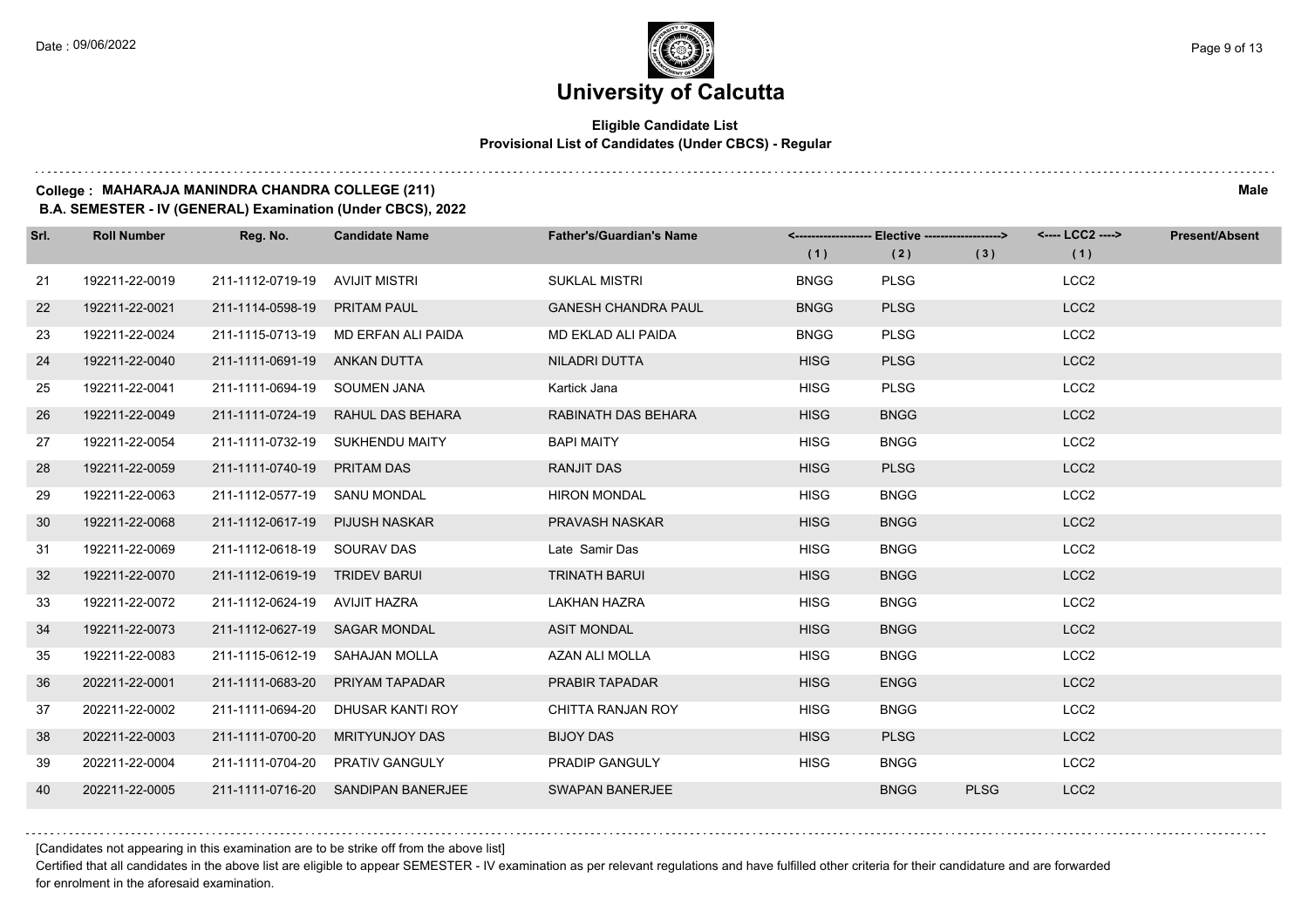# University of Calcutta

**Eligible Candidate List**
**Provisional List of Candidates (Under CBCS) - Regular**

**College : MAHARAJA MANINDRA CHANDRA COLLEGE (211)** **Male**
**B.A. SEMESTER - IV (GENERAL) Examination (Under CBCS), 2022**

| Srl. | Roll Number | Reg. No. | Candidate Name | Father's/Guardian's Name | Elective (1) | Elective (2) | Elective (3) | LCC2 (1) | Present/Absent |
|---|---|---|---|---|---|---|---|---|---|
| 21 | 192211-22-0019 | 211-1112-0719-19 | AVIJIT MISTRI | SUKLAL MISTRI | BNGG | PLSG | | LCC2 | |
| 22 | 192211-22-0021 | 211-1114-0598-19 | PRITAM PAUL | GANESH CHANDRA PAUL | BNGG | PLSG | | LCC2 | |
| 23 | 192211-22-0024 | 211-1115-0713-19 | MD ERFAN ALI PAIDA | MD EKLAD ALI PAIDA | BNGG | PLSG | | LCC2 | |
| 24 | 192211-22-0040 | 211-1111-0691-19 | ANKAN DUTTA | NILADRI DUTTA | HISG | PLSG | | LCC2 | |
| 25 | 192211-22-0041 | 211-1111-0694-19 | SOUMEN JANA | Kartick Jana | HISG | PLSG | | LCC2 | |
| 26 | 192211-22-0049 | 211-1111-0724-19 | RAHUL DAS BEHARA | RABINATH DAS BEHARA | HISG | BNGG | | LCC2 | |
| 27 | 192211-22-0054 | 211-1111-0732-19 | SUKHENDU MAITY | BAPI MAITY | HISG | BNGG | | LCC2 | |
| 28 | 192211-22-0059 | 211-1111-0740-19 | PRITAM DAS | RANJIT DAS | HISG | PLSG | | LCC2 | |
| 29 | 192211-22-0063 | 211-1112-0577-19 | SANU MONDAL | HIRON MONDAL | HISG | BNGG | | LCC2 | |
| 30 | 192211-22-0068 | 211-1112-0617-19 | PIJUSH NASKAR | PRAVASH NASKAR | HISG | BNGG | | LCC2 | |
| 31 | 192211-22-0069 | 211-1112-0618-19 | SOURAV DAS | Late Samir Das | HISG | BNGG | | LCC2 | |
| 32 | 192211-22-0070 | 211-1112-0619-19 | TRIDEV BARUI | TRINATH BARUI | HISG | BNGG | | LCC2 | |
| 33 | 192211-22-0072 | 211-1112-0624-19 | AVIJIT HAZRA | LAKHAN HAZRA | HISG | BNGG | | LCC2 | |
| 34 | 192211-22-0073 | 211-1112-0627-19 | SAGAR MONDAL | ASIT MONDAL | HISG | BNGG | | LCC2 | |
| 35 | 192211-22-0083 | 211-1115-0612-19 | SAHAJAN MOLLA | AZAN ALI MOLLA | HISG | BNGG | | LCC2 | |
| 36 | 202211-22-0001 | 211-1111-0683-20 | PRIYAM TAPADAR | PRABIR TAPADAR | HISG | ENGG | | LCC2 | |
| 37 | 202211-22-0002 | 211-1111-0694-20 | DHUSAR KANTI ROY | CHITTA RANJAN ROY | HISG | BNGG | | LCC2 | |
| 38 | 202211-22-0003 | 211-1111-0700-20 | MRITYUNJOY DAS | BIJOY DAS | HISG | PLSG | | LCC2 | |
| 39 | 202211-22-0004 | 211-1111-0704-20 | PRATIV GANGULY | PRADIP GANGULY | HISG | BNGG | | LCC2 | |
| 40 | 202211-22-0005 | 211-1111-0716-20 | SANDIPAN BANERJEE | SWAPAN BANERJEE | | BNGG | PLSG | LCC2 | |

[Candidates not appearing in this examination are to be strike off from the above list]

Certified that all candidates in the above list are eligible to appear SEMESTER - IV examination as per relevant regulations and have fulfilled other criteria for their candidature and are forwarded for enrolment in the aforesaid examination.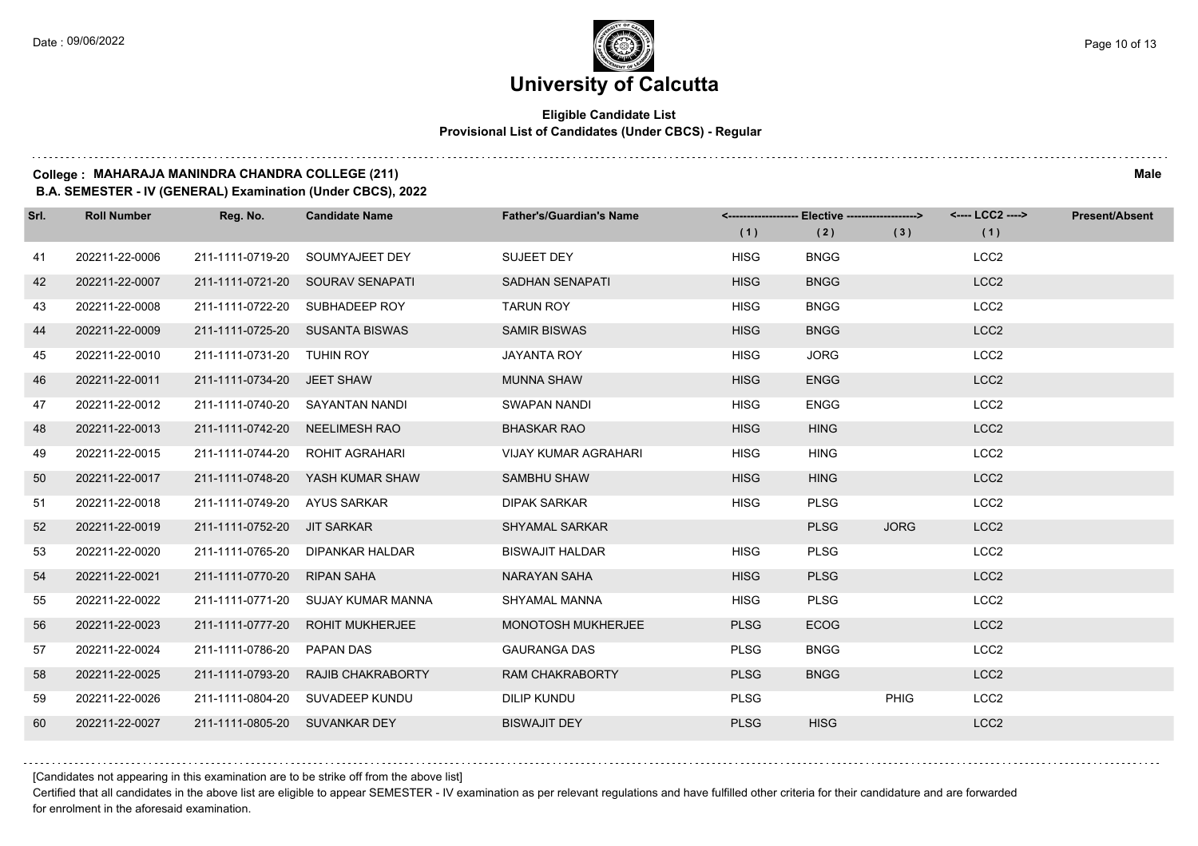# University of Calcutta

**Eligible Candidate List**
**Provisional List of Candidates (Under CBCS) - Regular**

**College : MAHARAJA MANINDRA CHANDRA COLLEGE (211)** — **Male**

**B.A. SEMESTER - IV (GENERAL) Examination (Under CBCS), 2022**

| Srl. | Roll Number | Reg. No. | Candidate Name | Father's/Guardian's Name | Elective (1) | Elective (2) | Elective (3) | LCC2 (1) | Present/Absent |
|---|---|---|---|---|---|---|---|---|---|
| 41 | 202211-22-0006 | 211-1111-0719-20 | SOUMYAJEET DEY | SUJEET DEY | HISG | BNGG | | LCC2 | |
| 42 | 202211-22-0007 | 211-1111-0721-20 | SOURAV SENAPATI | SADHAN SENAPATI | HISG | BNGG | | LCC2 | |
| 43 | 202211-22-0008 | 211-1111-0722-20 | SUBHADEEP ROY | TARUN ROY | HISG | BNGG | | LCC2 | |
| 44 | 202211-22-0009 | 211-1111-0725-20 | SUSANTA BISWAS | SAMIR BISWAS | HISG | BNGG | | LCC2 | |
| 45 | 202211-22-0010 | 211-1111-0731-20 | TUHIN ROY | JAYANTA ROY | HISG | JORG | | LCC2 | |
| 46 | 202211-22-0011 | 211-1111-0734-20 | JEET SHAW | MUNNA SHAW | HISG | ENGG | | LCC2 | |
| 47 | 202211-22-0012 | 211-1111-0740-20 | SAYANTAN NANDI | SWAPAN NANDI | HISG | ENGG | | LCC2 | |
| 48 | 202211-22-0013 | 211-1111-0742-20 | NEELIMESH RAO | BHASKAR RAO | HISG | HING | | LCC2 | |
| 49 | 202211-22-0015 | 211-1111-0744-20 | ROHIT AGRAHARI | VIJAY KUMAR AGRAHARI | HISG | HING | | LCC2 | |
| 50 | 202211-22-0017 | 211-1111-0748-20 | YASH KUMAR SHAW | SAMBHU SHAW | HISG | HING | | LCC2 | |
| 51 | 202211-22-0018 | 211-1111-0749-20 | AYUS SARKAR | DIPAK SARKAR | HISG | PLSG | | LCC2 | |
| 52 | 202211-22-0019 | 211-1111-0752-20 | JIT SARKAR | SHYAMAL SARKAR | | PLSG | JORG | LCC2 | |
| 53 | 202211-22-0020 | 211-1111-0765-20 | DIPANKAR HALDAR | BISWAJIT HALDAR | HISG | PLSG | | LCC2 | |
| 54 | 202211-22-0021 | 211-1111-0770-20 | RIPAN SAHA | NARAYAN SAHA | HISG | PLSG | | LCC2 | |
| 55 | 202211-22-0022 | 211-1111-0771-20 | SUJAY KUMAR MANNA | SHYAMAL MANNA | HISG | PLSG | | LCC2 | |
| 56 | 202211-22-0023 | 211-1111-0777-20 | ROHIT MUKHERJEE | MONOTOSH MUKHERJEE | PLSG | ECOG | | LCC2 | |
| 57 | 202211-22-0024 | 211-1111-0786-20 | PAPAN DAS | GAURANGA DAS | PLSG | BNGG | | LCC2 | |
| 58 | 202211-22-0025 | 211-1111-0793-20 | RAJIB CHAKRABORTY | RAM CHAKRABORTY | PLSG | BNGG | | LCC2 | |
| 59 | 202211-22-0026 | 211-1111-0804-20 | SUVADEEP KUNDU | DILIP KUNDU | PLSG | | PHIG | LCC2 | |
| 60 | 202211-22-0027 | 211-1111-0805-20 | SUVANKAR DEY | BISWAJIT DEY | PLSG | HISG | | LCC2 | |

[Candidates not appearing in this examination are to be strike off from the above list]

Certified that all candidates in the above list are eligible to appear SEMESTER - IV examination as per relevant regulations and have fulfilled other criteria for their candidature and are forwarded for enrolment in the aforesaid examination.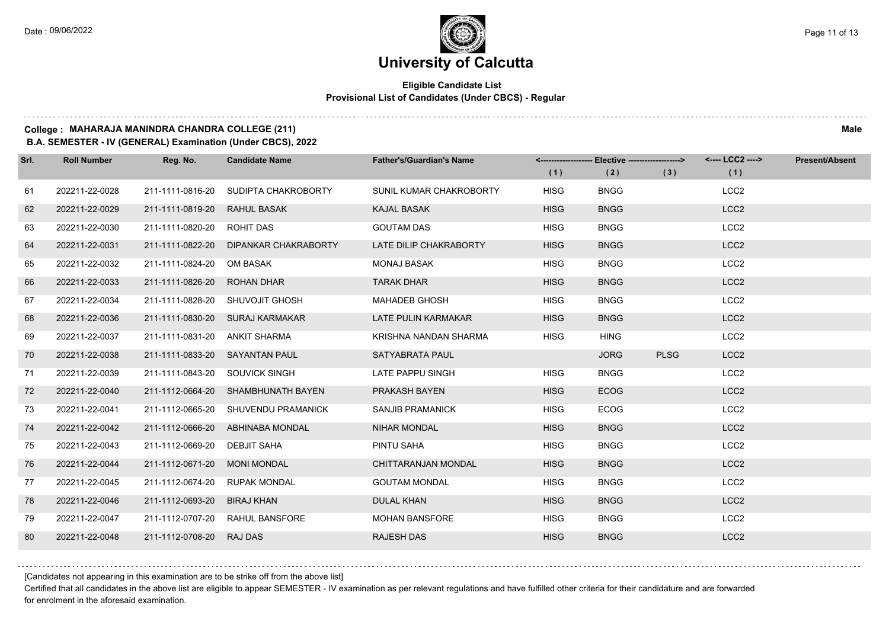# University of Calcutta

**Eligible Candidate List**
**Provisional List of Candidates (Under CBCS) - Regular**

**College : MAHARAJA MANINDRA CHANDRA COLLEGE (211)** **Male**
**B.A. SEMESTER - IV (GENERAL) Examination (Under CBCS), 2022**

| Srl. | Roll Number | Reg. No. | Candidate Name | Father's/Guardian's Name | Elective (1) | Elective (2) | Elective (3) | LCC2 (1) | Present/Absent |
|---|---|---|---|---|---|---|---|---|---|
| 61 | 202211-22-0028 | 211-1111-0816-20 | SUDIPTA CHAKROBORTY | SUNIL KUMAR CHAKROBORTY | HISG | BNGG | | LCC2 | |
| 62 | 202211-22-0029 | 211-1111-0819-20 | RAHUL BASAK | KAJAL BASAK | HISG | BNGG | | LCC2 | |
| 63 | 202211-22-0030 | 211-1111-0820-20 | ROHIT DAS | GOUTAM DAS | HISG | BNGG | | LCC2 | |
| 64 | 202211-22-0031 | 211-1111-0822-20 | DIPANKAR CHAKRABORTY | LATE DILIP CHAKRABORTY | HISG | BNGG | | LCC2 | |
| 65 | 202211-22-0032 | 211-1111-0824-20 | OM BASAK | MONAJ BASAK | HISG | BNGG | | LCC2 | |
| 66 | 202211-22-0033 | 211-1111-0826-20 | ROHAN DHAR | TARAK DHAR | HISG | BNGG | | LCC2 | |
| 67 | 202211-22-0034 | 211-1111-0828-20 | SHUVOJIT GHOSH | MAHADEB GHOSH | HISG | BNGG | | LCC2 | |
| 68 | 202211-22-0036 | 211-1111-0830-20 | SURAJ KARMAKAR | LATE PULIN KARMAKAR | HISG | BNGG | | LCC2 | |
| 69 | 202211-22-0037 | 211-1111-0831-20 | ANKIT SHARMA | KRISHNA NANDAN SHARMA | HISG | HING | | LCC2 | |
| 70 | 202211-22-0038 | 211-1111-0833-20 | SAYANTAN PAUL | SATYABRATA PAUL | | JORG | PLSG | LCC2 | |
| 71 | 202211-22-0039 | 211-1111-0843-20 | SOUVICK SINGH | LATE PAPPU SINGH | HISG | BNGG | | LCC2 | |
| 72 | 202211-22-0040 | 211-1112-0664-20 | SHAMBHUNATH BAYEN | PRAKASH BAYEN | HISG | ECOG | | LCC2 | |
| 73 | 202211-22-0041 | 211-1112-0665-20 | SHUVENDU PRAMANICK | SANJIB PRAMANICK | HISG | ECOG | | LCC2 | |
| 74 | 202211-22-0042 | 211-1112-0666-20 | ABHINABA MONDAL | NIHAR MONDAL | HISG | BNGG | | LCC2 | |
| 75 | 202211-22-0043 | 211-1112-0669-20 | DEBJIT SAHA | PINTU SAHA | HISG | BNGG | | LCC2 | |
| 76 | 202211-22-0044 | 211-1112-0671-20 | MONI MONDAL | CHITTARANJAN MONDAL | HISG | BNGG | | LCC2 | |
| 77 | 202211-22-0045 | 211-1112-0674-20 | RUPAK MONDAL | GOUTAM MONDAL | HISG | BNGG | | LCC2 | |
| 78 | 202211-22-0046 | 211-1112-0693-20 | BIRAJ KHAN | DULAL KHAN | HISG | BNGG | | LCC2 | |
| 79 | 202211-22-0047 | 211-1112-0707-20 | RAHUL BANSFORE | MOHAN BANSFORE | HISG | BNGG | | LCC2 | |
| 80 | 202211-22-0048 | 211-1112-0708-20 | RAJ DAS | RAJESH DAS | HISG | BNGG | | LCC2 | |

[Candidates not appearing in this examination are to be strike off from the above list]

Certified that all candidates in the above list are eligible to appear SEMESTER - IV examination as per relevant regulations and have fulfilled other criteria for their candidature and are forwarded for enrolment in the aforesaid examination.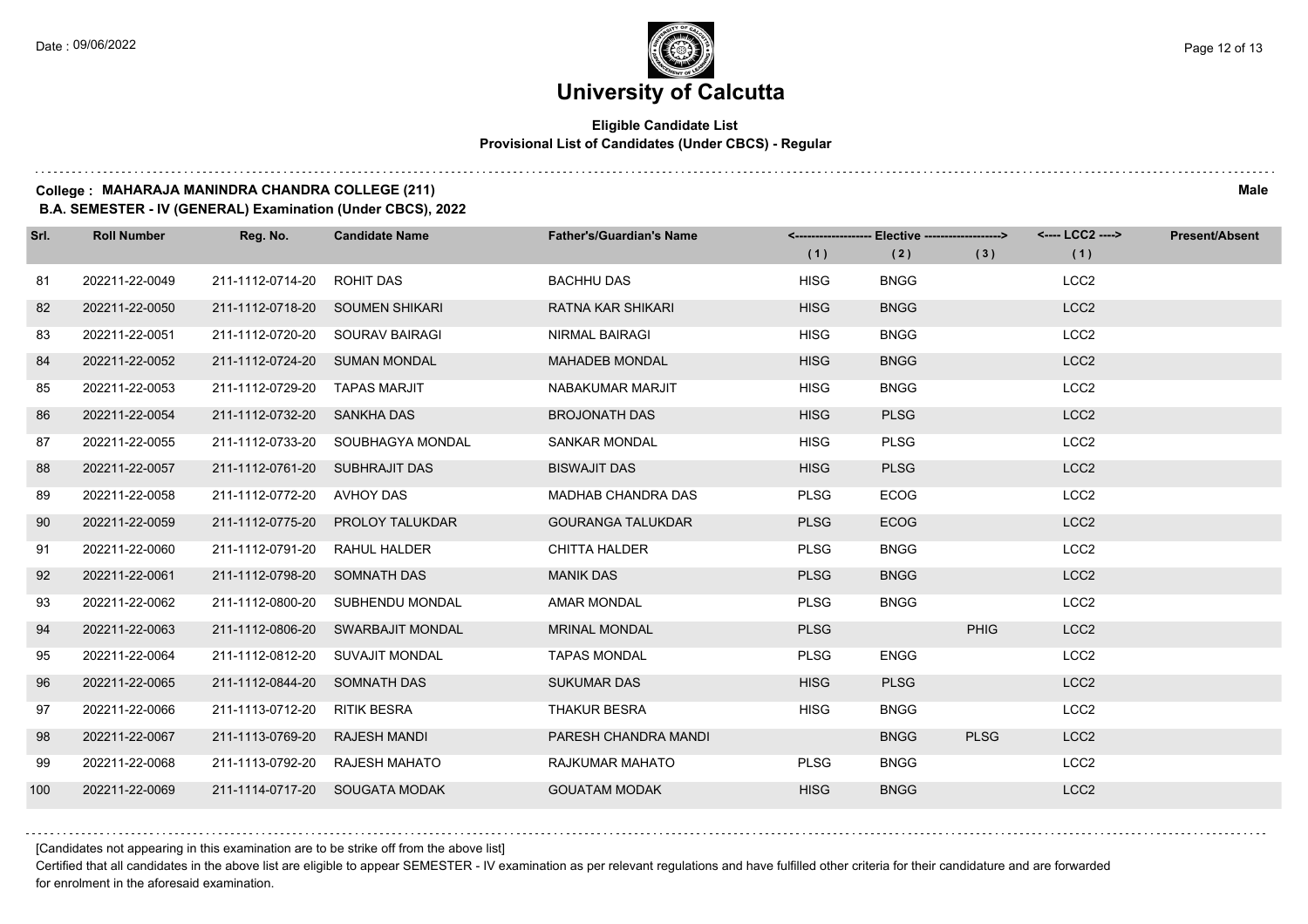# University of Calcutta

**Eligible Candidate List**
**Provisional List of Candidates (Under CBCS) - Regular**

**College : MAHARAJA MANINDRA CHANDRA COLLEGE (211)** **Male**
**B.A. SEMESTER - IV (GENERAL) Examination (Under CBCS), 2022**

| Srl. | Roll Number | Reg. No. | Candidate Name | Father's/Guardian's Name | Elective (1) | Elective (2) | Elective (3) | LCC2 (1) | Present/Absent |
|---|---|---|---|---|---|---|---|---|---|
| 81 | 202211-22-0049 | 211-1112-0714-20 | ROHIT DAS | BACHHU DAS | HISG | BNGG | | LCC2 | |
| 82 | 202211-22-0050 | 211-1112-0718-20 | SOUMEN SHIKARI | RATNA KAR SHIKARI | HISG | BNGG | | LCC2 | |
| 83 | 202211-22-0051 | 211-1112-0720-20 | SOURAV BAIRAGI | NIRMAL BAIRAGI | HISG | BNGG | | LCC2 | |
| 84 | 202211-22-0052 | 211-1112-0724-20 | SUMAN MONDAL | MAHADEB MONDAL | HISG | BNGG | | LCC2 | |
| 85 | 202211-22-0053 | 211-1112-0729-20 | TAPAS MARJIT | NABAKUMAR MARJIT | HISG | BNGG | | LCC2 | |
| 86 | 202211-22-0054 | 211-1112-0732-20 | SANKHA DAS | BROJONATH DAS | HISG | PLSG | | LCC2 | |
| 87 | 202211-22-0055 | 211-1112-0733-20 | SOUBHAGYA MONDAL | SANKAR MONDAL | HISG | PLSG | | LCC2 | |
| 88 | 202211-22-0057 | 211-1112-0761-20 | SUBHRAJIT DAS | BISWAJIT DAS | HISG | PLSG | | LCC2 | |
| 89 | 202211-22-0058 | 211-1112-0772-20 | AVHOY DAS | MADHAB CHANDRA DAS | PLSG | ECOG | | LCC2 | |
| 90 | 202211-22-0059 | 211-1112-0775-20 | PROLOY TALUKDAR | GOURANGA TALUKDAR | PLSG | ECOG | | LCC2 | |
| 91 | 202211-22-0060 | 211-1112-0791-20 | RAHUL HALDER | CHITTA HALDER | PLSG | BNGG | | LCC2 | |
| 92 | 202211-22-0061 | 211-1112-0798-20 | SOMNATH DAS | MANIK DAS | PLSG | BNGG | | LCC2 | |
| 93 | 202211-22-0062 | 211-1112-0800-20 | SUBHENDU MONDAL | AMAR MONDAL | PLSG | BNGG | | LCC2 | |
| 94 | 202211-22-0063 | 211-1112-0806-20 | SWARBAJIT MONDAL | MRINAL MONDAL | PLSG | | PHIG | LCC2 | |
| 95 | 202211-22-0064 | 211-1112-0812-20 | SUVAJIT MONDAL | TAPAS MONDAL | PLSG | ENGG | | LCC2 | |
| 96 | 202211-22-0065 | 211-1112-0844-20 | SOMNATH DAS | SUKUMAR DAS | HISG | PLSG | | LCC2 | |
| 97 | 202211-22-0066 | 211-1113-0712-20 | RITIK BESRA | THAKUR BESRA | HISG | BNGG | | LCC2 | |
| 98 | 202211-22-0067 | 211-1113-0769-20 | RAJESH MANDI | PARESH CHANDRA MANDI | | BNGG | PLSG | LCC2 | |
| 99 | 202211-22-0068 | 211-1113-0792-20 | RAJESH MAHATO | RAJKUMAR MAHATO | PLSG | BNGG | | LCC2 | |
| 100 | 202211-22-0069 | 211-1114-0717-20 | SOUGATA MODAK | GOUATAM MODAK | HISG | BNGG | | LCC2 | |

[Candidates not appearing in this examination are to be strike off from the above list]

Certified that all candidates in the above list are eligible to appear SEMESTER - IV examination as per relevant regulations and have fulfilled other criteria for their candidature and are forwarded for enrolment in the aforesaid examination.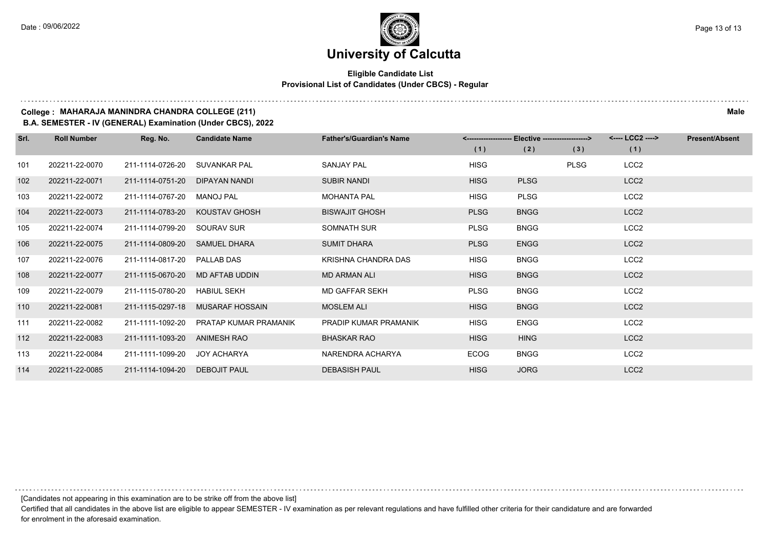# University of Calcutta

**Eligible Candidate List**
**Provisional List of Candidates (Under CBCS) - Regular**

**College : MAHARAJA MANINDRA CHANDRA COLLEGE (211)** **Male**
**B.A. SEMESTER - IV (GENERAL) Examination (Under CBCS), 2022**

| Srl. | Roll Number | Reg. No. | Candidate Name | Father's/Guardian's Name | Elective (1) | Elective (2) | Elective (3) | LCC2 (1) | Present/Absent |
|---|---|---|---|---|---|---|---|---|---|
| 101 | 202211-22-0070 | 211-1114-0726-20 | SUVANKAR PAL | SANJAY PAL | HISG | | PLSG | LCC2 | |
| 102 | 202211-22-0071 | 211-1114-0751-20 | DIPAYAN NANDI | SUBIR NANDI | HISG | PLSG | | LCC2 | |
| 103 | 202211-22-0072 | 211-1114-0767-20 | MANOJ PAL | MOHANTA PAL | HISG | PLSG | | LCC2 | |
| 104 | 202211-22-0073 | 211-1114-0783-20 | KOUSTAV GHOSH | BISWAJIT GHOSH | PLSG | BNGG | | LCC2 | |
| 105 | 202211-22-0074 | 211-1114-0799-20 | SOURAV SUR | SOMNATH SUR | PLSG | BNGG | | LCC2 | |
| 106 | 202211-22-0075 | 211-1114-0809-20 | SAMUEL DHARA | SUMIT DHARA | PLSG | ENGG | | LCC2 | |
| 107 | 202211-22-0076 | 211-1114-0817-20 | PALLAB DAS | KRISHNA CHANDRA DAS | HISG | BNGG | | LCC2 | |
| 108 | 202211-22-0077 | 211-1115-0670-20 | MD AFTAB UDDIN | MD ARMAN ALI | HISG | BNGG | | LCC2 | |
| 109 | 202211-22-0079 | 211-1115-0780-20 | HABIUL SEKH | MD GAFFAR SEKH | PLSG | BNGG | | LCC2 | |
| 110 | 202211-22-0081 | 211-1115-0297-18 | MUSARAF HOSSAIN | MOSLEM ALI | HISG | BNGG | | LCC2 | |
| 111 | 202211-22-0082 | 211-1111-1092-20 | PRATAP KUMAR PRAMANIK | PRADIP KUMAR PRAMANIK | HISG | ENGG | | LCC2 | |
| 112 | 202211-22-0083 | 211-1111-1093-20 | ANIMESH RAO | BHASKAR RAO | HISG | HING | | LCC2 | |
| 113 | 202211-22-0084 | 211-1111-1099-20 | JOY ACHARYA | NARENDRA ACHARYA | ECOG | BNGG | | LCC2 | |
| 114 | 202211-22-0085 | 211-1114-1094-20 | DEBOJIT PAUL | DEBASISH PAUL | HISG | JORG | | LCC2 | |

[Candidates not appearing in this examination are to be strike off from the above list]

Certified that all candidates in the above list are eligible to appear SEMESTER - IV examination as per relevant regulations and have fulfilled other criteria for their candidature and are forwarded for enrolment in the aforesaid examination.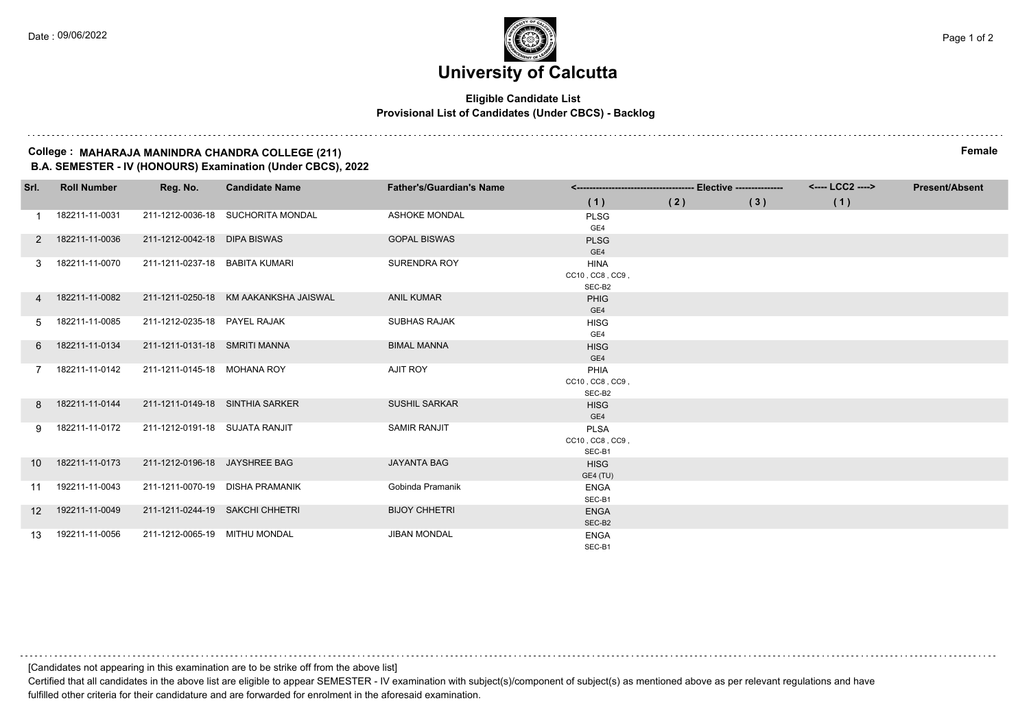# University of Calcutta

**Eligible Candidate List**
**Provisional List of Candidates (Under CBCS) - Backlog**

**College : MAHARAJA MANINDRA CHANDRA COLLEGE (211)** **Female**
**B.A. SEMESTER - IV (HONOURS) Examination (Under CBCS), 2022**

| Srl. | Roll Number | Reg. No. | Candidate Name | Father's/Guardian's Name | <---- Elective ----> | | | <---- LCC2 ----> | Present/Absent |
|---|---|---|---|---|---|---|---|---|---|
| | | | | | (1) | (2) | (3) | (1) | |
| 1 | 182211-11-0031 | 211-1212-0036-18 | SUCHORITA MONDAL | ASHOKE MONDAL | PLSG GE4 | | | | |
| 2 | 182211-11-0036 | 211-1212-0042-18 | DIPA BISWAS | GOPAL BISWAS | PLSG GE4 | | | | |
| 3 | 182211-11-0070 | 211-1211-0237-18 | BABITA KUMARI | SURENDRA ROY | HINA CC10 , CC8 , CC9 , SEC-B2 | | | | |
| 4 | 182211-11-0082 | 211-1211-0250-18 | KM AAKANKSHA JAISWAL | ANIL KUMAR | PHIG GE4 | | | | |
| 5 | 182211-11-0085 | 211-1212-0235-18 | PAYEL RAJAK | SUBHAS RAJAK | HISG GE4 | | | | |
| 6 | 182211-11-0134 | 211-1211-0131-18 | SMRITI MANNA | BIMAL MANNA | HISG GE4 | | | | |
| 7 | 182211-11-0142 | 211-1211-0145-18 | MOHANA ROY | AJIT ROY | PHIA CC10 , CC8 , CC9 , SEC-B2 | | | | |
| 8 | 182211-11-0144 | 211-1211-0149-18 | SINTHIA SARKER | SUSHIL SARKAR | HISG GE4 | | | | |
| 9 | 182211-11-0172 | 211-1212-0191-18 | SUJATA RANJIT | SAMIR RANJIT | PLSA CC10 , CC8 , CC9 , SEC-B1 | | | | |
| 10 | 182211-11-0173 | 211-1212-0196-18 | JAYSHREE BAG | JAYANTA BAG | HISG GE4 (TU) | | | | |
| 11 | 192211-11-0043 | 211-1211-0070-19 | DISHA PRAMANIK | Gobinda Pramanik | ENGA SEC-B1 | | | | |
| 12 | 192211-11-0049 | 211-1211-0244-19 | SAKCHI CHHETRI | BIJOY CHHETRI | ENGA SEC-B2 | | | | |
| 13 | 192211-11-0056 | 211-1212-0065-19 | MITHU MONDAL | JIBAN MONDAL | ENGA SEC-B1 | | | | |

[Candidates not appearing in this examination are to be strike off from the above list]

Certified that all candidates in the above list are eligible to appear SEMESTER - IV examination with subject(s)/component of subject(s) as mentioned above as per relevant regulations and have fulfilled other criteria for their candidature and are forwarded for enrolment in the aforesaid examination.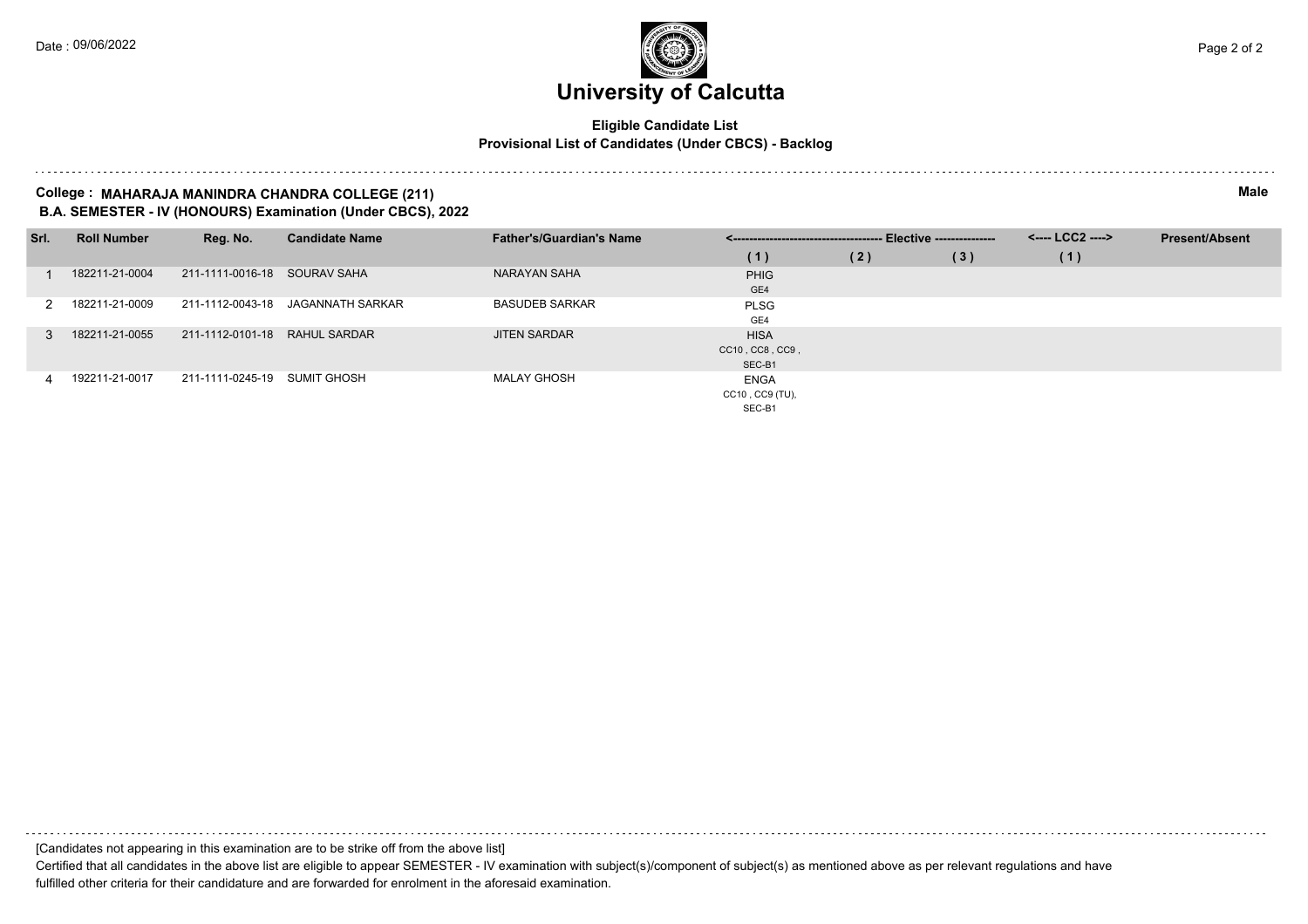# University of Calcutta

**Eligible Candidate List**
**Provisional List of Candidates (Under CBCS) - Backlog**

**College : MAHARAJA MANINDRA CHANDRA COLLEGE (211)** **Male**
**B.A. SEMESTER - IV (HONOURS) Examination (Under CBCS), 2022**

| Srl. | Roll Number | Reg. No. | Candidate Name | Father's/Guardian's Name | Elective (1) | Elective (2) | Elective (3) | LCC2 (1) | Present/Absent |
|---|---|---|---|---|---|---|---|---|---|
| 1 | 182211-21-0004 | 211-1111-0016-18 | SOURAV SAHA | NARAYAN SAHA | PHIG GE4 | | | | |
| 2 | 182211-21-0009 | 211-1112-0043-18 | JAGANNATH SARKAR | BASUDEB SARKAR | PLSG GE4 | | | | |
| 3 | 182211-21-0055 | 211-1112-0101-18 | RAHUL SARDAR | JITEN SARDAR | HISA CC10 , CC8 , CC9 , SEC-B1 | | | | |
| 4 | 192211-21-0017 | 211-1111-0245-19 | SUMIT GHOSH | MALAY GHOSH | ENGA CC10 , CC9 (TU), SEC-B1 | | | | |

[Candidates not appearing in this examination are to be strike off from the above list]

Certified that all candidates in the above list are eligible to appear SEMESTER - IV examination with subject(s)/component of subject(s) as mentioned above as per relevant regulations and have fulfilled other criteria for their candidature and are forwarded for enrolment in the aforesaid examination.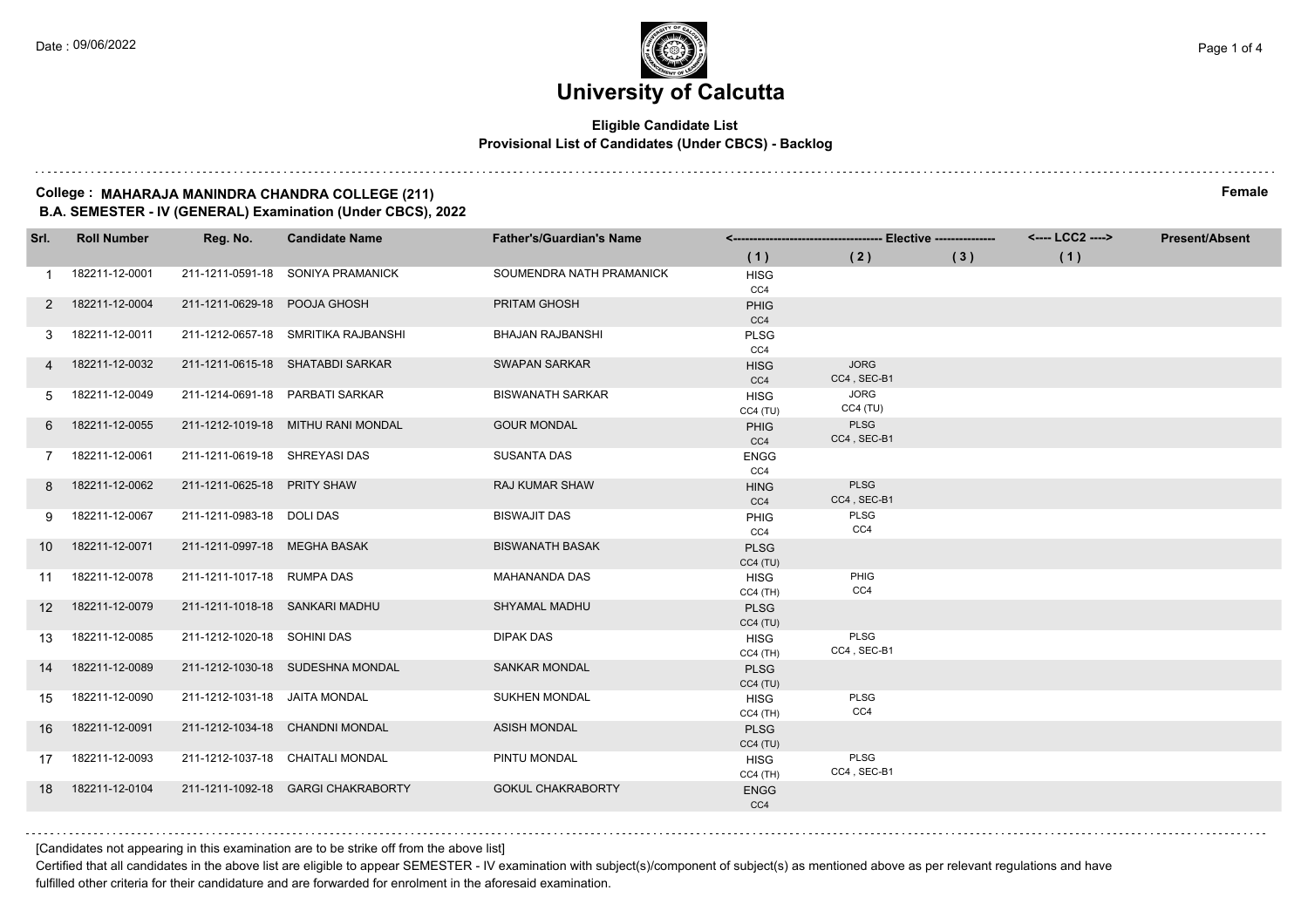# University of Calcutta

**Eligible Candidate List**
**Provisional List of Candidates (Under CBCS) - Backlog**

**College : MAHARAJA MANINDRA CHANDRA COLLEGE (211)** **Female**
**B.A. SEMESTER - IV (GENERAL) Examination (Under CBCS), 2022**

| Srl. | Roll Number | Reg. No. | Candidate Name | Father's/Guardian's Name | Elective (1) | Elective (2) | Elective (3) | LCC2 (1) | Present/Absent |
|---|---|---|---|---|---|---|---|---|---|
| 1 | 182211-12-0001 | 211-1211-0591-18 | SONIYA PRAMANICK | SOUMENDRA NATH PRAMANICK | HISG CC4 | | | | |
| 2 | 182211-12-0004 | 211-1211-0629-18 | POOJA GHOSH | PRITAM GHOSH | PHIG CC4 | | | | |
| 3 | 182211-12-0011 | 211-1212-0657-18 | SMRITIKA RAJBANSHI | BHAJAN RAJBANSHI | PLSG CC4 | | | | |
| 4 | 182211-12-0032 | 211-1211-0615-18 | SHATABDI SARKAR | SWAPAN SARKAR | HISG CC4 | JORG CC4 , SEC-B1 | | | |
| 5 | 182211-12-0049 | 211-1214-0691-18 | PARBATI SARKAR | BISWANATH SARKAR | HISG CC4 (TU) | JORG CC4 (TU) | | | |
| 6 | 182211-12-0055 | 211-1212-1019-18 | MITHU RANI MONDAL | GOUR MONDAL | PHIG CC4 | PLSG CC4 , SEC-B1 | | | |
| 7 | 182211-12-0061 | 211-1211-0619-18 | SHREYASI DAS | SUSANTA DAS | ENGG CC4 | | | | |
| 8 | 182211-12-0062 | 211-1211-0625-18 | PRITY SHAW | RAJ KUMAR SHAW | HING CC4 | PLSG CC4 , SEC-B1 | | | |
| 9 | 182211-12-0067 | 211-1211-0983-18 | DOLI DAS | BISWAJIT DAS | PHIG CC4 | PLSG CC4 | | | |
| 10 | 182211-12-0071 | 211-1211-0997-18 | MEGHA BASAK | BISWANATH BASAK | PLSG CC4 (TU) | | | | |
| 11 | 182211-12-0078 | 211-1211-1017-18 | RUMPA DAS | MAHANANDA DAS | HISG CC4 (TH) | PHIG CC4 | | | |
| 12 | 182211-12-0079 | 211-1211-1018-18 | SANKARI MADHU | SHYAMAL MADHU | PLSG CC4 (TU) | | | | |
| 13 | 182211-12-0085 | 211-1212-1020-18 | SOHINI DAS | DIPAK DAS | HISG CC4 (TH) | PLSG CC4 , SEC-B1 | | | |
| 14 | 182211-12-0089 | 211-1212-1030-18 | SUDESHNA MONDAL | SANKAR MONDAL | PLSG CC4 (TU) | | | | |
| 15 | 182211-12-0090 | 211-1212-1031-18 | JAITA MONDAL | SUKHEN MONDAL | HISG CC4 (TH) | PLSG CC4 | | | |
| 16 | 182211-12-0091 | 211-1212-1034-18 | CHANDNI MONDAL | ASISH MONDAL | PLSG CC4 (TU) | | | | |
| 17 | 182211-12-0093 | 211-1212-1037-18 | CHAITALI MONDAL | PINTU MONDAL | HISG CC4 (TH) | PLSG CC4 , SEC-B1 | | | |
| 18 | 182211-12-0104 | 211-1211-1092-18 | GARGI CHAKRABORTY | GOKUL CHAKRABORTY | ENGG CC4 | | | | |

[Candidates not appearing in this examination are to be strike off from the above list]

Certified that all candidates in the above list are eligible to appear SEMESTER - IV examination with subject(s)/component of subject(s) as mentioned above as per relevant regulations and have fulfilled other criteria for their candidature and are forwarded for enrolment in the aforesaid examination.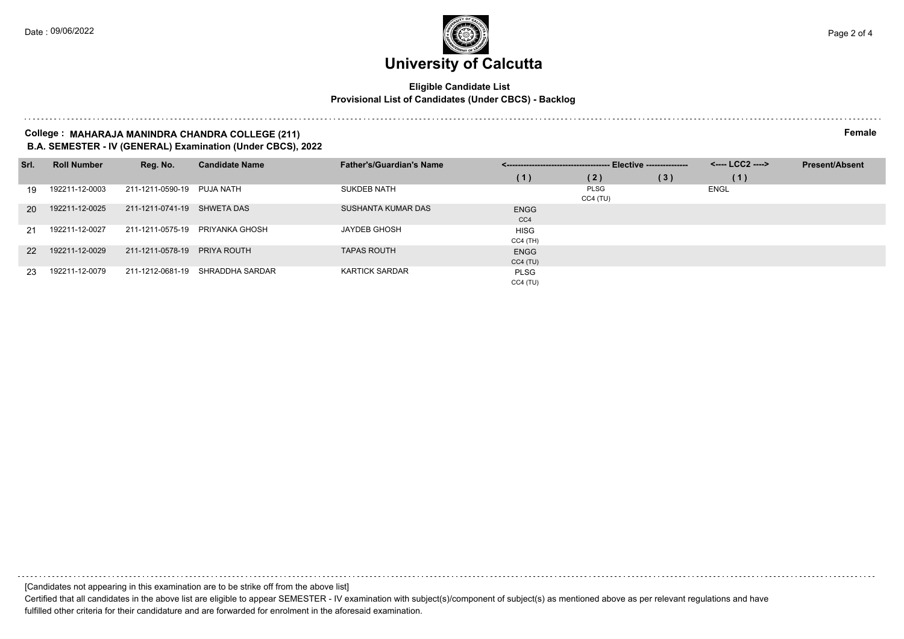# University of Calcutta

**Eligible Candidate List**
**Provisional List of Candidates (Under CBCS) - Backlog**

**College : MAHARAJA MANINDRA CHANDRA COLLEGE (211)** **Female**
**B.A. SEMESTER - IV (GENERAL) Examination (Under CBCS), 2022**

| Srl. | Roll Number | Reg. No. | Candidate Name | Father's/Guardian's Name | Elective (1) | Elective (2) | Elective (3) | LCC2 (1) | Present/Absent |
|---|---|---|---|---|---|---|---|---|---|
| 19 | 192211-12-0003 | 211-1211-0590-19 | PUJA NATH | SUKDEB NATH | | PLSG CC4 (TU) | | ENGL | |
| 20 | 192211-12-0025 | 211-1211-0741-19 | SHWETA DAS | SUSHANTA KUMAR DAS | ENGG CC4 | | | | |
| 21 | 192211-12-0027 | 211-1211-0575-19 | PRIYANKA GHOSH | JAYDEB GHOSH | HISG CC4 (TH) | | | | |
| 22 | 192211-12-0029 | 211-1211-0578-19 | PRIYA ROUTH | TAPAS ROUTH | ENGG CC4 (TU) | | | | |
| 23 | 192211-12-0079 | 211-1212-0681-19 | SHRADDHA SARDAR | KARTICK SARDAR | PLSG CC4 (TU) | | | | |

[Candidates not appearing in this examination are to be strike off from the above list]

Certified that all candidates in the above list are eligible to appear SEMESTER - IV examination with subject(s)/component of subject(s) as mentioned above as per relevant regulations and have fulfilled other criteria for their candidature and are forwarded for enrolment in the aforesaid examination.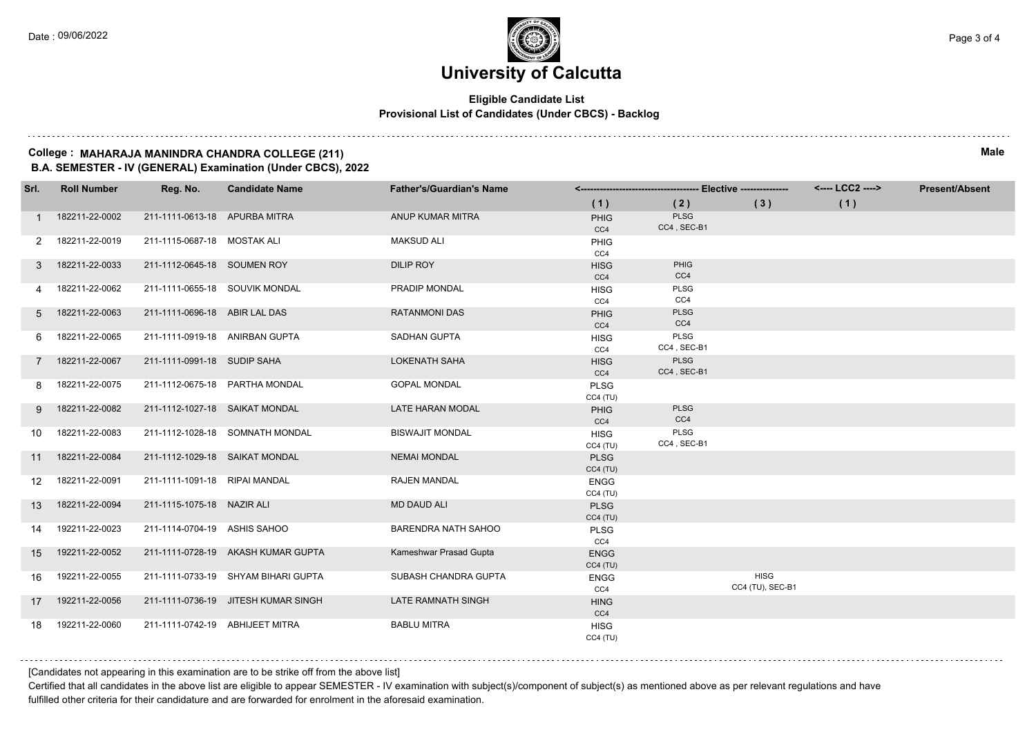# University of Calcutta

**Eligible Candidate List**
**Provisional List of Candidates (Under CBCS) - Backlog**

**College : MAHARAJA MANINDRA CHANDRA COLLEGE (211)** **Male**
**B.A. SEMESTER - IV (GENERAL) Examination (Under CBCS), 2022**

| Srl. | Roll Number | Reg. No. | Candidate Name | Father's/Guardian's Name | Elective (1) | Elective (2) | Elective (3) | LCC2 (1) | Present/Absent |
|---|---|---|---|---|---|---|---|---|---|
| 1 | 182211-22-0002 | 211-1111-0613-18 | APURBA MITRA | ANUP KUMAR MITRA | PHIG CC4 | PLSG CC4 , SEC-B1 | | | |
| 2 | 182211-22-0019 | 211-1115-0687-18 | MOSTAK ALI | MAKSUD ALI | PHIG CC4 | | | | |
| 3 | 182211-22-0033 | 211-1112-0645-18 | SOUMEN ROY | DILIP ROY | HISG CC4 | PHIG CC4 | | | |
| 4 | 182211-22-0062 | 211-1111-0655-18 | SOUVIK MONDAL | PRADIP MONDAL | HISG CC4 | PLSG CC4 | | | |
| 5 | 182211-22-0063 | 211-1111-0696-18 | ABIR LAL DAS | RATANMONI DAS | PHIG CC4 | PLSG CC4 | | | |
| 6 | 182211-22-0065 | 211-1111-0919-18 | ANIRBAN GUPTA | SADHAN GUPTA | HISG CC4 | PLSG CC4 , SEC-B1 | | | |
| 7 | 182211-22-0067 | 211-1111-0991-18 | SUDIP SAHA | LOKENATH SAHA | HISG CC4 | PLSG CC4 , SEC-B1 | | | |
| 8 | 182211-22-0075 | 211-1112-0675-18 | PARTHA MONDAL | GOPAL MONDAL | PLSG CC4 (TU) | | | | |
| 9 | 182211-22-0082 | 211-1112-1027-18 | SAIKAT MONDAL | LATE HARAN MODAL | PHIG CC4 | PLSG CC4 | | | |
| 10 | 182211-22-0083 | 211-1112-1028-18 | SOMNATH MONDAL | BISWAJIT MONDAL | HISG CC4 (TU) | PLSG CC4 , SEC-B1 | | | |
| 11 | 182211-22-0084 | 211-1112-1029-18 | SAIKAT MONDAL | NEMAI MONDAL | PLSG CC4 (TU) | | | | |
| 12 | 182211-22-0091 | 211-1111-1091-18 | RIPAI MANDAL | RAJEN MANDAL | ENGG CC4 (TU) | | | | |
| 13 | 182211-22-0094 | 211-1115-1075-18 | NAZIR ALI | MD DAUD ALI | PLSG CC4 (TU) | | | | |
| 14 | 192211-22-0023 | 211-1114-0704-19 | ASHIS SAHOO | BARENDRA NATH SAHOO | PLSG CC4 | | | | |
| 15 | 192211-22-0052 | 211-1111-0728-19 | AKASH KUMAR GUPTA | Kameshwar Prasad Gupta | ENGG CC4 (TU) | | | | |
| 16 | 192211-22-0055 | 211-1111-0733-19 | SHYAM BIHARI GUPTA | SUBASH CHANDRA GUPTA | ENGG CC4 | | HISG CC4 (TU), SEC-B1 | | |
| 17 | 192211-22-0056 | 211-1111-0736-19 | JITESH KUMAR SINGH | LATE RAMNATH SINGH | HING CC4 | | | | |
| 18 | 192211-22-0060 | 211-1111-0742-19 | ABHIJEET MITRA | BABLU MITRA | HISG CC4 (TU) | | | | |

[Candidates not appearing in this examination are to be strike off from the above list]

Certified that all candidates in the above list are eligible to appear SEMESTER - IV examination with subject(s)/component of subject(s) as mentioned above as per relevant regulations and have fulfilled other criteria for their candidature and are forwarded for enrolment in the aforesaid examination.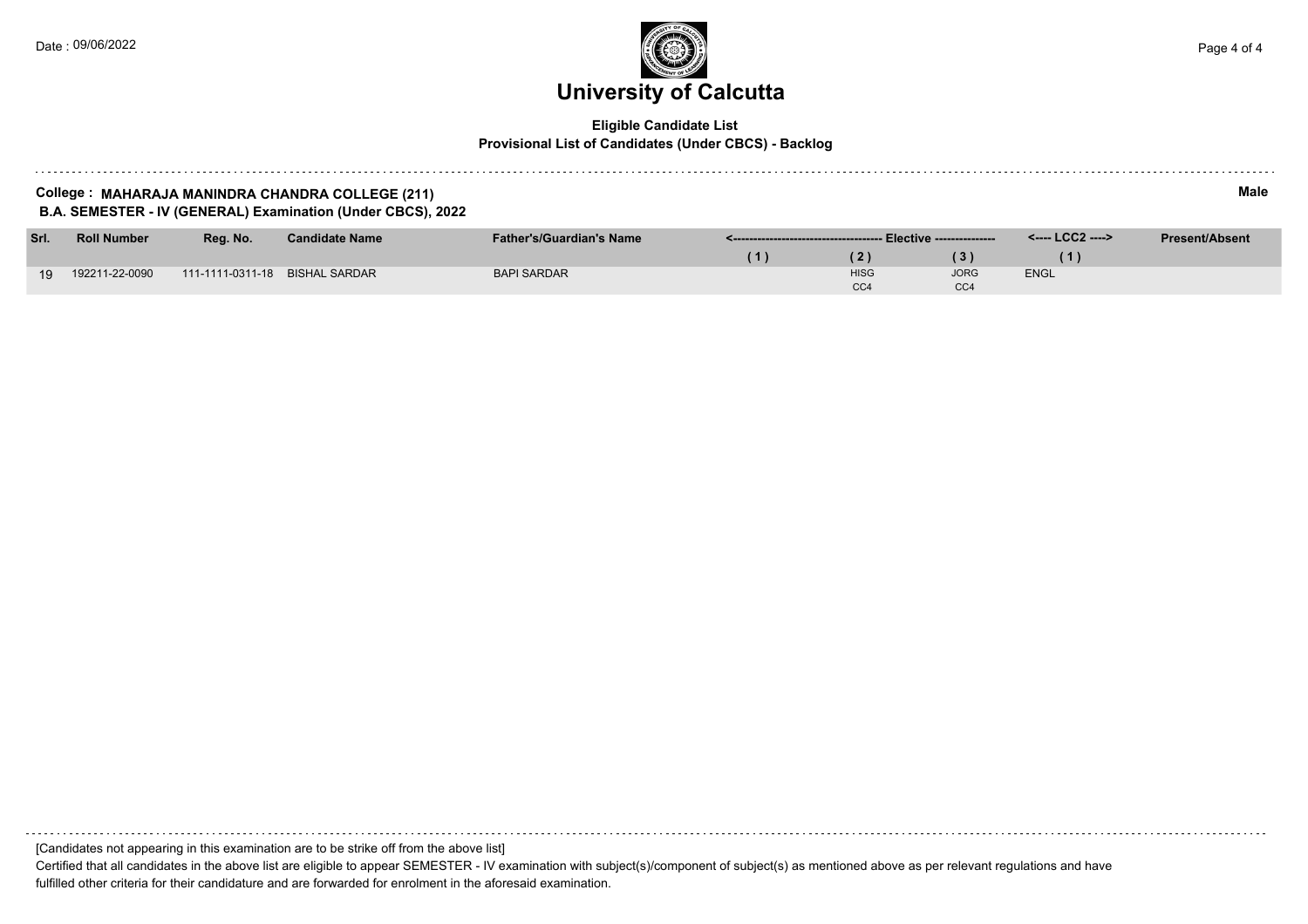# University of Calcutta

**Eligible Candidate List**
**Provisional List of Candidates (Under CBCS) - Backlog**

**College : MAHARAJA MANINDRA CHANDRA COLLEGE (211)** **Male**
**B.A. SEMESTER - IV (GENERAL) Examination (Under CBCS), 2022**

| Srl. | Roll Number | Reg. No. | Candidate Name | Father's/Guardian's Name | <---- Elective ---- | | | <---- LCC2 ----> | Present/Absent |
|---|---|---|---|---|---|---|---|---|---|
| | | | | | ( 1 ) | ( 2 ) | ( 3 ) | ( 1 ) | |
| 19 | 192211-22-0090 | 111-1111-0311-18 | BISHAL SARDAR | BAPI SARDAR | | HISG CC4 | JORG CC4 | ENGL | |

[Candidates not appearing in this examination are to be strike off from the above list]

Certified that all candidates in the above list are eligible to appear SEMESTER - IV examination with subject(s)/component of subject(s) as mentioned above as per relevant regulations and have fulfilled other criteria for their candidature and are forwarded for enrolment in the aforesaid examination.